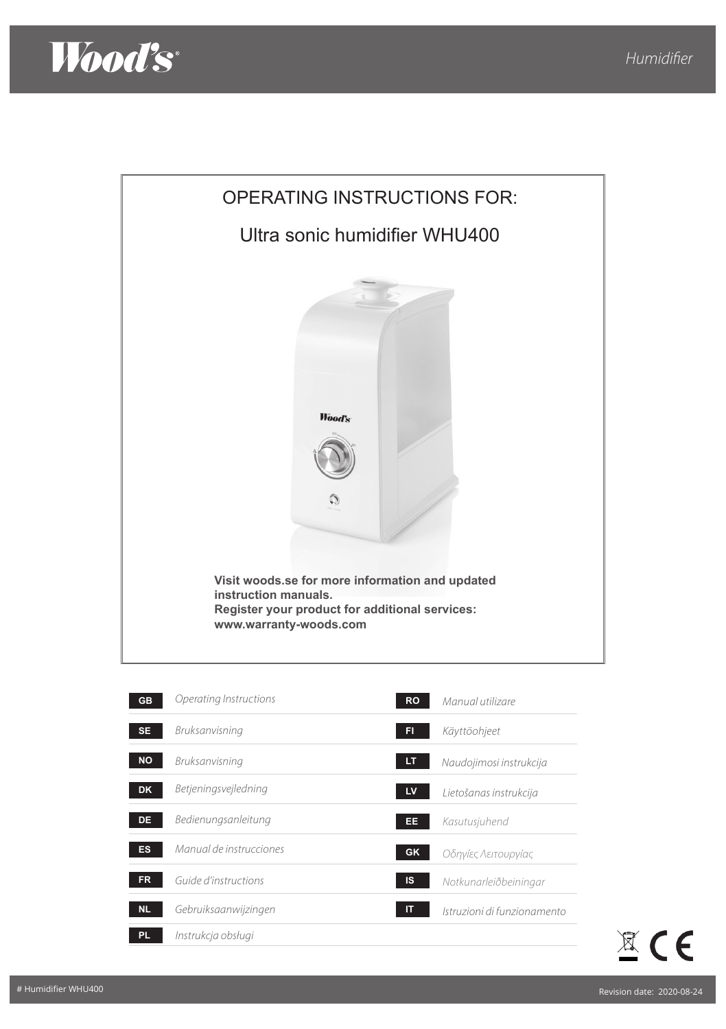Wood's

Humidifier

# OPERATING INSTRUCTIONS FOR:

## Ultra sonic humidifier WHU400

**Visit woods.se for more information and updated instruction manuals.**
**Register your product for additional services: www.warranty-woods.com**

| | | | |
|---|---|---|---|
| GB | *Operating Instructions* | RO | *Manual utilizare* |
| SE | *Bruksanvisning* | FI | *Käyttöohjeet* |
| NO | *Bruksanvisning* | LT | *Naudojimosi instrukcija* |
| DK | *Betjeningsvejledning* | LV | *Lietošanas instrukcija* |
| DE | *Bedienungsanleitung* | EE | *Kasutusjuhend* |
| ES | *Manual de instrucciones* | GK | *Οδηγίες Λειτουργίας* |
| FR | *Guide d'instructions* | IS | *Notkunarleiðbeiningar* |
| NL | *Gebruiksaanwijzingen* | IT | *Istruzioni di funzionamento* |
| PL | *Instrukcja obsługi* | | |

# Humidifier WHU400

Revision date: 2020-08-24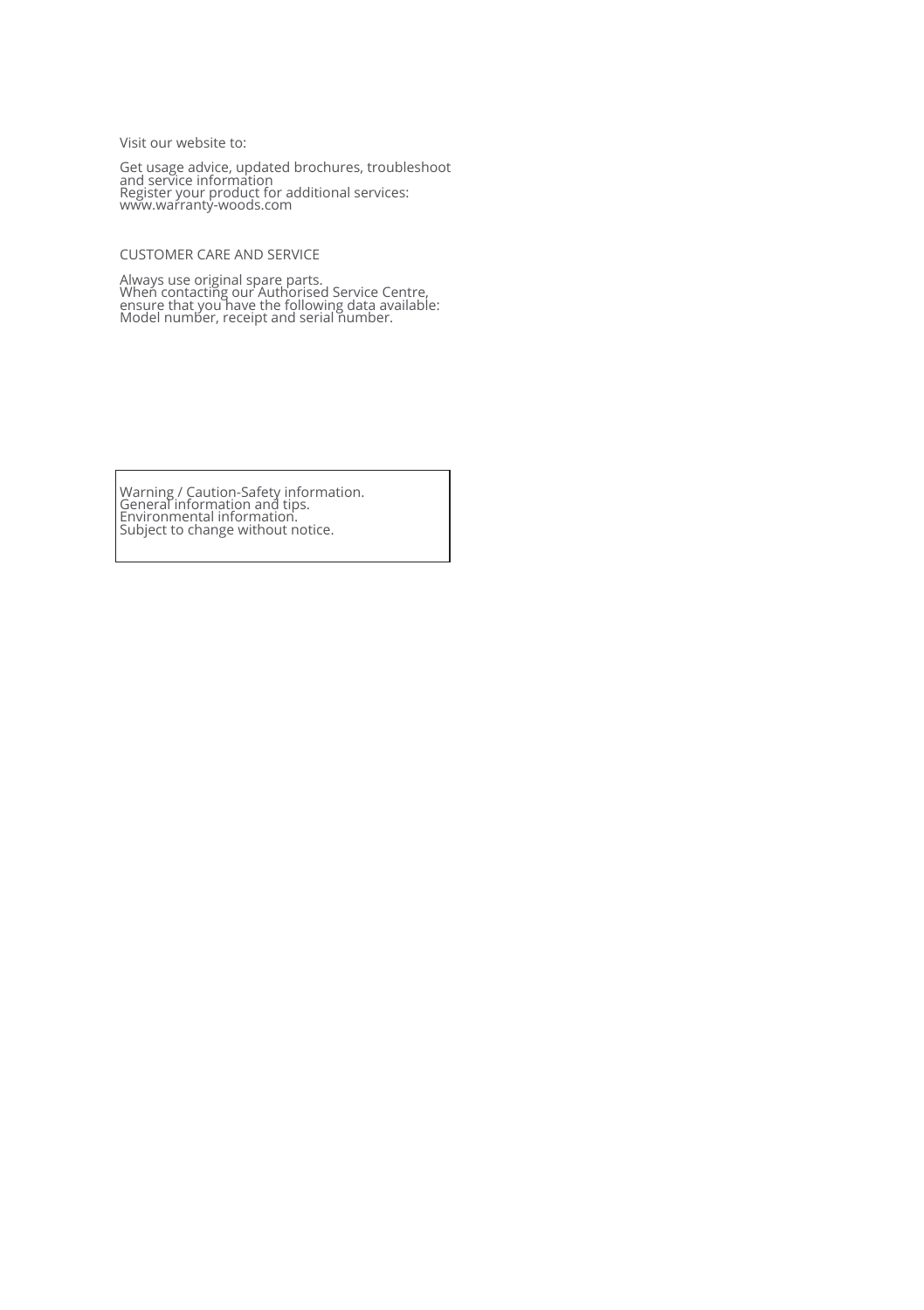Visit our website to:

Get usage advice, updated brochures, troubleshoot and service information
Register your product for additional services:
www.warranty-woods.com

## CUSTOMER CARE AND SERVICE

Always use original spare parts.
When contacting our Authorised Service Centre, ensure that you have the following data available:
Model number, receipt and serial number.

Warning / Caution-Safety information.
General information and tips.
Environmental information.
Subject to change without notice.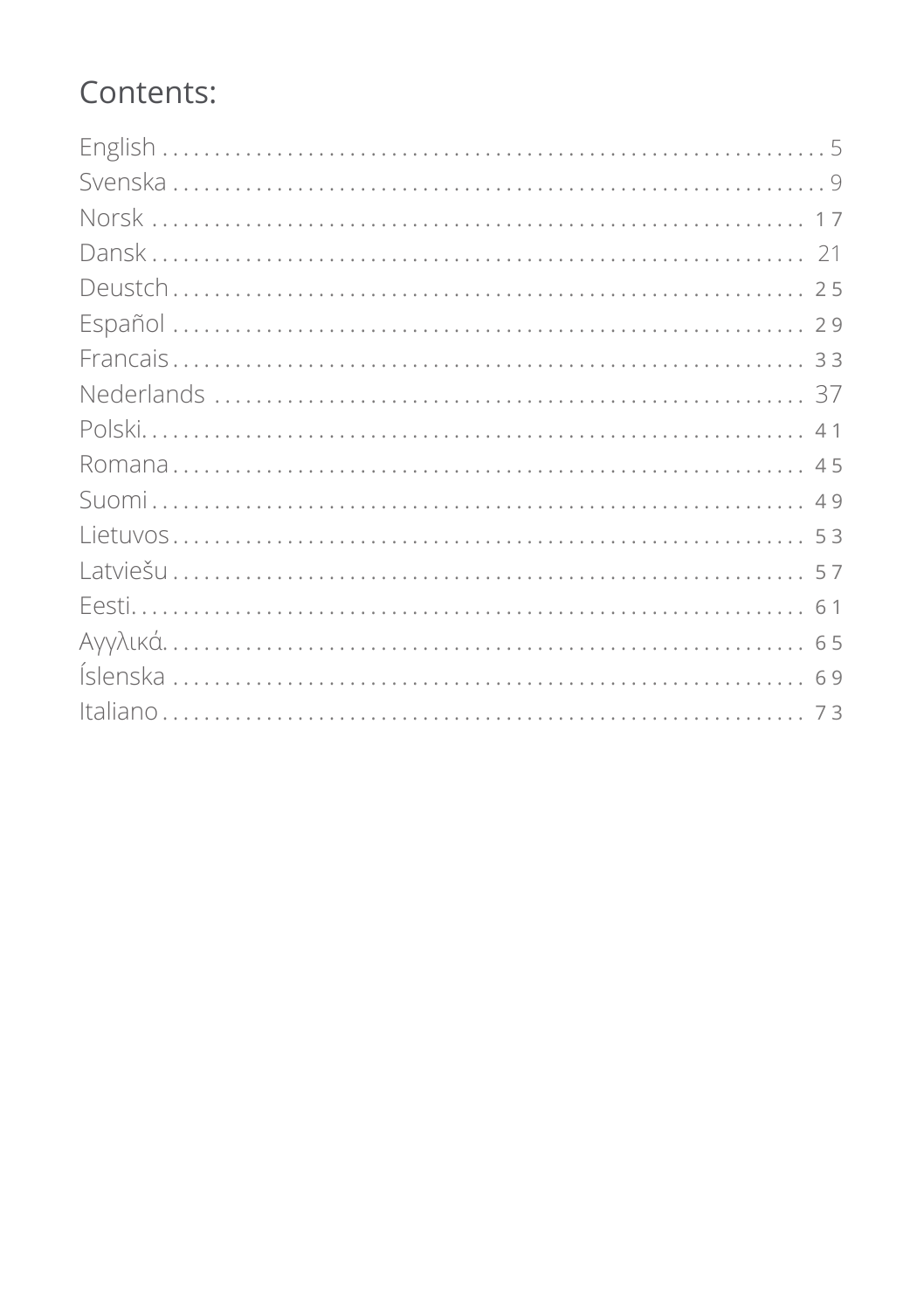# Contents:

English ........................................................ 5
Svenska ........................................................ 9
Norsk ........................................................ 17
Dansk ........................................................ 21
Deustch ........................................................ 25
Español ........................................................ 29
Francais ........................................................ 33
Nederlands ........................................................ 37
Polski. ........................................................ 41
Romana ........................................................ 45
Suomi ........................................................ 49
Lietuvos ........................................................ 53
Latviešu ........................................................ 57
Eesti. ........................................................ 61
Αγγλικά. ........................................................ 65
Íslenska ........................................................ 69
Italiano ........................................................ 73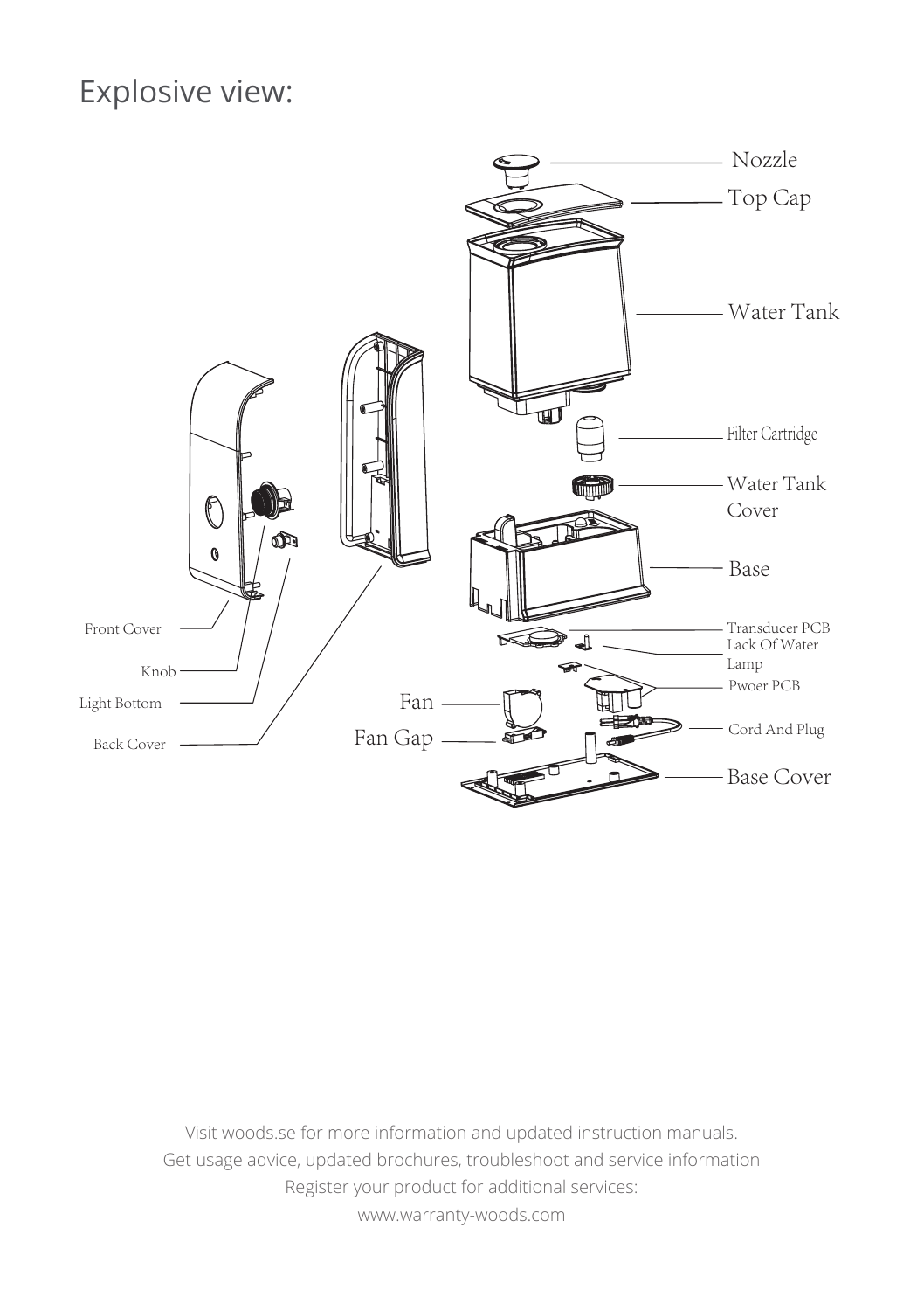# Explosive view:

Nozzle

Top Cap

Water Tank

Filter Cartridge

Water Tank Cover

Base

Transducer PCB

Lack Of Water Lamp

Pwoer PCB

Cord And Plug

Base Cover

Fan

Fan Gap

Front Cover

Knob

Light Bottom

Back Cover

Visit woods.se for more information and updated instruction manuals.
Get usage advice, updated brochures, troubleshoot and service information
Register your product for additional services:
www.warranty-woods.com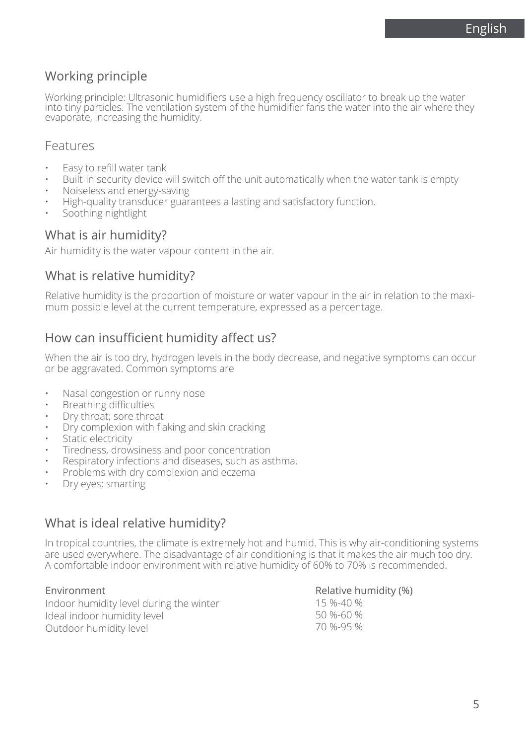## Working principle

Working principle: Ultrasonic humidifiers use a high frequency oscillator to break up the water into tiny particles. The ventilation system of the humidifier fans the water into the air where they evaporate, increasing the humidity.

## Features

- Easy to refill water tank
- Built-in security device will switch off the unit automatically when the water tank is empty
- Noiseless and energy-saving
- High-quality transducer guarantees a lasting and satisfactory function.
- Soothing nightlight

## What is air humidity?

Air humidity is the water vapour content in the air.

## What is relative humidity?

Relative humidity is the proportion of moisture or water vapour in the air in relation to the maximum possible level at the current temperature, expressed as a percentage.

## How can insufficient humidity affect us?

When the air is too dry, hydrogen levels in the body decrease, and negative symptoms can occur or be aggravated. Common symptoms are

- Nasal congestion or runny nose
- Breathing difficulties
- Dry throat; sore throat
- Dry complexion with flaking and skin cracking
- Static electricity
- Tiredness, drowsiness and poor concentration
- Respiratory infections and diseases, such as asthma.
- Problems with dry complexion and eczema
- Dry eyes; smarting

## What is ideal relative humidity?

In tropical countries, the climate is extremely hot and humid. This is why air-conditioning systems are used everywhere. The disadvantage of air conditioning is that it makes the air much too dry. A comfortable indoor environment with relative humidity of 60% to 70% is recommended.

| Environment | Relative humidity (%) |
|---|---|
| Indoor humidity level during the winter | 15 %-40 % |
| Ideal indoor humidity level | 50 %-60 % |
| Outdoor humidity level | 70 %-95 % |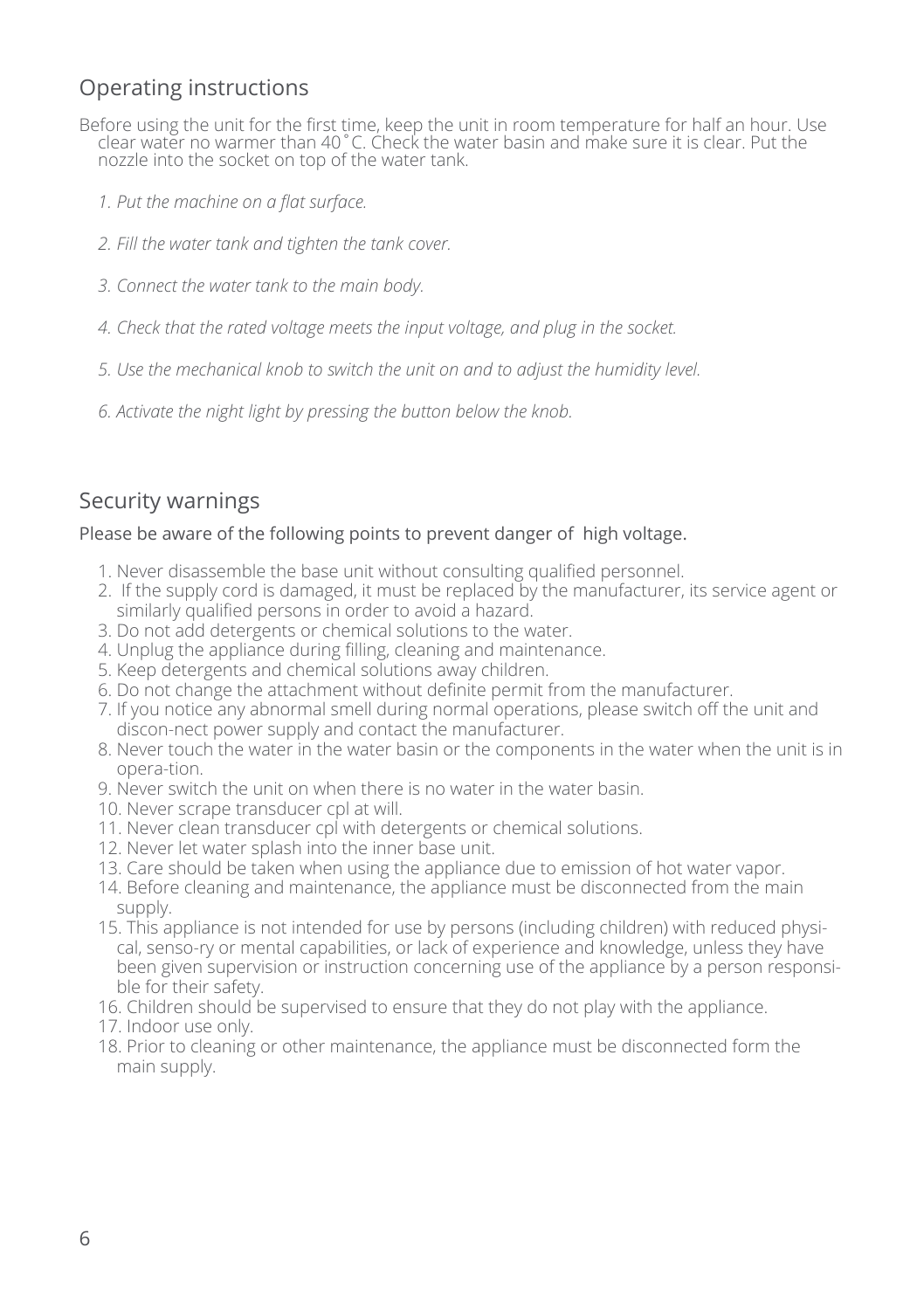## Operating instructions

Before using the unit for the first time, keep the unit in room temperature for half an hour. Use clear water no warmer than 40˚C. Check the water basin and make sure it is clear. Put the nozzle into the socket on top of the water tank.

*1. Put the machine on a flat surface.*

*2. Fill the water tank and tighten the tank cover.*

*3. Connect the water tank to the main body.*

*4. Check that the rated voltage meets the input voltage, and plug in the socket.*

*5. Use the mechanical knob to switch the unit on and to adjust the humidity level.*

*6. Activate the night light by pressing the button below the knob.*

## Security warnings

Please be aware of the following points to prevent danger of high voltage.

1. Never disassemble the base unit without consulting qualified personnel.
2. If the supply cord is damaged, it must be replaced by the manufacturer, its service agent or similarly qualified persons in order to avoid a hazard.
3. Do not add detergents or chemical solutions to the water.
4. Unplug the appliance during filling, cleaning and maintenance.
5. Keep detergents and chemical solutions away children.
6. Do not change the attachment without definite permit from the manufacturer.
7. If you notice any abnormal smell during normal operations, please switch off the unit and discon-nect power supply and contact the manufacturer.
8. Never touch the water in the water basin or the components in the water when the unit is in opera-tion.
9. Never switch the unit on when there is no water in the water basin.
10. Never scrape transducer cpl at will.
11. Never clean transducer cpl with detergents or chemical solutions.
12. Never let water splash into the inner base unit.
13. Care should be taken when using the appliance due to emission of hot water vapor.
14. Before cleaning and maintenance, the appliance must be disconnected from the main supply.
15. This appliance is not intended for use by persons (including children) with reduced physi-cal, senso-ry or mental capabilities, or lack of experience and knowledge, unless they have been given supervision or instruction concerning use of the appliance by a person responsi-ble for their safety.
16. Children should be supervised to ensure that they do not play with the appliance.
17. Indoor use only.
18. Prior to cleaning or other maintenance, the appliance must be disconnected form the main supply.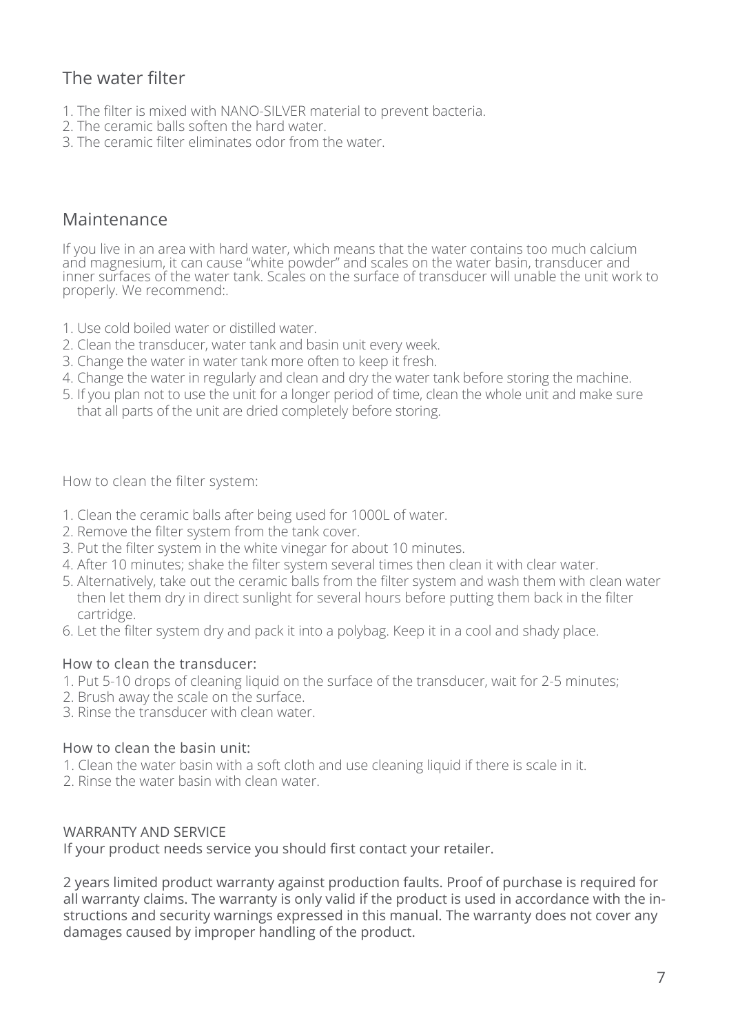## The water filter

1. The filter is mixed with NANO-SILVER material to prevent bacteria.
2. The ceramic balls soften the hard water.
3. The ceramic filter eliminates odor from the water.

## Maintenance

If you live in an area with hard water, which means that the water contains too much calcium and magnesium, it can cause "white powder" and scales on the water basin, transducer and inner surfaces of the water tank. Scales on the surface of transducer will unable the unit work to properly. We recommend:.

1. Use cold boiled water or distilled water.
2. Clean the transducer, water tank and basin unit every week.
3. Change the water in water tank more often to keep it fresh.
4. Change the water in regularly and clean and dry the water tank before storing the machine.
5. If you plan not to use the unit for a longer period of time, clean the whole unit and make sure that all parts of the unit are dried completely before storing.

How to clean the filter system:

1. Clean the ceramic balls after being used for 1000L of water.
2. Remove the filter system from the tank cover.
3. Put the filter system in the white vinegar for about 10 minutes.
4. After 10 minutes; shake the filter system several times then clean it with clear water.
5. Alternatively, take out the ceramic balls from the filter system and wash them with clean water then let them dry in direct sunlight for several hours before putting them back in the filter cartridge.
6. Let the filter system dry and pack it into a polybag. Keep it in a cool and shady place.

### How to clean the transducer:

1. Put 5-10 drops of cleaning liquid on the surface of the transducer, wait for 2-5 minutes;
2. Brush away the scale on the surface.
3. Rinse the transducer with clean water.

### How to clean the basin unit:

1. Clean the water basin with a soft cloth and use cleaning liquid if there is scale in it.
2. Rinse the water basin with clean water.

WARRANTY AND SERVICE

If your product needs service you should first contact your retailer.

2 years limited product warranty against production faults. Proof of purchase is required for all warranty claims. The warranty is only valid if the product is used in accordance with the instructions and security warnings expressed in this manual. The warranty does not cover any damages caused by improper handling of the product.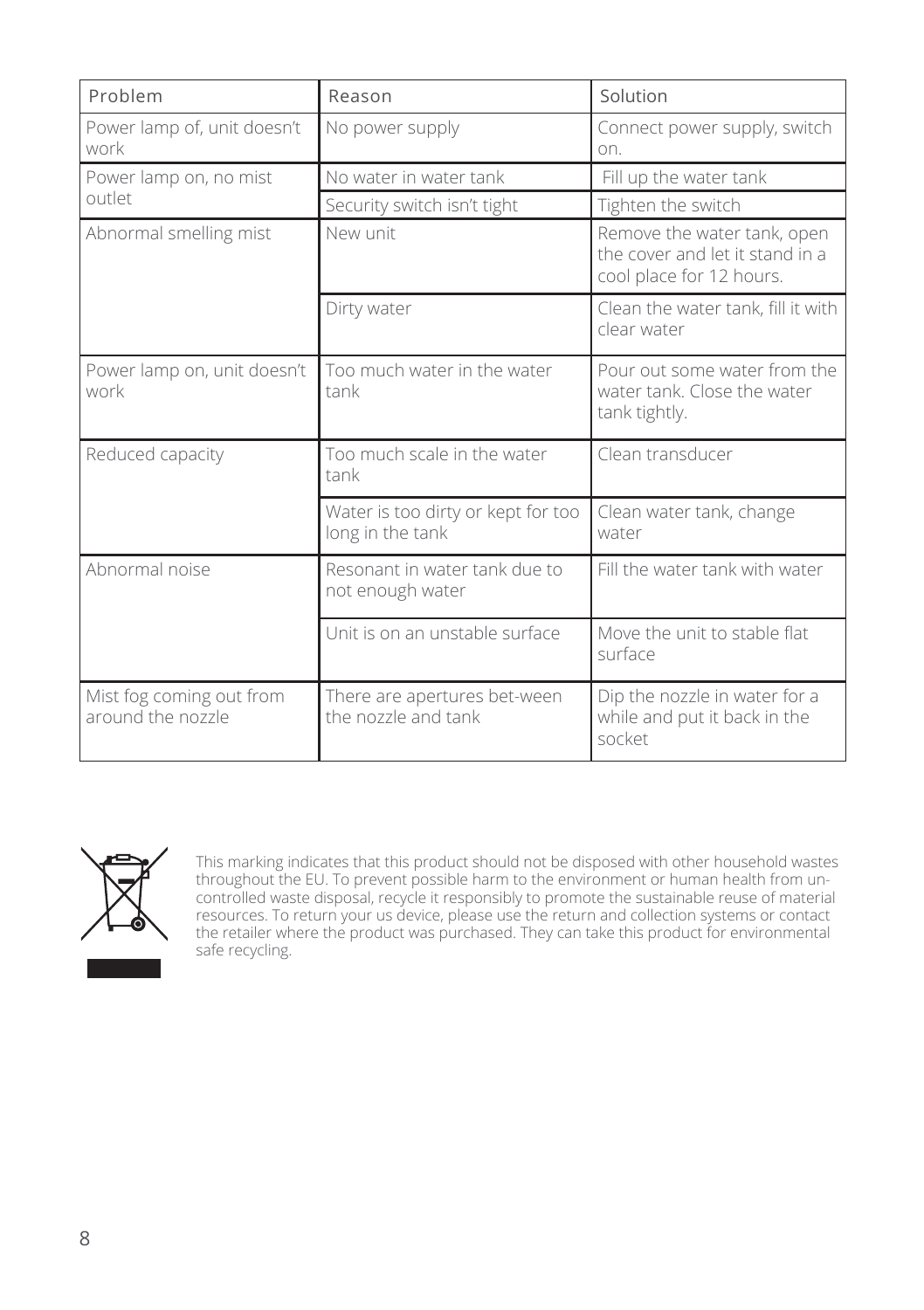| Problem | Reason | Solution |
| --- | --- | --- |
| Power lamp of, unit doesn't work | No power supply | Connect power supply, switch on. |
| Power lamp on, no mist outlet | No water in water tank | Fill up the water tank |
| | Security switch isn't tight | Tighten the switch |
| Abnormal smelling mist | New unit | Remove the water tank, open the cover and let it stand in a cool place for 12 hours. |
| | Dirty water | Clean the water tank, fill it with clear water |
| Power lamp on, unit doesn't work | Too much water in the water tank | Pour out some water from the water tank. Close the water tank tightly. |
| Reduced capacity | Too much scale in the water tank | Clean transducer |
| | Water is too dirty or kept for too long in the tank | Clean water tank, change water |
| Abnormal noise | Resonant in water tank due to not enough water | Fill the water tank with water |
| | Unit is on an unstable surface | Move the unit to stable flat surface |
| Mist fog coming out from around the nozzle | There are apertures bet-ween the nozzle and tank | Dip the nozzle in water for a while and put it back in the socket |

This marking indicates that this product should not be disposed with other household wastes throughout the EU. To prevent possible harm to the environment or human health from uncontrolled waste disposal, recycle it responsibly to promote the sustainable reuse of material resources. To return your us device, please use the return and collection systems or contact the retailer where the product was purchased. They can take this product for environmental safe recycling.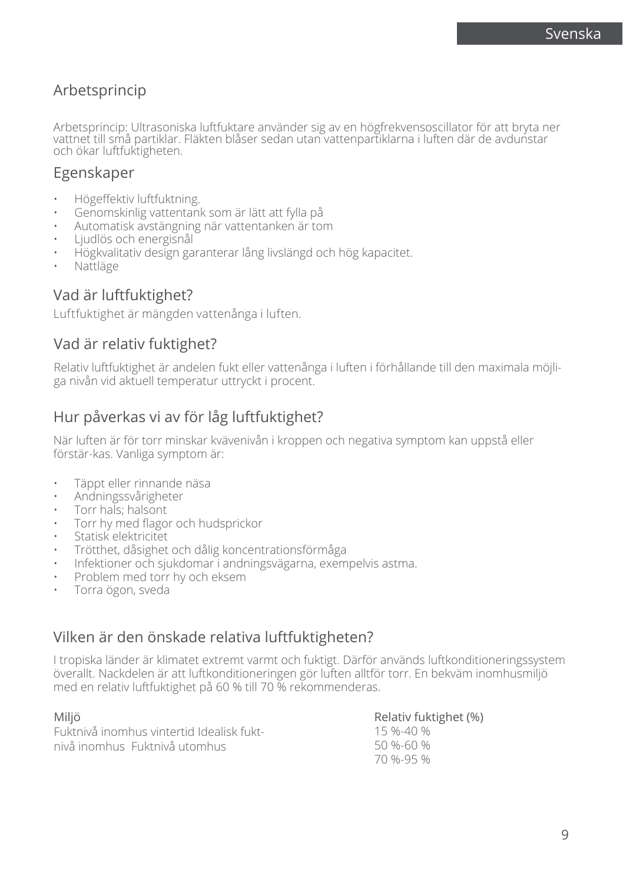## Arbetsprincip

Arbetsprincip: Ultrasoniska luftfuktare använder sig av en högfrekvensoscillator för att bryta ner vattnet till små partiklar. Fläkten blåser sedan utan vattenpartiklarna i luften där de avdunstar och ökar luftfuktigheten.

## Egenskaper

- Högeffektiv luftfuktning.
- Genomskinlig vattentank som är lätt att fylla på
- Automatisk avstängning när vattentanken är tom
- Ljudlös och energisnål
- Högkvalitativ design garanterar lång livslängd och hög kapacitet.
- Nattläge

## Vad är luftfuktighet?

Luftfuktighet är mängden vattenånga i luften.

## Vad är relativ fuktighet?

Relativ luftfuktighet är andelen fukt eller vattenånga i luften i förhållande till den maximala möjliga nivån vid aktuell temperatur uttryckt i procent.

## Hur påverkas vi av för låg luftfuktighet?

När luften är för torr minskar kvävenivån i kroppen och negativa symptom kan uppstå eller förstär-kas. Vanliga symptom är:

- Täppt eller rinnande näsa
- Andningssvårigheter
- Torr hals; halsont
- Torr hy med flagor och hudsprickor
- Statisk elektricitet
- Trötthet, dåsighet och dålig koncentrationsförmåga
- Infektioner och sjukdomar i andningsvägarna, exempelvis astma.
- Problem med torr hy och eksem
- Torra ögon, sveda

## Vilken är den önskade relativa luftfuktigheten?

I tropiska länder är klimatet extremt varmt och fuktigt. Därför används luftkonditioneringssystem överallt. Nackdelen är att luftkonditioneringen gör luften alltför torr. En bekväm inomhusmiljö med en relativ luftfuktighet på 60 % till 70 % rekommenderas.

| Miljö | Relativ fuktighet (%) |
|---|---|
| Fuktnivå inomhus vintertid | 15 %-40 % |
| Idealisk fuktnivå inomhus | 50 %-60 % |
| Fuktnivå utomhus | 70 %-95 % |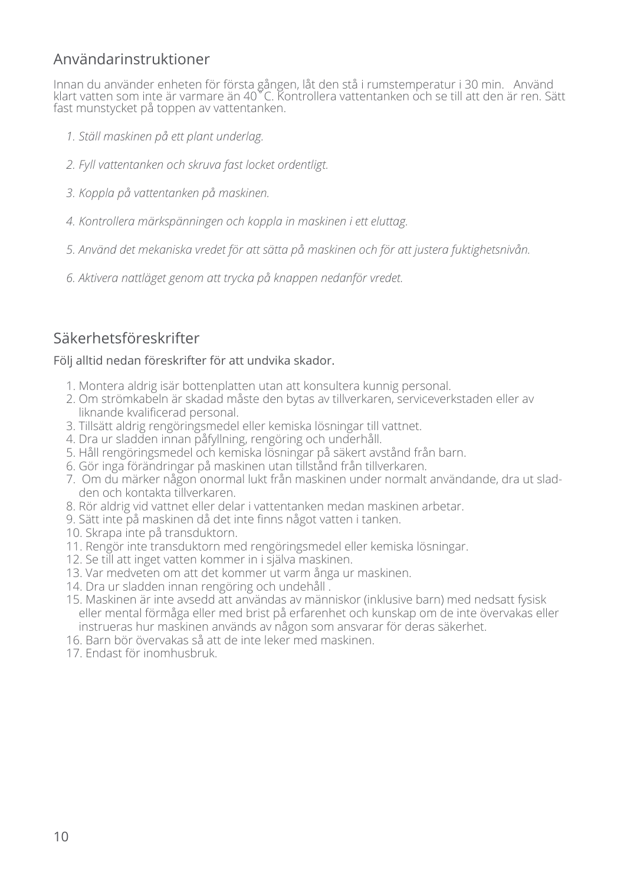## Användarinstruktioner

Innan du använder enheten för första gången, låt den stå i rumstemperatur i 30 min. Använd klart vatten som inte är varmare än 40 ° C. Kontrollera vattentanken och se till att den är ren. Sätt fast munstycket på toppen av vattentanken.

1. *Ställ maskinen på ett plant underlag.*
2. *Fyll vattentanken och skruva fast locket ordentligt.*
3. *Koppla på vattentanken på maskinen.*
4. *Kontrollera märkspänningen och koppla in maskinen i ett eluttag.*
5. *Använd det mekaniska vredet för att sätta på maskinen och för att justera fuktighetsnivån.*
6. *Aktivera nattläget genom att trycka på knappen nedanför vredet.*

## Säkerhetsföreskrifter

Följ alltid nedan föreskrifter för att undvika skador.

1. Montera aldrig isär bottenplatten utan att konsultera kunnig personal.
2. Om strömkabeln är skadad måste den bytas av tillverkaren, serviceverkstaden eller av liknande kvalificerad personal.
3. Tillsätt aldrig rengöringsmedel eller kemiska lösningar till vattnet.
4. Dra ur sladden innan påfyllning, rengöring och underhåll.
5. Håll rengöringsmedel och kemiska lösningar på säkert avstånd från barn.
6. Gör inga förändringar på maskinen utan tillstånd från tillverkaren.
7. Om du märker någon onormal lukt från maskinen under normalt användande, dra ut sladden och kontakta tillverkaren.
8. Rör aldrig vid vattnet eller delar i vattentanken medan maskinen arbetar.
9. Sätt inte på maskinen då det inte finns något vatten i tanken.
10. Skrapa inte på transduktorn.
11. Rengör inte transduktorn med rengöringsmedel eller kemiska lösningar.
12. Se till att inget vatten kommer in i själva maskinen.
13. Var medveten om att det kommer ut varm ånga ur maskinen.
14. Dra ur sladden innan rengöring och undehåll .
15. Maskinen är inte avsedd att användas av människor (inklusive barn) med nedsatt fysisk eller mental förmåga eller med brist på erfarenhet och kunskap om de inte övervakas eller instrueras hur maskinen används av någon som ansvarar för deras säkerhet.
16. Barn bör övervakas så att de inte leker med maskinen.
17. Endast för inomhusbruk.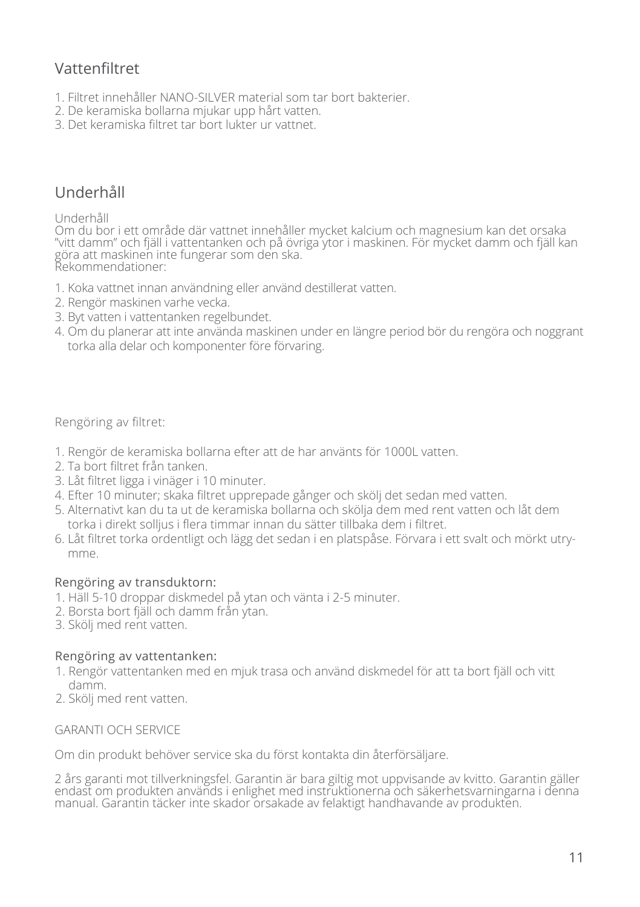## Vattenfiltret

1. Filtret innehåller NANO-SILVER material som tar bort bakterier.
2. De keramiska bollarna mjukar upp hårt vatten.
3. Det keramiska filtret tar bort lukter ur vattnet.

## Underhåll

Underhåll
Om du bor i ett område där vattnet innehåller mycket kalcium och magnesium kan det orsaka "vitt damm" och fjäll i vattentanken och på övriga ytor i maskinen. För mycket damm och fjäll kan göra att maskinen inte fungerar som den ska.
Rekommendationer:

1. Koka vattnet innan användning eller använd destillerat vatten.
2. Rengör maskinen varhe vecka.
3. Byt vatten i vattentanken regelbundet.
4. Om du planerar att inte använda maskinen under en längre period bör du rengöra och noggrant torka alla delar och komponenter före förvaring.

Rengöring av filtret:

1. Rengör de keramiska bollarna efter att de har använts för 1000L vatten.
2. Ta bort filtret från tanken.
3. Låt filtret ligga i vinäger i 10 minuter.
4. Efter 10 minuter; skaka filtret upprepade gånger och skölj det sedan med vatten.
5. Alternativt kan du ta ut de keramiska bollarna och skölja dem med rent vatten och låt dem torka i direkt solljus i flera timmar innan du sätter tillbaka dem i filtret.
6. Låt filtret torka ordentligt och lägg det sedan i en platspåse. Förvara i ett svalt och mörkt utrymme.

**Rengöring av transduktorn:**

1. Häll 5-10 droppar diskmedel på ytan och vänta i 2-5 minuter.
2. Borsta bort fjäll och damm från ytan.
3. Skölj med rent vatten.

**Rengöring av vattentanken:**

1. Rengör vattentanken med en mjuk trasa och använd diskmedel för att ta bort fjäll och vitt damm.
2. Skölj med rent vatten.

GARANTI OCH SERVICE

Om din produkt behöver service ska du först kontakta din återförsäljare.

2 års garanti mot tillverkningsfel. Garantin är bara giltig mot uppvisande av kvitto. Garantin gäller endast om produkten används i enlighet med instruktionerna och säkerhetsvarningarna i denna manual. Garantin täcker inte skador orsakade av felaktigt handhavande av produkten.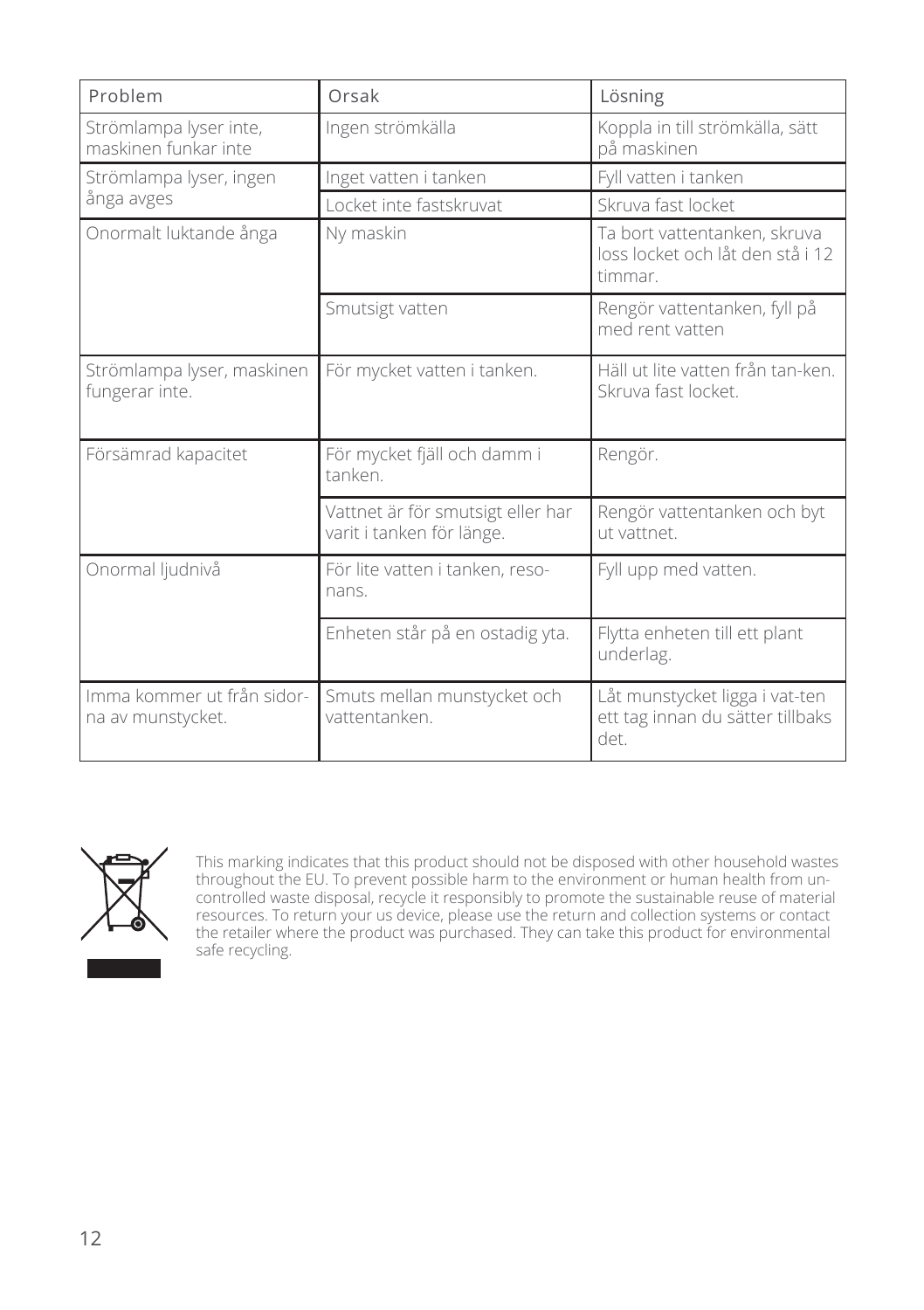| Problem | Orsak | Lösning |
| --- | --- | --- |
| Strömlampa lyser inte, maskinen funkar inte | Ingen strömkälla | Koppla in till strömkälla, sätt på maskinen |
| Strömlampa lyser, ingen ånga avges | Inget vatten i tanken | Fyll vatten i tanken |
| | Locket inte fastskruvat | Skruva fast locket |
| Onormalt luktande ånga | Ny maskin | Ta bort vattentanken, skruva loss locket och låt den stå i 12 timmar. |
| | Smutsigt vatten | Rengör vattentanken, fyll på med rent vatten |
| Strömlampa lyser, maskinen fungerar inte. | För mycket vatten i tanken. | Häll ut lite vatten från tan-ken. Skruva fast locket. |
| Försämrad kapacitet | För mycket fjäll och damm i tanken. | Rengör. |
| | Vattnet är för smutsigt eller har varit i tanken för länge. | Rengör vattentanken och byt ut vattnet. |
| Onormal ljudnivå | För lite vatten i tanken, reso-nans. | Fyll upp med vatten. |
| | Enheten står på en ostadig yta. | Flytta enheten till ett plant underlag. |
| Imma kommer ut från sidor-na av munstycket. | Smuts mellan munstycket och vattentanken. | Låt munstycket ligga i vat-ten ett tag innan du sätter tillbaks det. |

This marking indicates that this product should not be disposed with other household wastes throughout the EU. To prevent possible harm to the environment or human health from un-controlled waste disposal, recycle it responsibly to promote the sustainable reuse of material resources. To return your us device, please use the return and collection systems or contact the retailer where the product was purchased. They can take this product for environmental safe recycling.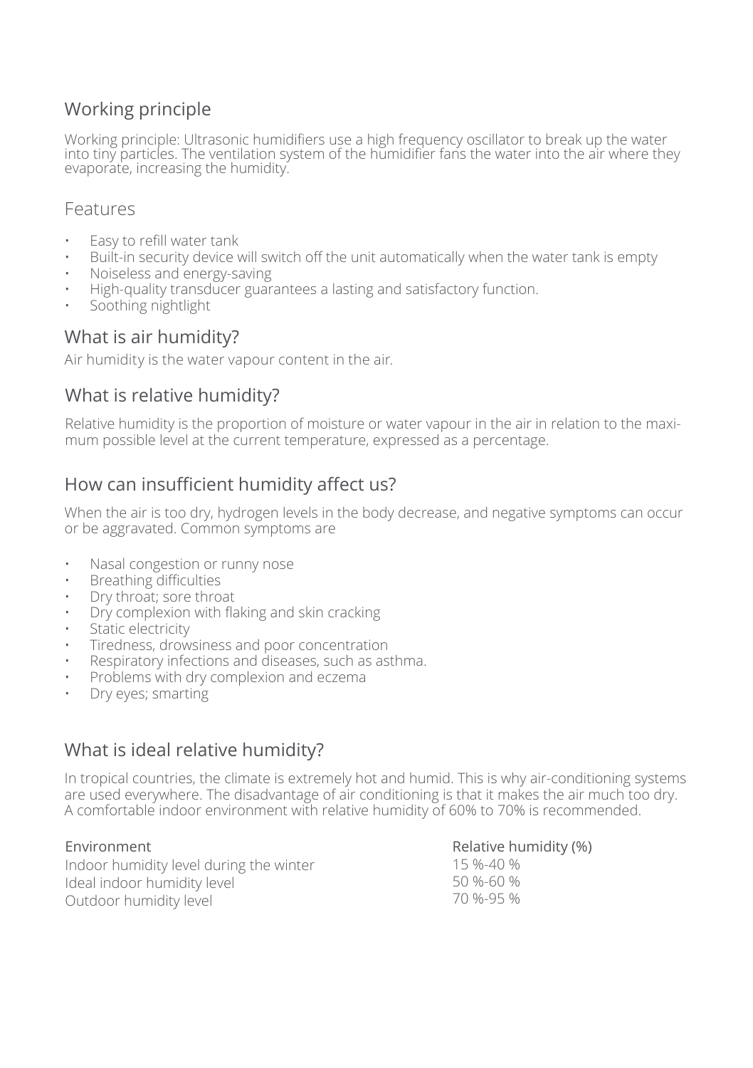## Working principle

Working principle: Ultrasonic humidifiers use a high frequency oscillator to break up the water into tiny particles. The ventilation system of the humidifier fans the water into the air where they evaporate, increasing the humidity.

## Features

- Easy to refill water tank
- Built-in security device will switch off the unit automatically when the water tank is empty
- Noiseless and energy-saving
- High-quality transducer guarantees a lasting and satisfactory function.
- Soothing nightlight

## What is air humidity?

Air humidity is the water vapour content in the air.

## What is relative humidity?

Relative humidity is the proportion of moisture or water vapour in the air in relation to the maximum possible level at the current temperature, expressed as a percentage.

## How can insufficient humidity affect us?

When the air is too dry, hydrogen levels in the body decrease, and negative symptoms can occur or be aggravated. Common symptoms are

- Nasal congestion or runny nose
- Breathing difficulties
- Dry throat; sore throat
- Dry complexion with flaking and skin cracking
- Static electricity
- Tiredness, drowsiness and poor concentration
- Respiratory infections and diseases, such as asthma.
- Problems with dry complexion and eczema
- Dry eyes; smarting

## What is ideal relative humidity?

In tropical countries, the climate is extremely hot and humid. This is why air-conditioning systems are used everywhere. The disadvantage of air conditioning is that it makes the air much too dry. A comfortable indoor environment with relative humidity of 60% to 70% is recommended.

| Environment | Relative humidity (%) |
|---|---|
| Indoor humidity level during the winter | 15 %-40 % |
| Ideal indoor humidity level | 50 %-60 % |
| Outdoor humidity level | 70 %-95 % |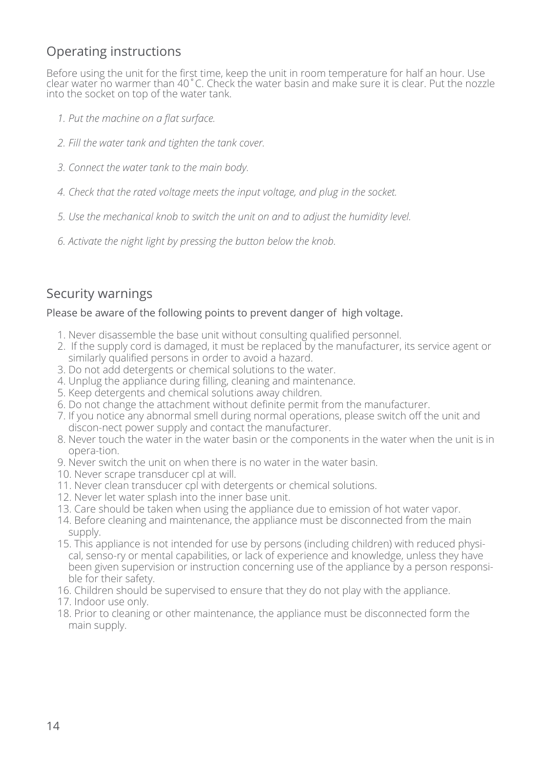## Operating instructions

Before using the unit for the first time, keep the unit in room temperature for half an hour. Use clear water no warmer than 40˚C. Check the water basin and make sure it is clear. Put the nozzle into the socket on top of the water tank.

1. *Put the machine on a flat surface.*
2. *Fill the water tank and tighten the tank cover.*
3. *Connect the water tank to the main body.*
4. *Check that the rated voltage meets the input voltage, and plug in the socket.*
5. *Use the mechanical knob to switch the unit on and to adjust the humidity level.*
6. *Activate the night light by pressing the button below the knob.*

## Security warnings

Please be aware of the following points to prevent danger of high voltage.

1. Never disassemble the base unit without consulting qualified personnel.
2. If the supply cord is damaged, it must be replaced by the manufacturer, its service agent or similarly qualified persons in order to avoid a hazard.
3. Do not add detergents or chemical solutions to the water.
4. Unplug the appliance during filling, cleaning and maintenance.
5. Keep detergents and chemical solutions away children.
6. Do not change the attachment without definite permit from the manufacturer.
7. If you notice any abnormal smell during normal operations, please switch off the unit and discon-nect power supply and contact the manufacturer.
8. Never touch the water in the water basin or the components in the water when the unit is in opera-tion.
9. Never switch the unit on when there is no water in the water basin.
10. Never scrape transducer cpl at will.
11. Never clean transducer cpl with detergents or chemical solutions.
12. Never let water splash into the inner base unit.
13. Care should be taken when using the appliance due to emission of hot water vapor.
14. Before cleaning and maintenance, the appliance must be disconnected from the main supply.
15. This appliance is not intended for use by persons (including children) with reduced physi-cal, senso-ry or mental capabilities, or lack of experience and knowledge, unless they have been given supervision or instruction concerning use of the appliance by a person responsi-ble for their safety.
16. Children should be supervised to ensure that they do not play with the appliance.
17. Indoor use only.
18. Prior to cleaning or other maintenance, the appliance must be disconnected form the main supply.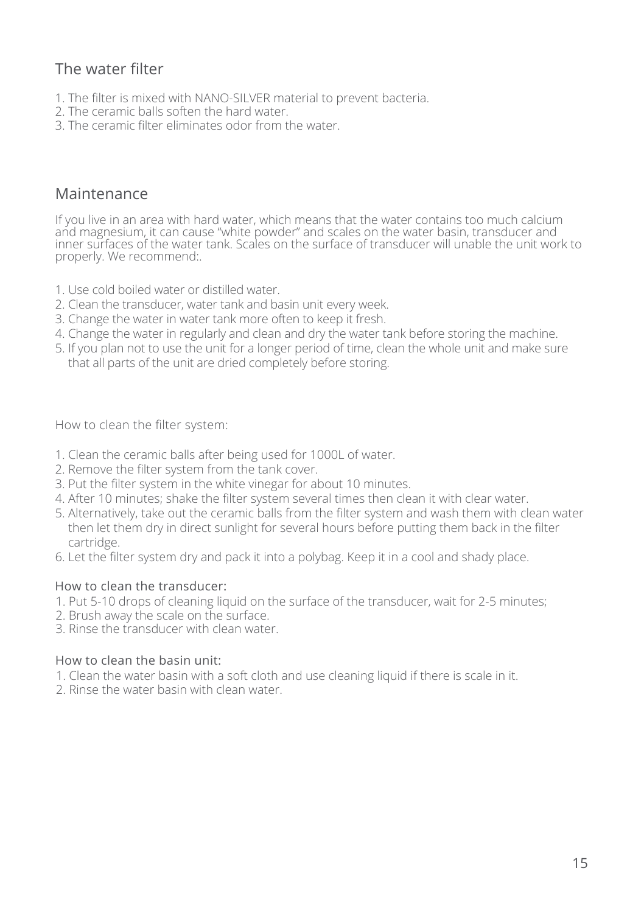## The water filter

1. The filter is mixed with NANO-SILVER material to prevent bacteria.
2. The ceramic balls soften the hard water.
3. The ceramic filter eliminates odor from the water.

## Maintenance

If you live in an area with hard water, which means that the water contains too much calcium and magnesium, it can cause "white powder" and scales on the water basin, transducer and inner surfaces of the water tank. Scales on the surface of transducer will unable the unit work to properly. We recommend:.

1. Use cold boiled water or distilled water.
2. Clean the transducer, water tank and basin unit every week.
3. Change the water in water tank more often to keep it fresh.
4. Change the water in regularly and clean and dry the water tank before storing the machine.
5. If you plan not to use the unit for a longer period of time, clean the whole unit and make sure that all parts of the unit are dried completely before storing.

How to clean the filter system:

1. Clean the ceramic balls after being used for 1000L of water.
2. Remove the filter system from the tank cover.
3. Put the filter system in the white vinegar for about 10 minutes.
4. After 10 minutes; shake the filter system several times then clean it with clear water.
5. Alternatively, take out the ceramic balls from the filter system and wash them with clean water then let them dry in direct sunlight for several hours before putting them back in the filter cartridge.
6. Let the filter system dry and pack it into a polybag. Keep it in a cool and shady place.

### How to clean the transducer:

1. Put 5-10 drops of cleaning liquid on the surface of the transducer, wait for 2-5 minutes;
2. Brush away the scale on the surface.
3. Rinse the transducer with clean water.

### How to clean the basin unit:

1. Clean the water basin with a soft cloth and use cleaning liquid if there is scale in it.
2. Rinse the water basin with clean water.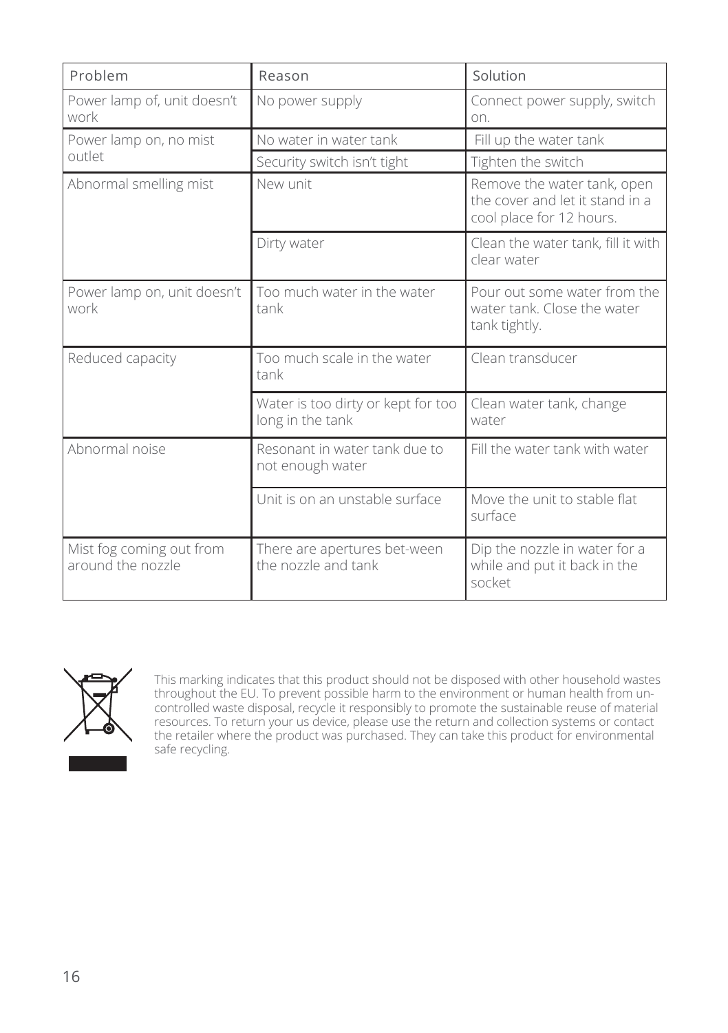| Problem | Reason | Solution |
|---|---|---|
| Power lamp of, unit doesn't work | No power supply | Connect power supply, switch on. |
| Power lamp on, no mist outlet | No water in water tank | Fill up the water tank |
| | Security switch isn't tight | Tighten the switch |
| Abnormal smelling mist | New unit | Remove the water tank, open the cover and let it stand in a cool place for 12 hours. |
| | Dirty water | Clean the water tank, fill it with clear water |
| Power lamp on, unit doesn't work | Too much water in the water tank | Pour out some water from the water tank. Close the water tank tightly. |
| Reduced capacity | Too much scale in the water tank | Clean transducer |
| | Water is too dirty or kept for too long in the tank | Clean water tank, change water |
| Abnormal noise | Resonant in water tank due to not enough water | Fill the water tank with water |
| | Unit is on an unstable surface | Move the unit to stable flat surface |
| Mist fog coming out from around the nozzle | There are apertures bet-ween the nozzle and tank | Dip the nozzle in water for a while and put it back in the socket |

This marking indicates that this product should not be disposed with other household wastes throughout the EU. To prevent possible harm to the environment or human health from un-controlled waste disposal, recycle it responsibly to promote the sustainable reuse of material resources. To return your us device, please use the return and collection systems or contact the retailer where the product was purchased. They can take this product for environmental safe recycling.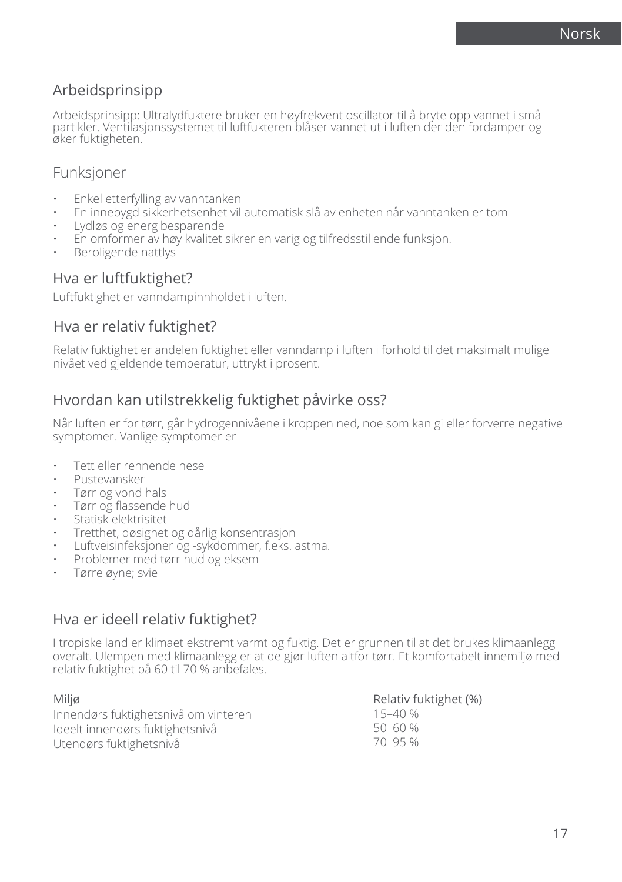## Arbeidsprinsipp

Arbeidsprinsipp: Ultralydfuktere bruker en høyfrekvent oscillator til å bryte opp vannet i små partikler. Ventilasjonssystemet til luftfukteren blåser vannet ut i luften der den fordamper og øker fuktigheten.

## Funksjoner

- Enkel etterfylling av vanntanken
- En innebygd sikkerhetsenhet vil automatisk slå av enheten når vanntanken er tom
- Lydløs og energibesparende
- En omformer av høy kvalitet sikrer en varig og tilfredsstillende funksjon.
- Beroligende nattlys

## Hva er luftfuktighet?

Luftfuktighet er vanndampinnholdet i luften.

## Hva er relativ fuktighet?

Relativ fuktighet er andelen fuktighet eller vanndamp i luften i forhold til det maksimalt mulige nivået ved gjeldende temperatur, uttrykt i prosent.

## Hvordan kan utilstrekkelig fuktighet påvirke oss?

Når luften er for tørr, går hydrogennivåene i kroppen ned, noe som kan gi eller forverre negative symptomer. Vanlige symptomer er

- Tett eller rennende nese
- Pustevansker
- Tørr og vond hals
- Tørr og flassende hud
- Statisk elektrisitet
- Tretthet, døsighet og dårlig konsentrasjon
- Luftveisinfeksjoner og -sykdommer, f.eks. astma.
- Problemer med tørr hud og eksem
- Tørre øyne; svie

## Hva er ideell relativ fuktighet?

I tropiske land er klimaet ekstremt varmt og fuktig. Det er grunnen til at det brukes klimaanlegg overalt. Ulempen med klimaanlegg er at de gjør luften altfor tørr. Et komfortabelt innemiljø med relativ fuktighet på 60 til 70 % anbefales.

| Miljø | Relativ fuktighet (%) |
|---|---|
| Innendørs fuktighetsnivå om vinteren | 15–40 % |
| Ideelt innendørs fuktighetsnivå | 50–60 % |
| Utendørs fuktighetsnivå | 70–95 % |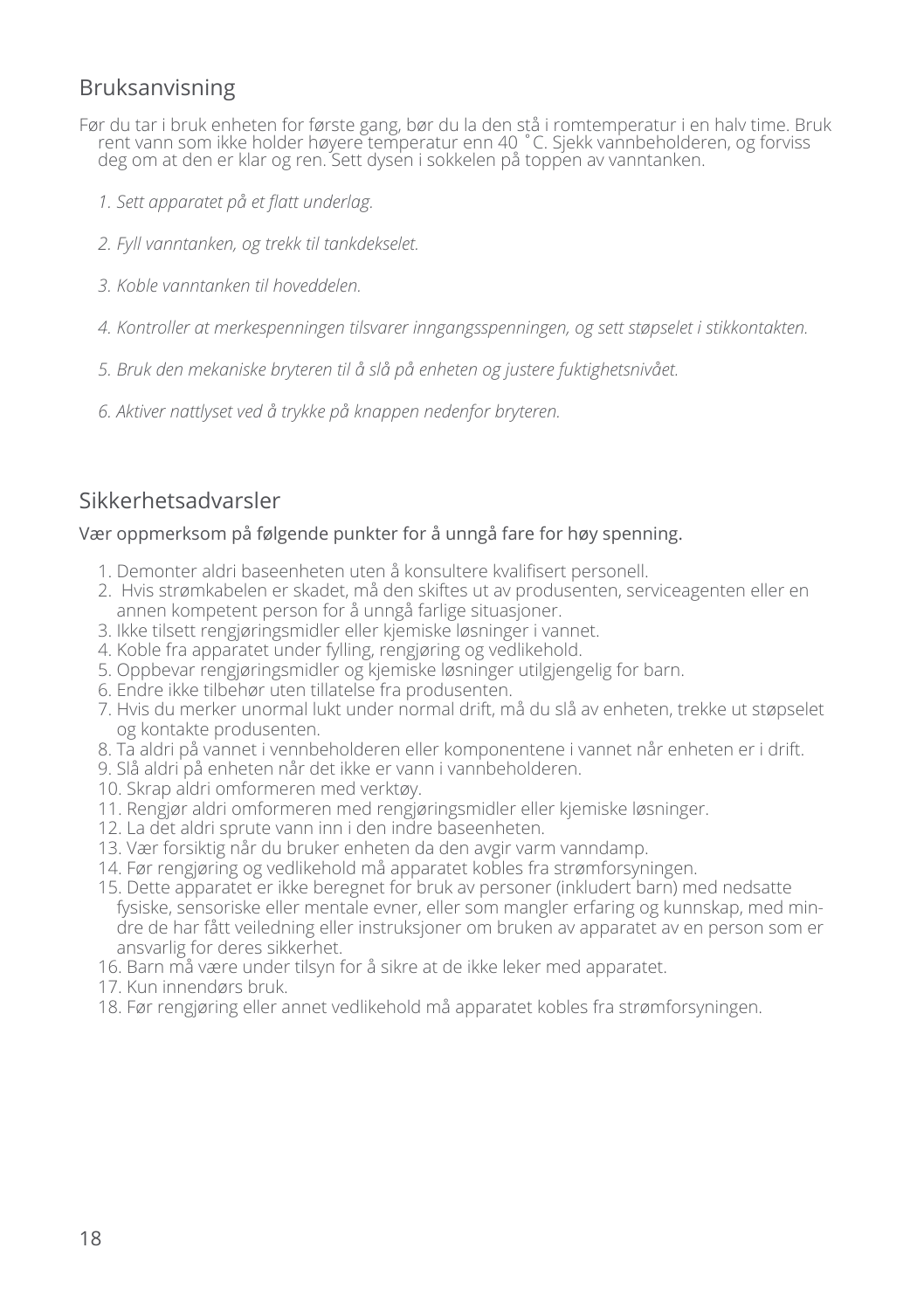## Bruksanvisning

Før du tar i bruk enheten for første gang, bør du la den stå i romtemperatur i en halv time. Bruk rent vann som ikke holder høyere temperatur enn 40 ˚C. Sjekk vannbeholderen, og forviss deg om at den er klar og ren. Sett dysen i sokkelen på toppen av vanntanken.

1. *Sett apparatet på et flatt underlag.*
2. *Fyll vanntanken, og trekk til tankdekselet.*
3. *Koble vanntanken til hoveddelen.*
4. *Kontroller at merkespenningen tilsvarer inngangsspenningen, og sett støpselet i stikkontakten.*
5. *Bruk den mekaniske bryteren til å slå på enheten og justere fuktighetsnivået.*
6. *Aktiver nattlyset ved å trykke på knappen nedenfor bryteren.*

## Sikkerhetsadvarsler

Vær oppmerksom på følgende punkter for å unngå fare for høy spenning.

1. Demonter aldri baseenheten uten å konsultere kvalifisert personell.
2. Hvis strømkabelen er skadet, må den skiftes ut av produsenten, serviceagenten eller en annen kompetent person for å unngå farlige situasjoner.
3. Ikke tilsett rengjøringsmidler eller kjemiske løsninger i vannet.
4. Koble fra apparatet under fylling, rengjøring og vedlikehold.
5. Oppbevar rengjøringsmidler og kjemiske løsninger utilgjengelig for barn.
6. Endre ikke tilbehør uten tillatelse fra produsenten.
7. Hvis du merker unormal lukt under normal drift, må du slå av enheten, trekke ut støpselet og kontakte produsenten.
8. Ta aldri på vannet i vennbeholderen eller komponentene i vannet når enheten er i drift.
9. Slå aldri på enheten når det ikke er vann i vannbeholderen.
10. Skrap aldri omformeren med verktøy.
11. Rengjør aldri omformeren med rengjøringsmidler eller kjemiske løsninger.
12. La det aldri sprute vann inn i den indre baseenheten.
13. Vær forsiktig når du bruker enheten da den avgir varm vanndamp.
14. Før rengjøring og vedlikehold må apparatet kobles fra strømforsyningen.
15. Dette apparatet er ikke beregnet for bruk av personer (inkludert barn) med nedsatte fysiske, sensoriske eller mentale evner, eller som mangler erfaring og kunnskap, med mindre de har fått veiledning eller instruksjoner om bruken av apparatet av en person som er ansvarlig for deres sikkerhet.
16. Barn må være under tilsyn for å sikre at de ikke leker med apparatet.
17. Kun innendørs bruk.
18. Før rengjøring eller annet vedlikehold må apparatet kobles fra strømforsyningen.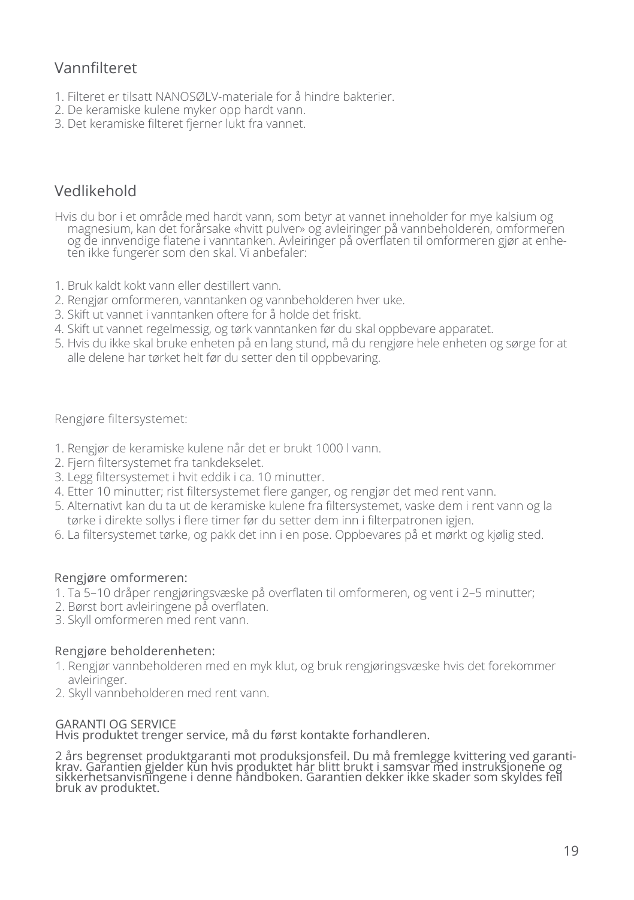## Vannfilteret

1. Filteret er tilsatt NANOSØLV-materiale for å hindre bakterier.
2. De keramiske kulene myker opp hardt vann.
3. Det keramiske filteret fjerner lukt fra vannet.

## Vedlikehold

Hvis du bor i et område med hardt vann, som betyr at vannet inneholder for mye kalsium og magnesium, kan det forårsake «hvitt pulver» og avleiringer på vannbeholderen, omformeren og de innvendige flatene i vanntanken. Avleiringer på overflaten til omformeren gjør at enheten ikke fungerer som den skal. Vi anbefaler:

1. Bruk kaldt kokt vann eller destillert vann.
2. Rengjør omformeren, vanntanken og vannbeholderen hver uke.
3. Skift ut vannet i vanntanken oftere for å holde det friskt.
4. Skift ut vannet regelmessig, og tørk vanntanken før du skal oppbevare apparatet.
5. Hvis du ikke skal bruke enheten på en lang stund, må du rengjøre hele enheten og sørge for at alle delene har tørket helt før du setter den til oppbevaring.

Rengjøre filtersystemet:

1. Rengjør de keramiske kulene når det er brukt 1000 l vann.
2. Fjern filtersystemet fra tankdekselet.
3. Legg filtersystemet i hvit eddik i ca. 10 minutter.
4. Etter 10 minutter; rist filtersystemet flere ganger, og rengjør det med rent vann.
5. Alternativt kan du ta ut de keramiske kulene fra filtersystemet, vaske dem i rent vann og la tørke i direkte sollys i flere timer før du setter dem inn i filterpatronen igjen.
6. La filtersystemet tørke, og pakk det inn i en pose. Oppbevares på et mørkt og kjølig sted.

Rengjøre omformeren:

1. Ta 5–10 dråper rengjøringsvæske på overflaten til omformeren, og vent i 2–5 minutter;
2. Børst bort avleiringene på overflaten.
3. Skyll omformeren med rent vann.

Rengjøre beholderenheten:

1. Rengjør vannbeholderen med en myk klut, og bruk rengjøringsvæske hvis det forekommer avleiringer.
2. Skyll vannbeholderen med rent vann.

GARANTI OG SERVICE

Hvis produktet trenger service, må du først kontakte forhandleren.

2 års begrenset produktgaranti mot produksjonsfeil. Du må fremlegge kvittering ved garantikrav. Garantien gjelder kun hvis produktet har blitt brukt i samsvar med instruksjonene og sikkerhetsanvisningene i denne håndboken. Garantien dekker ikke skader som skyldes feil bruk av produktet.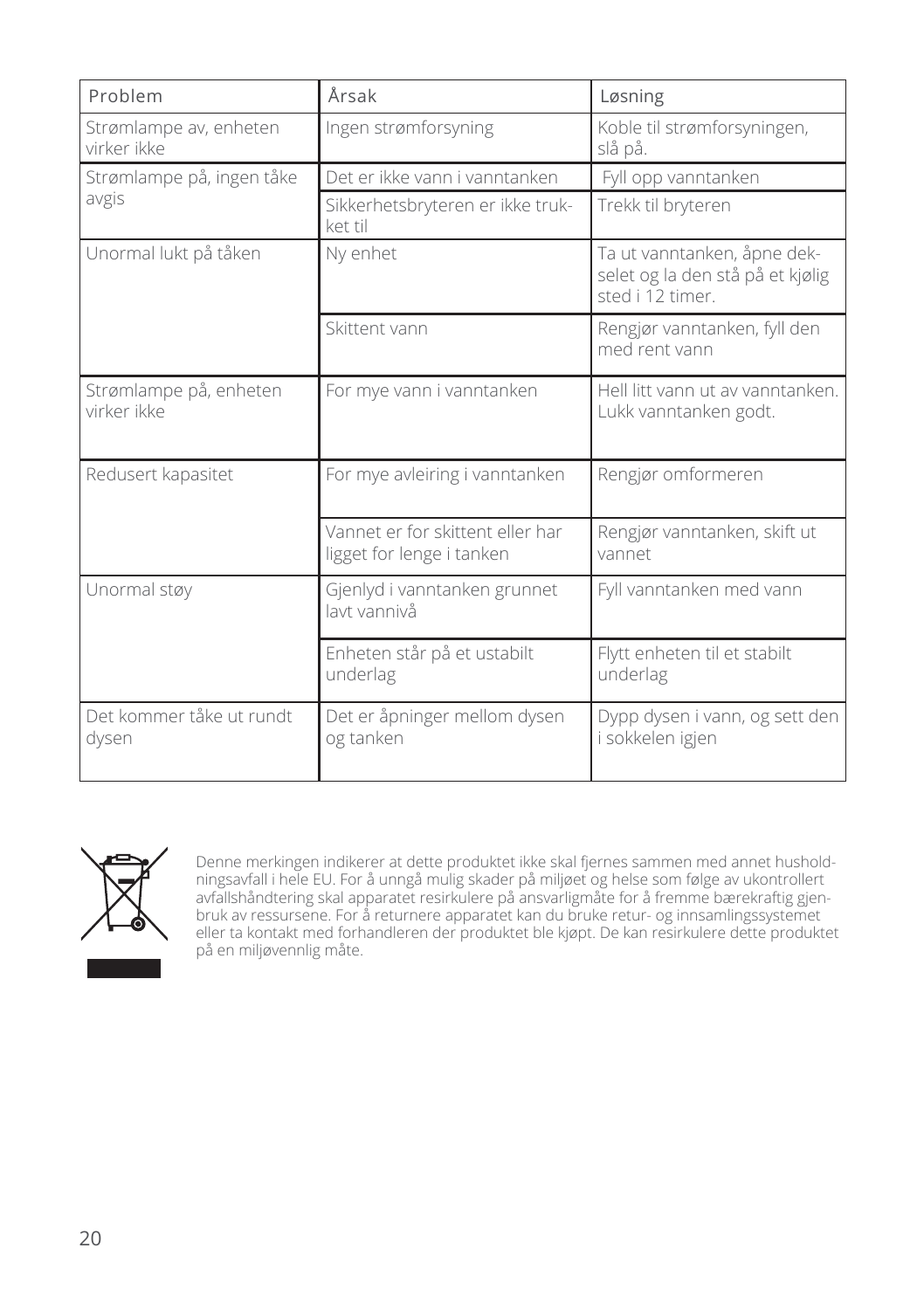| Problem | Årsak | Løsning |
| --- | --- | --- |
| Strømlampe av, enheten virker ikke | Ingen strømforsyning | Koble til strømforsyningen, slå på. |
| Strømlampe på, ingen tåke avgis | Det er ikke vann i vanntanken | Fyll opp vanntanken |
| | Sikkerhetsbryteren er ikke trukket til | Trekk til bryteren |
| Unormal lukt på tåken | Ny enhet | Ta ut vanntanken, åpne dekselet og la den stå på et kjølig sted i 12 timer. |
| | Skittent vann | Rengjør vanntanken, fyll den med rent vann |
| Strømlampe på, enheten virker ikke | For mye vann i vanntanken | Hell litt vann ut av vanntanken. Lukk vanntanken godt. |
| Redusert kapasitet | For mye avleiring i vanntanken | Rengjør omformeren |
| | Vannet er for skittent eller har ligget for lenge i tanken | Rengjør vanntanken, skift ut vannet |
| Unormal støy | Gjenlyd i vanntanken grunnet lavt vannivå | Fyll vanntanken med vann |
| | Enheten står på et ustabilt underlag | Flytt enheten til et stabilt underlag |
| Det kommer tåke ut rundt dysen | Det er åpninger mellom dysen og tanken | Dypp dysen i vann, og sett den i sokkelen igjen |

Denne merkingen indikerer at dette produktet ikke skal fjernes sammen med annet husholdningsavfall i hele EU. For å unngå mulig skader på miljøet og helse som følge av ukontrollert avfallshåndtering skal apparatet resirkulere på ansvarligmåte for å fremme bærekraftig gjenbruk av ressursene. For å returnere apparatet kan du bruke retur- og innsamlingssystemet eller ta kontakt med forhandleren der produktet ble kjøpt. De kan resirkulere dette produktet på en miljøvennlig måte.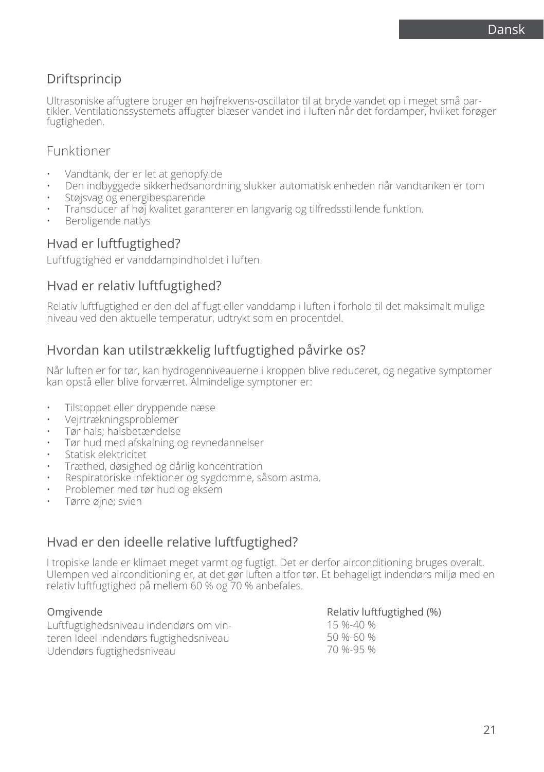## Driftsprincip

Ultrasoniske affugtere bruger en højfrekvens-oscillator til at bryde vandet op i meget små partikler. Ventilationssystemets affugter blæser vandet ind i luften når det fordamper, hvilket forøger fugtigheden.

## Funktioner

- Vandtank, der er let at genopfylde
- Den indbyggede sikkerhedsanordning slukker automatisk enheden når vandtanken er tom
- Støjsvag og energibesparende
- Transducer af høj kvalitet garanterer en langvarig og tilfredsstillende funktion.
- Beroligende natlys

## Hvad er luftfugtighed?

Luftfugtighed er vanddampindholdet i luften.

## Hvad er relativ luftfugtighed?

Relativ luftfugtighed er den del af fugt eller vanddamp i luften i forhold til det maksimalt mulige niveau ved den aktuelle temperatur, udtrykt som en procentdel.

## Hvordan kan utilstrækkelig luftfugtighed påvirke os?

Når luften er for tør, kan hydrogenniveauerne i kroppen blive reduceret, og negative symptomer kan opstå eller blive forværret. Almindelige symptoner er:

- Tilstoppet eller dryppende næse
- Vejrtrækningsproblemer
- Tør hals; halsbetændelse
- Tør hud med afskalning og revnedannelser
- Statisk elektricitet
- Træthed, døsighed og dårlig koncentration
- Respiratoriske infektioner og sygdomme, såsom astma.
- Problemer med tør hud og eksem
- Tørre øjne; svien

## Hvad er den ideelle relative luftfugtighed?

I tropiske lande er klimaet meget varmt og fugtigt. Det er derfor airconditioning bruges overalt. Ulempen ved airconditioning er, at det gør luften altfor tør. Et behageligt indendørs miljø med en relativ luftfugtighed på mellem 60 % og 70 % anbefales.

| Omgivende | Relativ luftfugtighed (%) |
|---|---|
| Luftfugtighedsniveau indendørs om vinteren | 15 %-40 % |
| Ideel indendørs fugtighedsniveau | 50 %-60 % |
| Udendørs fugtighedsniveau | 70 %-95 % |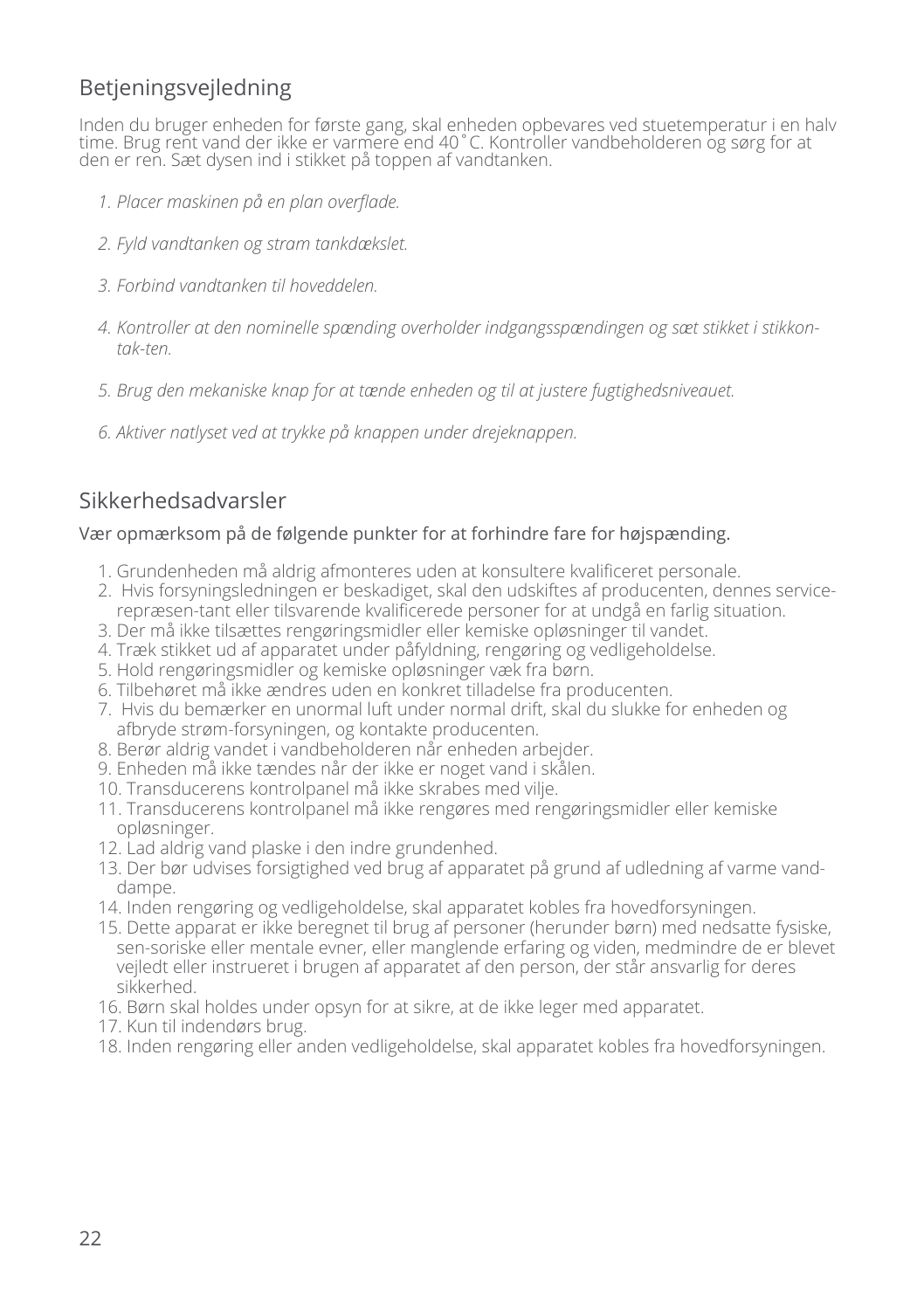## Betjeningsvejledning

Inden du bruger enheden for første gang, skal enheden opbevares ved stuetemperatur i en halv time. Brug rent vand der ikke er varmere end 40˚C. Kontroller vandbeholderen og sørg for at den er ren. Sæt dysen ind i stikket på toppen af vandtanken.

1. *Placer maskinen på en plan overflade.*

2. *Fyld vandtanken og stram tankdækslet.*

3. *Forbind vandtanken til hoveddelen.*

4. *Kontroller at den nominelle spænding overholder indgangsspændingen og sæt stikket i stikkon-tak-ten.*

5. *Brug den mekaniske knap for at tænde enheden og til at justere fugtighedsniveauet.*

6. *Aktiver natlyset ved at trykke på knappen under drejeknappen.*

## Sikkerhedsadvarsler

Vær opmærksom på de følgende punkter for at forhindre fare for højspænding.

1. Grundenheden må aldrig afmonteres uden at konsultere kvalificeret personale.
2. Hvis forsyningsledningen er beskadiget, skal den udskiftes af producenten, dennes service-repræsen-tant eller tilsvarende kvalificerede personer for at undgå en farlig situation.
3. Der må ikke tilsættes rengøringsmidler eller kemiske opløsninger til vandet.
4. Træk stikket ud af apparatet under påfyldning, rengøring og vedligeholdelse.
5. Hold rengøringsmidler og kemiske opløsninger væk fra børn.
6. Tilbehøret må ikke ændres uden en konkret tilladelse fra producenten.
7. Hvis du bemærker en unormal luft under normal drift, skal du slukke for enheden og afbryde strøm-forsyningen, og kontakte producenten.
8. Berør aldrig vandet i vandbeholderen når enheden arbejder.
9. Enheden må ikke tændes når der ikke er noget vand i skålen.
10. Transducerens kontrolpanel må ikke skrabes med vilje.
11. Transducerens kontrolpanel må ikke rengøres med rengøringsmidler eller kemiske opløsninger.
12. Lad aldrig vand plaske i den indre grundenhed.
13. Der bør udvises forsigtighed ved brug af apparatet på grund af udledning af varme vand-dampe.
14. Inden rengøring og vedligeholdelse, skal apparatet kobles fra hovedforsyningen.
15. Dette apparat er ikke beregnet til brug af personer (herunder børn) med nedsatte fysiske, sen-soriske eller mentale evner, eller manglende erfaring og viden, medmindre de er blevet vejledt eller instrueret i brugen af apparatet af den person, der står ansvarlig for deres sikkerhed.
16. Børn skal holdes under opsyn for at sikre, at de ikke leger med apparatet.
17. Kun til indendørs brug.
18. Inden rengøring eller anden vedligeholdelse, skal apparatet kobles fra hovedforsyningen.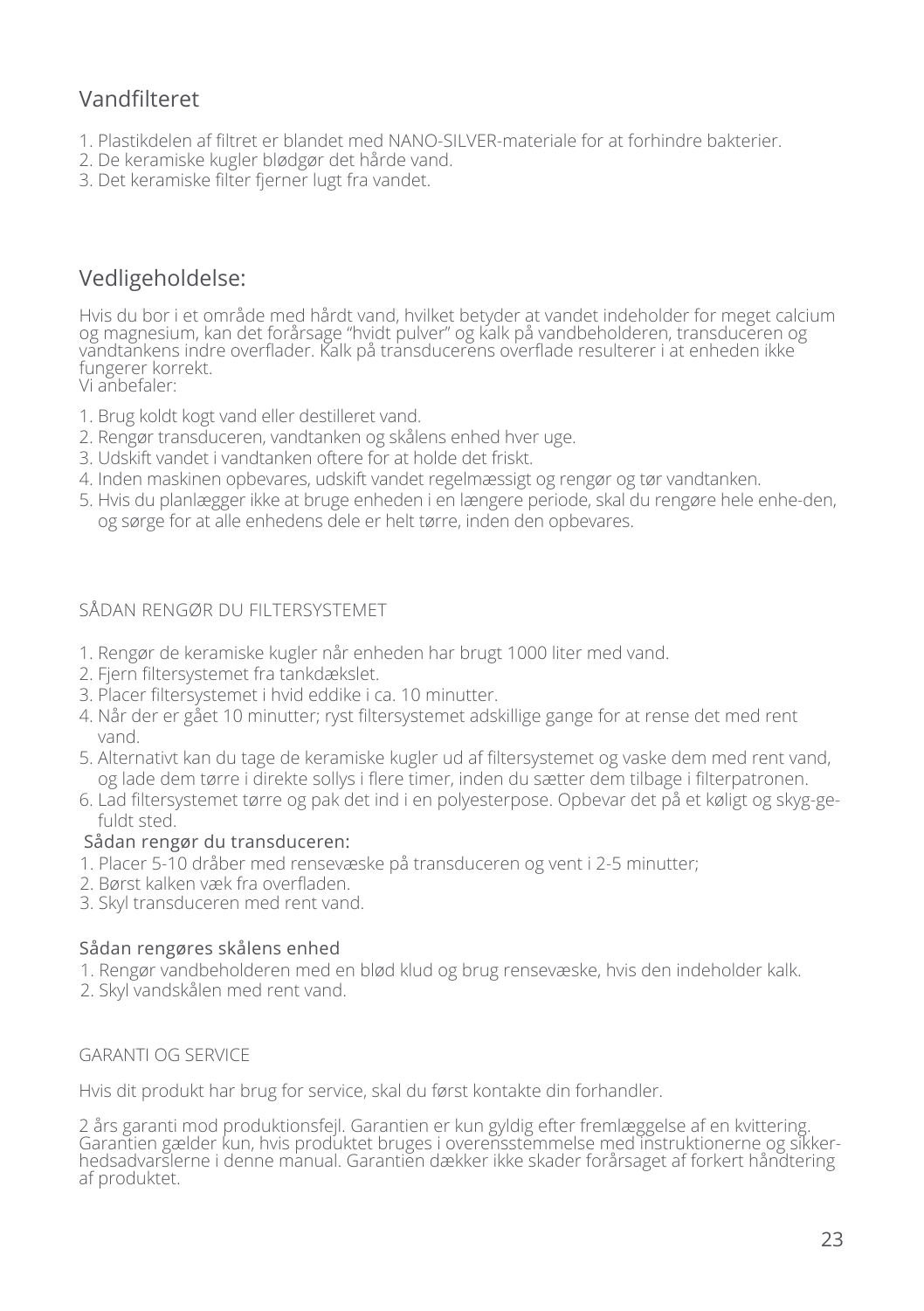## Vandfilteret

1. Plastikdelen af filtret er blandet med NANO-SILVER-materiale for at forhindre bakterier.
2. De keramiske kugler blødgør det hårde vand.
3. Det keramiske filter fjerner lugt fra vandet.

## Vedligeholdelse:

Hvis du bor i et område med hårdt vand, hvilket betyder at vandet indeholder for meget calcium og magnesium, kan det forårsage "hvidt pulver" og kalk på vandbeholderen, transduceren og vandtankens indre overflader. Kalk på transducerens overflade resulterer i at enheden ikke fungerer korrekt.
Vi anbefaler:

1. Brug koldt kogt vand eller destilleret vand.
2. Rengør transduceren, vandtanken og skålens enhed hver uge.
3. Udskift vandet i vandtanken oftere for at holde det friskt.
4. Inden maskinen opbevares, udskift vandet regelmæssigt og rengør og tør vandtanken.
5. Hvis du planlægger ikke at bruge enheden i en længere periode, skal du rengøre hele enhe-den, og sørge for at alle enhedens dele er helt tørre, inden den opbevares.

### SÅDAN RENGØR DU FILTERSYSTEMET

1. Rengør de keramiske kugler når enheden har brugt 1000 liter med vand.
2. Fjern filtersystemet fra tankdækslet.
3. Placer filtersystemet i hvid eddike i ca. 10 minutter.
4. Når der er gået 10 minutter; ryst filtersystemet adskillige gange for at rense det med rent vand.
5. Alternativt kan du tage de keramiske kugler ud af filtersystemet og vaske dem med rent vand, og lade dem tørre i direkte sollys i flere timer, inden du sætter dem tilbage i filterpatronen.
6. Lad filtersystemet tørre og pak det ind i en polyesterpose. Opbevar det på et køligt og skyg-gefuldt sted.

### Sådan rengør du transduceren:

1. Placer 5-10 dråber med rensevæske på transduceren og vent i 2-5 minutter;
2. Børst kalken væk fra overfladen.
3. Skyl transduceren med rent vand.

### Sådan rengøres skålens enhed

1. Rengør vandbeholderen med en blød klud og brug rensevæske, hvis den indeholder kalk.
2. Skyl vandskålen med rent vand.

### GARANTI OG SERVICE

Hvis dit produkt har brug for service, skal du først kontakte din forhandler.

2 års garanti mod produktionsfejl. Garantien er kun gyldig efter fremlæggelse af en kvittering. Garantien gælder kun, hvis produktet bruges i overensstemmelse med instruktionerne og sikkerhedsadvarslerne i denne manual. Garantien dækker ikke skader forårsaget af forkert håndtering af produktet.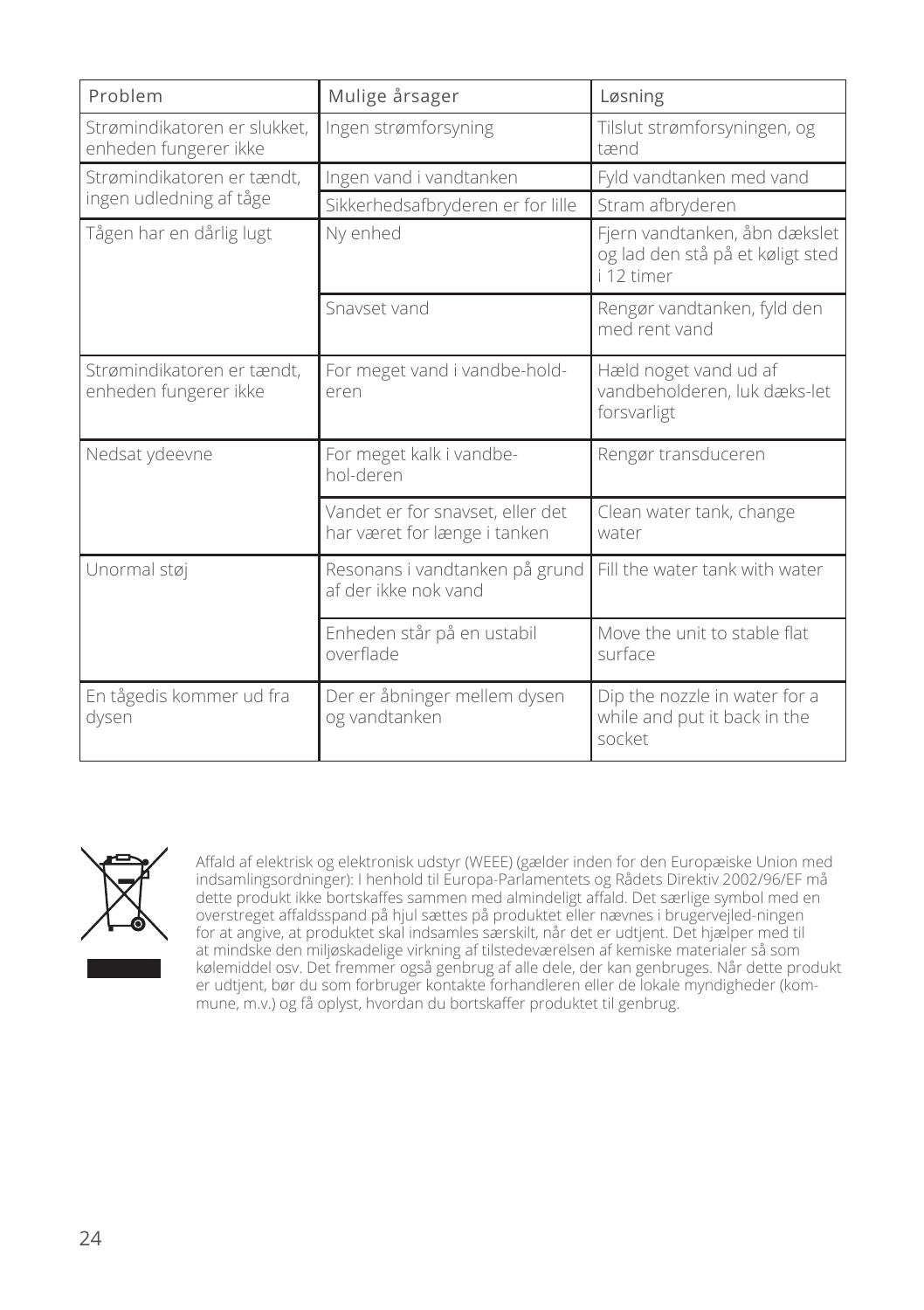| Problem | Mulige årsager | Løsning |
| --- | --- | --- |
| Strømindikatoren er slukket, enheden fungerer ikke | Ingen strømforsyning | Tilslut strømforsyningen, og tænd |
| Strømindikatoren er tændt, ingen udledning af tåge | Ingen vand i vandtanken | Fyld vandtanken med vand |
| | Sikkerhedsafbryderen er for lille | Stram afbryderen |
| Tågen har en dårlig lugt | Ny enhed | Fjern vandtanken, åbn dækslet og lad den stå på et køligt sted i 12 timer |
| | Snavset vand | Rengør vandtanken, fyld den med rent vand |
| Strømindikatoren er tændt, enheden fungerer ikke | For meget vand i vandbe-hold-eren | Hæld noget vand ud af vandbeholderen, luk dæks-let forsvarligt |
| Nedsat ydeevne | For meget kalk i vandbe-hol-deren | Rengør transduceren |
| | Vandet er for snavset, eller det har været for længe i tanken | Clean water tank, change water |
| Unormal støj | Resonans i vandtanken på grund af der ikke nok vand | Fill the water tank with water |
| | Enheden står på en ustabil overflade | Move the unit to stable flat surface |
| En tågedis kommer ud fra dysen | Der er åbninger mellem dysen og vandtanken | Dip the nozzle in water for a while and put it back in the socket |

Affald af elektrisk og elektronisk udstyr (WEEE) (gælder inden for den Europæiske Union med indsamlingsordninger): I henhold til Europa-Parlamentets og Rådets Direktiv 2002/96/EF må dette produkt ikke bortskaffes sammen med almindeligt affald. Det særlige symbol med en overstreget affaldsspand på hjul sættes på produktet eller nævnes i brugervejled-ningen for at angive, at produktet skal indsamles særskilt, når det er udtjent. Det hjælper med til at mindske den miljøskadelige virkning af tilstedeværelsen af kemiske materialer så som kølemiddel osv. Det fremmer også genbrug af alle dele, der kan genbruges. Når dette produkt er udtjent, bør du som forbruger kontakte forhandleren eller de lokale myndigheder (kom-mune, m.v.) og få oplyst, hvordan du bortskaffer produktet til genbrug.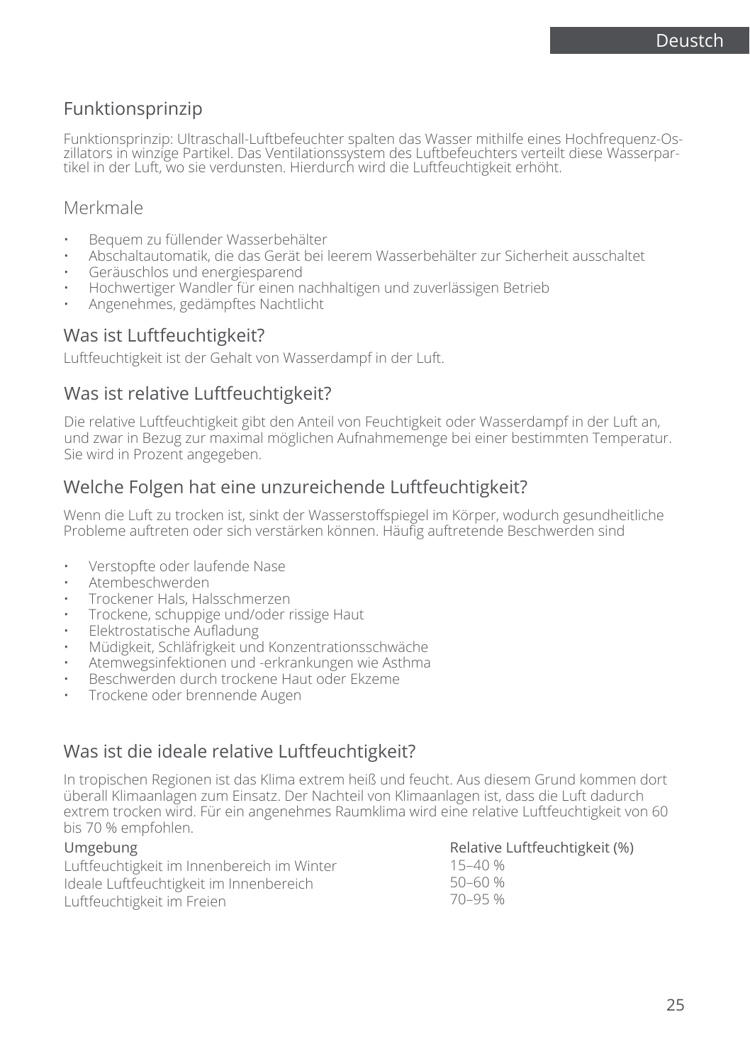## Funktionsprinzip

Funktionsprinzip: Ultraschall-Luftbefeuchter spalten das Wasser mithilfe eines Hochfrequenz-Oszillators in winzige Partikel. Das Ventilationssystem des Luftbefeuchters verteilt diese Wasserpartikel in der Luft, wo sie verdunsten. Hierdurch wird die Luftfeuchtigkeit erhöht.

## Merkmale

- Bequem zu füllender Wasserbehälter
- Abschaltautomatik, die das Gerät bei leerem Wasserbehälter zur Sicherheit ausschaltet
- Geräuschlos und energiesparend
- Hochwertiger Wandler für einen nachhaltigen und zuverlässigen Betrieb
- Angenehmes, gedämpftes Nachtlicht

## Was ist Luftfeuchtigkeit?

Luftfeuchtigkeit ist der Gehalt von Wasserdampf in der Luft.

## Was ist relative Luftfeuchtigkeit?

Die relative Luftfeuchtigkeit gibt den Anteil von Feuchtigkeit oder Wasserdampf in der Luft an, und zwar in Bezug zur maximal möglichen Aufnahmemenge bei einer bestimmten Temperatur. Sie wird in Prozent angegeben.

## Welche Folgen hat eine unzureichende Luftfeuchtigkeit?

Wenn die Luft zu trocken ist, sinkt der Wasserstoffspiegel im Körper, wodurch gesundheitliche Probleme auftreten oder sich verstärken können. Häufig auftretende Beschwerden sind

- Verstopfte oder laufende Nase
- Atembeschwerden
- Trockener Hals, Halsschmerzen
- Trockene, schuppige und/oder rissige Haut
- Elektrostatische Aufladung
- Müdigkeit, Schläfrigkeit und Konzentrationsschwäche
- Atemwegsinfektionen und -erkrankungen wie Asthma
- Beschwerden durch trockene Haut oder Ekzeme
- Trockene oder brennende Augen

## Was ist die ideale relative Luftfeuchtigkeit?

In tropischen Regionen ist das Klima extrem heiß und feucht. Aus diesem Grund kommen dort überall Klimaanlagen zum Einsatz. Der Nachteil von Klimaanlagen ist, dass die Luft dadurch extrem trocken wird. Für ein angenehmes Raumklima wird eine relative Luftfeuchtigkeit von 60 bis 70 % empfohlen.

| Umgebung | Relative Luftfeuchtigkeit (%) |
|---|---|
| Luftfeuchtigkeit im Innenbereich im Winter | 15–40 % |
| Ideale Luftfeuchtigkeit im Innenbereich | 50–60 % |
| Luftfeuchtigkeit im Freien | 70–95 % |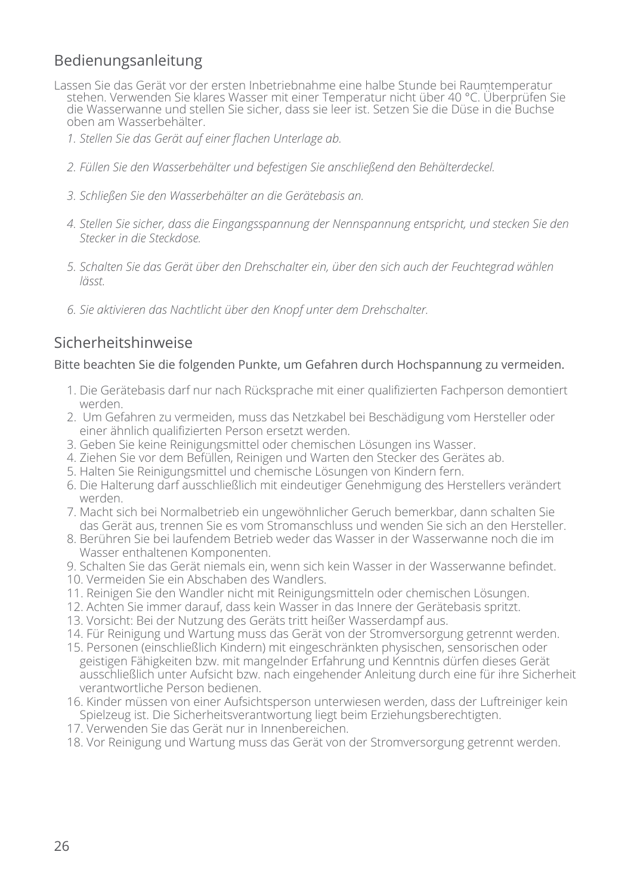## Bedienungsanleitung

Lassen Sie das Gerät vor der ersten Inbetriebnahme eine halbe Stunde bei Raumtemperatur stehen. Verwenden Sie klares Wasser mit einer Temperatur nicht über 40 °C. Überprüfen Sie die Wasserwanne und stellen Sie sicher, dass sie leer ist. Setzen Sie die Düse in die Buchse oben am Wasserbehälter.

1. *Stellen Sie das Gerät auf einer flachen Unterlage ab.*
2. *Füllen Sie den Wasserbehälter und befestigen Sie anschließend den Behälterdeckel.*
3. *Schließen Sie den Wasserbehälter an die Gerätebasis an.*
4. *Stellen Sie sicher, dass die Eingangsspannung der Nennspannung entspricht, und stecken Sie den Stecker in die Steckdose.*
5. *Schalten Sie das Gerät über den Drehschalter ein, über den sich auch der Feuchtegrad wählen lässt.*
6. *Sie aktivieren das Nachtlicht über den Knopf unter dem Drehschalter.*

## Sicherheitshinweise

Bitte beachten Sie die folgenden Punkte, um Gefahren durch Hochspannung zu vermeiden.

1. Die Gerätebasis darf nur nach Rücksprache mit einer qualifizierten Fachperson demontiert werden.
2. Um Gefahren zu vermeiden, muss das Netzkabel bei Beschädigung vom Hersteller oder einer ähnlich qualifizierten Person ersetzt werden.
3. Geben Sie keine Reinigungsmittel oder chemischen Lösungen ins Wasser.
4. Ziehen Sie vor dem Befüllen, Reinigen und Warten den Stecker des Gerätes ab.
5. Halten Sie Reinigungsmittel und chemische Lösungen von Kindern fern.
6. Die Halterung darf ausschließlich mit eindeutiger Genehmigung des Herstellers verändert werden.
7. Macht sich bei Normalbetrieb ein ungewöhnlicher Geruch bemerkbar, dann schalten Sie das Gerät aus, trennen Sie es vom Stromanschluss und wenden Sie sich an den Hersteller.
8. Berühren Sie bei laufendem Betrieb weder das Wasser in der Wasserwanne noch die im Wasser enthaltenen Komponenten.
9. Schalten Sie das Gerät niemals ein, wenn sich kein Wasser in der Wasserwanne befindet.
10. Vermeiden Sie ein Abschaben des Wandlers.
11. Reinigen Sie den Wandler nicht mit Reinigungsmitteln oder chemischen Lösungen.
12. Achten Sie immer darauf, dass kein Wasser in das Innere der Gerätebasis spritzt.
13. Vorsicht: Bei der Nutzung des Geräts tritt heißer Wasserdampf aus.
14. Für Reinigung und Wartung muss das Gerät von der Stromversorgung getrennt werden.
15. Personen (einschließlich Kindern) mit eingeschränkten physischen, sensorischen oder geistigen Fähigkeiten bzw. mit mangelnder Erfahrung und Kenntnis dürfen dieses Gerät ausschließlich unter Aufsicht bzw. nach eingehender Anleitung durch eine für ihre Sicherheit verantwortliche Person bedienen.
16. Kinder müssen von einer Aufsichtsperson unterwiesen werden, dass der Luftreiniger kein Spielzeug ist. Die Sicherheitsverantwortung liegt beim Erziehungsberechtigten.
17. Verwenden Sie das Gerät nur in Innenbereichen.
18. Vor Reinigung und Wartung muss das Gerät von der Stromversorgung getrennt werden.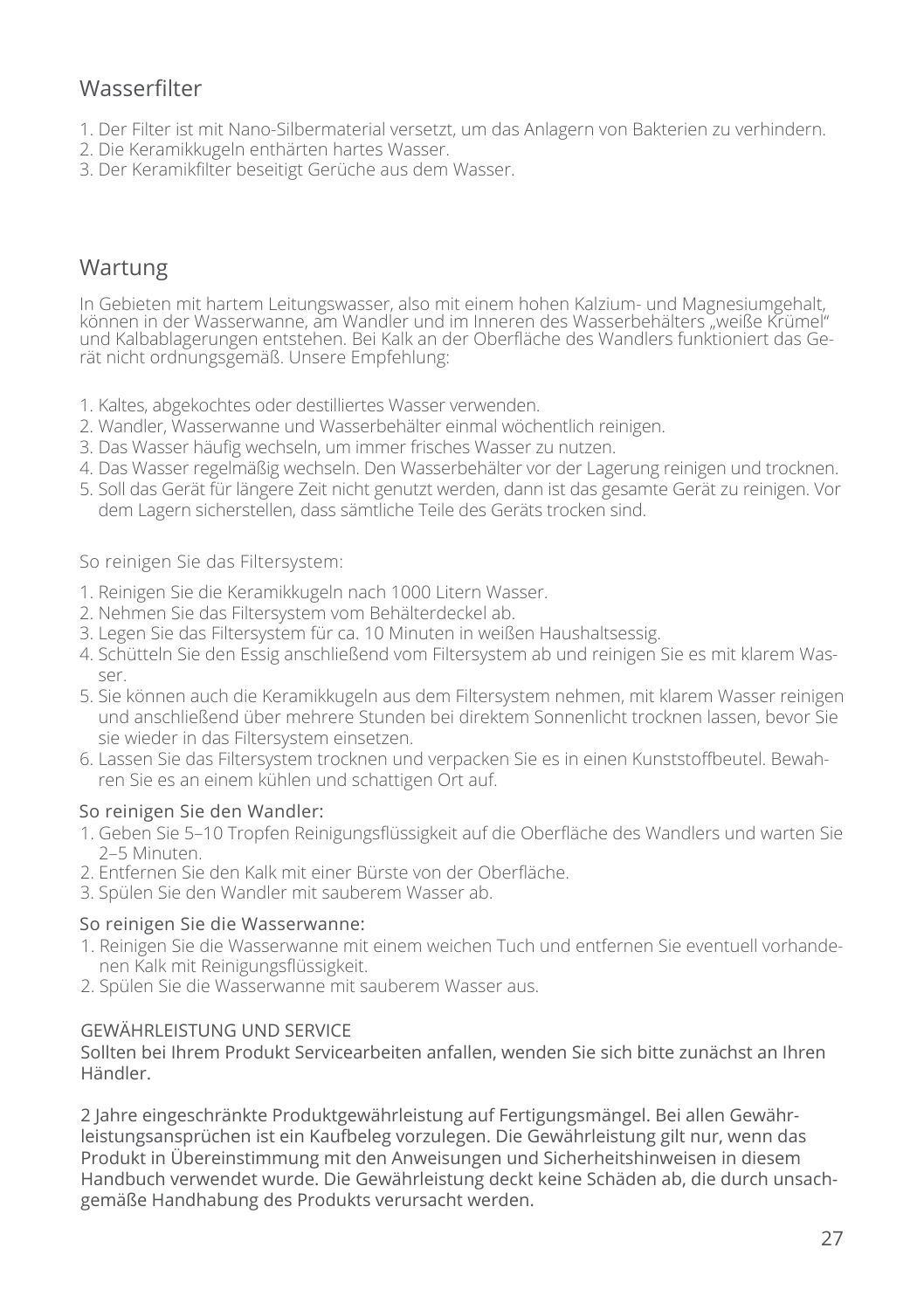## Wasserfilter

1. Der Filter ist mit Nano-Silbermaterial versetzt, um das Anlagern von Bakterien zu verhindern.
2. Die Keramikkugeln enthärten hartes Wasser.
3. Der Keramikfilter beseitigt Gerüche aus dem Wasser.

## Wartung

In Gebieten mit hartem Leitungswasser, also mit einem hohen Kalzium- und Magnesiumgehalt, können in der Wasserwanne, am Wandler und im Inneren des Wasserbehälters „weiße Krümel" und Kalbablagerungen entstehen. Bei Kalk an der Oberfläche des Wandlers funktioniert das Gerät nicht ordnungsgemäß. Unsere Empfehlung:

1. Kaltes, abgekochtes oder destilliertes Wasser verwenden.
2. Wandler, Wasserwanne und Wasserbehälter einmal wöchentlich reinigen.
3. Das Wasser häufig wechseln, um immer frisches Wasser zu nutzen.
4. Das Wasser regelmäßig wechseln. Den Wasserbehälter vor der Lagerung reinigen und trocknen.
5. Soll das Gerät für längere Zeit nicht genutzt werden, dann ist das gesamte Gerät zu reinigen. Vor dem Lagern sicherstellen, dass sämtliche Teile des Geräts trocken sind.

So reinigen Sie das Filtersystem:

1. Reinigen Sie die Keramikkugeln nach 1000 Litern Wasser.
2. Nehmen Sie das Filtersystem vom Behälterdeckel ab.
3. Legen Sie das Filtersystem für ca. 10 Minuten in weißen Haushaltsessig.
4. Schütteln Sie den Essig anschließend vom Filtersystem ab und reinigen Sie es mit klarem Wasser.
5. Sie können auch die Keramikkugeln aus dem Filtersystem nehmen, mit klarem Wasser reinigen und anschließend über mehrere Stunden bei direktem Sonnenlicht trocknen lassen, bevor Sie sie wieder in das Filtersystem einsetzen.
6. Lassen Sie das Filtersystem trocknen und verpacken Sie es in einen Kunststoffbeutel. Bewahren Sie es an einem kühlen und schattigen Ort auf.

So reinigen Sie den Wandler:

1. Geben Sie 5–10 Tropfen Reinigungsflüssigkeit auf die Oberfläche des Wandlers und warten Sie 2–5 Minuten.
2. Entfernen Sie den Kalk mit einer Bürste von der Oberfläche.
3. Spülen Sie den Wandler mit sauberem Wasser ab.

So reinigen Sie die Wasserwanne:

1. Reinigen Sie die Wasserwanne mit einem weichen Tuch und entfernen Sie eventuell vorhandenen Kalk mit Reinigungsflüssigkeit.
2. Spülen Sie die Wasserwanne mit sauberem Wasser aus.

GEWÄHRLEISTUNG UND SERVICE

Sollten bei Ihrem Produkt Servicearbeiten anfallen, wenden Sie sich bitte zunächst an Ihren Händler.

2 Jahre eingeschränkte Produktgewährleistung auf Fertigungsmängel. Bei allen Gewährleistungsansprüchen ist ein Kaufbeleg vorzulegen. Die Gewährleistung gilt nur, wenn das Produkt in Übereinstimmung mit den Anweisungen und Sicherheitshinweisen in diesem Handbuch verwendet wurde. Die Gewährleistung deckt keine Schäden ab, die durch unsachgemäße Handhabung des Produkts verursacht werden.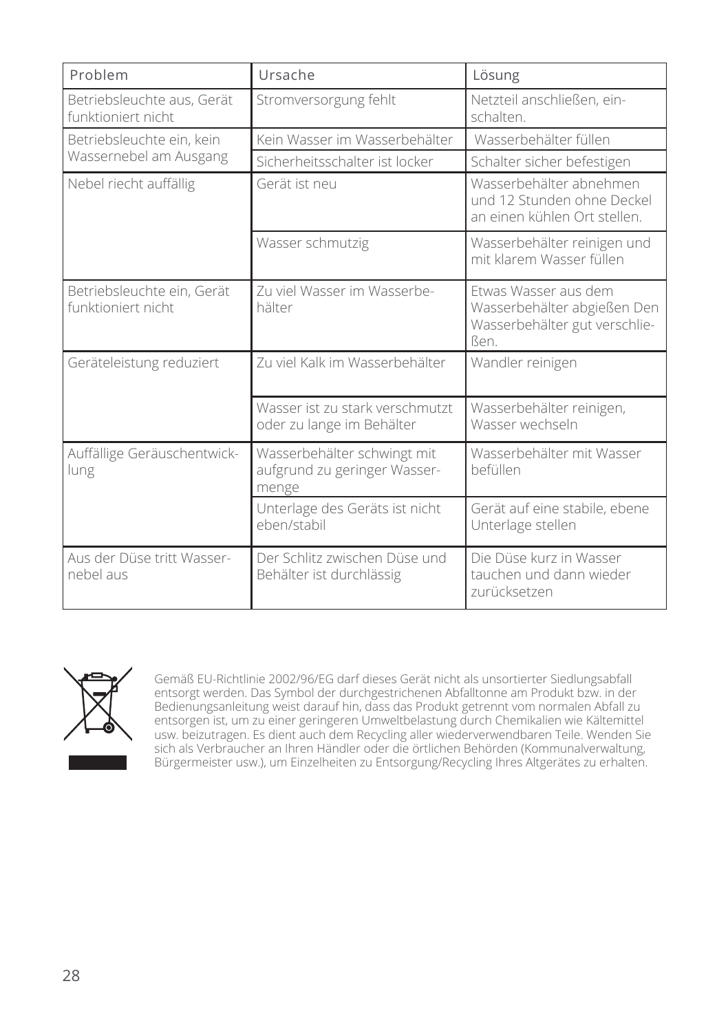| Problem | Ursache | Lösung |
|---|---|---|
| Betriebsleuchte aus, Gerät funktioniert nicht | Stromversorgung fehlt | Netzteil anschließen, einschalten. |
| Betriebsleuchte ein, kein Wassernebel am Ausgang | Kein Wasser im Wasserbehälter | Wasserbehälter füllen |
| | Sicherheitsschalter ist locker | Schalter sicher befestigen |
| Nebel riecht auffällig | Gerät ist neu | Wasserbehälter abnehmen und 12 Stunden ohne Deckel an einen kühlen Ort stellen. |
| | Wasser schmutzig | Wasserbehälter reinigen und mit klarem Wasser füllen |
| Betriebsleuchte ein, Gerät funktioniert nicht | Zu viel Wasser im Wasserbehälter | Etwas Wasser aus dem Wasserbehälter abgießen Den Wasserbehälter gut verschließen. |
| Geräteleistung reduziert | Zu viel Kalk im Wasserbehälter | Wandler reinigen |
| | Wasser ist zu stark verschmutzt oder zu lange im Behälter | Wasserbehälter reinigen, Wasser wechseln |
| Auffällige Geräuschentwicklung | Wasserbehälter schwingt mit aufgrund zu geringer Wassermenge | Wasserbehälter mit Wasser befüllen |
| | Unterlage des Geräts ist nicht eben/stabil | Gerät auf eine stabile, ebene Unterlage stellen |
| Aus der Düse tritt Wassernebel aus | Der Schlitz zwischen Düse und Behälter ist durchlässig | Die Düse kurz in Wasser tauchen und dann wieder zurücksetzen |

Gemäß EU-Richtlinie 2002/96/EG darf dieses Gerät nicht als unsortierter Siedlungsabfall entsorgt werden. Das Symbol der durchgestrichenen Abfalltonne am Produkt bzw. in der Bedienungsanleitung weist darauf hin, dass das Produkt getrennt vom normalen Abfall zu entsorgen ist, um zu einer geringeren Umweltbelastung durch Chemikalien wie Kältemittel usw. beizutragen. Es dient auch dem Recycling aller wiederverwendbaren Teile. Wenden Sie sich als Verbraucher an Ihren Händler oder die örtlichen Behörden (Kommunalverwaltung, Bürgermeister usw.), um Einzelheiten zu Entsorgung/Recycling Ihres Altgerätes zu erhalten.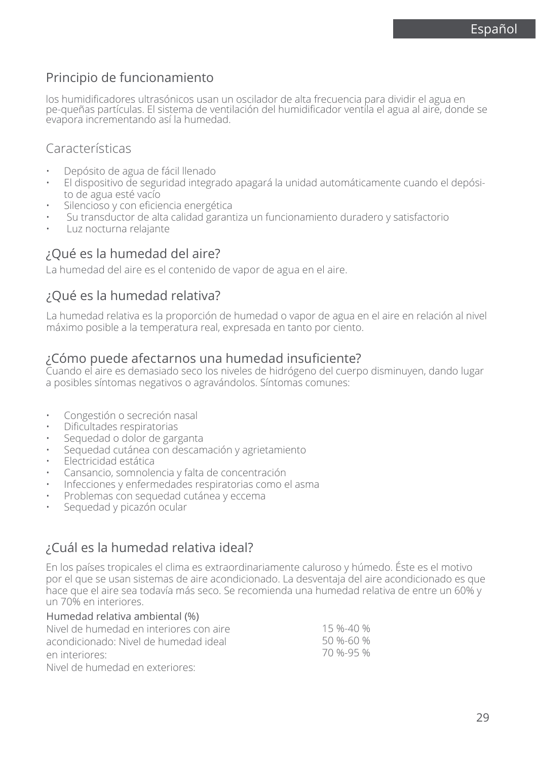## Principio de funcionamiento

los humidificadores ultrasónicos usan un oscilador de alta frecuencia para dividir el agua en pe-queñas partículas. El sistema de ventilación del humidificador ventila el agua al aire, donde se evapora incrementando así la humedad.

## Características

- Depósito de agua de fácil llenado
- El dispositivo de seguridad integrado apagará la unidad automáticamente cuando el depósi-to de agua esté vacío
- Silencioso y con eficiencia energética
- Su transductor de alta calidad garantiza un funcionamiento duradero y satisfactorio
- Luz nocturna relajante

## ¿Qué es la humedad del aire?

La humedad del aire es el contenido de vapor de agua en el aire.

## ¿Qué es la humedad relativa?

La humedad relativa es la proporción de humedad o vapor de agua en el aire en relación al nivel máximo posible a la temperatura real, expresada en tanto por ciento.

## ¿Cómo puede afectarnos una humedad insuficiente?

Cuando el aire es demasiado seco los niveles de hidrógeno del cuerpo disminuyen, dando lugar a posibles síntomas negativos o agravándolos. Síntomas comunes:

- Congestión o secreción nasal
- Dificultades respiratorias
- Sequedad o dolor de garganta
- Sequedad cutánea con descamación y agrietamiento
- Electricidad estática
- Cansancio, somnolencia y falta de concentración
- Infecciones y enfermedades respiratorias como el asma
- Problemas con sequedad cutánea y eccema
- Sequedad y picazón ocular

## ¿Cuál es la humedad relativa ideal?

En los países tropicales el clima es extraordinariamente caluroso y húmedo. Éste es el motivo por el que se usan sistemas de aire acondicionado. La desventaja del aire acondicionado es que hace que el aire sea todavía más seco. Se recomienda una humedad relativa de entre un 60% y un 70% en interiores.

| Humedad relativa ambiental (%) | |
|---|---|
| Nivel de humedad en interiores con aire acondicionado: | 15 %-40 % |
| Nivel de humedad ideal en interiores: | 50 %-60 % |
| Nivel de humedad en exteriores: | 70 %-95 % |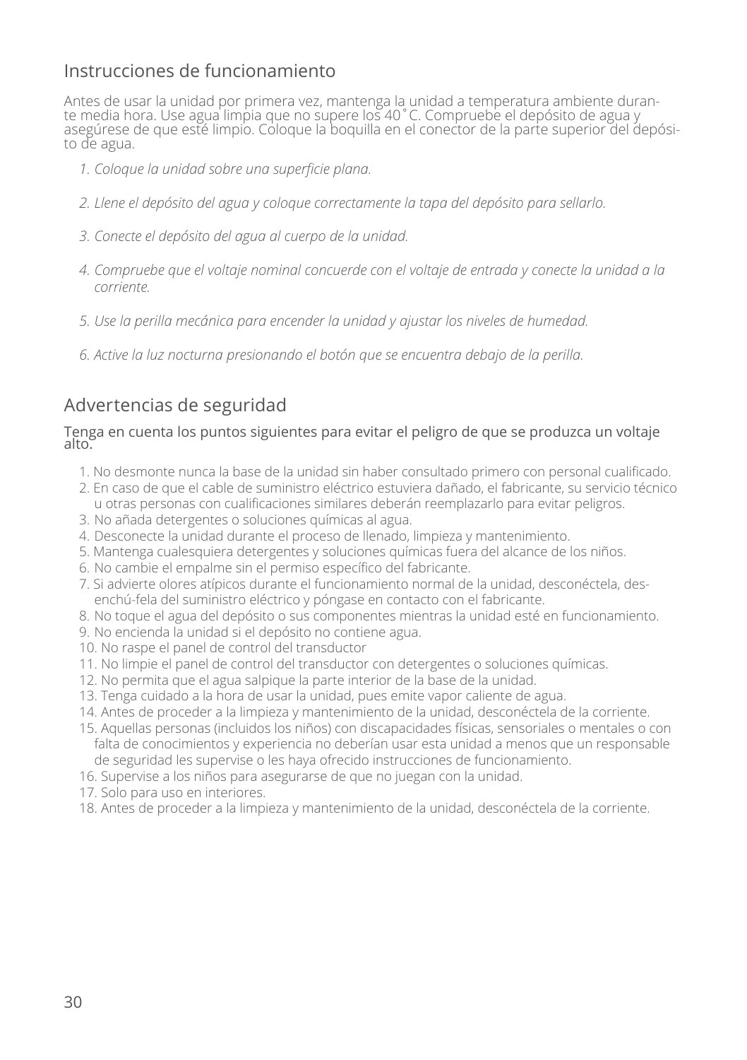## Instrucciones de funcionamiento

Antes de usar la unidad por primera vez, mantenga la unidad a temperatura ambiente durante media hora. Use agua limpia que no supere los 40˚C. Compruebe el depósito de agua y asegúrese de que esté limpio. Coloque la boquilla en el conector de la parte superior del depósito de agua.

1. *Coloque la unidad sobre una superficie plana.*

2. *Llene el depósito del agua y coloque correctamente la tapa del depósito para sellarlo.*

3. *Conecte el depósito del agua al cuerpo de la unidad.*

4. *Compruebe que el voltaje nominal concuerde con el voltaje de entrada y conecte la unidad a la corriente.*

5. *Use la perilla mecánica para encender la unidad y ajustar los niveles de humedad.*

6. *Active la luz nocturna presionando el botón que se encuentra debajo de la perilla.*

## Advertencias de seguridad

Tenga en cuenta los puntos siguientes para evitar el peligro de que se produzca un voltaje alto.

1. No desmonte nunca la base de la unidad sin haber consultado primero con personal cualificado.
2. En caso de que el cable de suministro eléctrico estuviera dañado, el fabricante, su servicio técnico u otras personas con cualificaciones similares deberán reemplazarlo para evitar peligros.
3. No añada detergentes o soluciones químicas al agua.
4. Desconecte la unidad durante el proceso de llenado, limpieza y mantenimiento.
5. Mantenga cualesquiera detergentes y soluciones químicas fuera del alcance de los niños.
6. No cambie el empalme sin el permiso específico del fabricante.
7. Si advierte olores atípicos durante el funcionamiento normal de la unidad, desconéctela, desenchú-fela del suministro eléctrico y póngase en contacto con el fabricante.
8. No toque el agua del depósito o sus componentes mientras la unidad esté en funcionamiento.
9. No encienda la unidad si el depósito no contiene agua.
10. No raspe el panel de control del transductor
11. No limpie el panel de control del transductor con detergentes o soluciones químicas.
12. No permita que el agua salpique la parte interior de la base de la unidad.
13. Tenga cuidado a la hora de usar la unidad, pues emite vapor caliente de agua.
14. Antes de proceder a la limpieza y mantenimiento de la unidad, desconéctela de la corriente.
15. Aquellas personas (incluidos los niños) con discapacidades físicas, sensoriales o mentales o con falta de conocimientos y experiencia no deberían usar esta unidad a menos que un responsable de seguridad les supervise o les haya ofrecido instrucciones de funcionamiento.
16. Supervise a los niños para asegurarse de que no juegan con la unidad.
17. Solo para uso en interiores.
18. Antes de proceder a la limpieza y mantenimiento de la unidad, desconéctela de la corriente.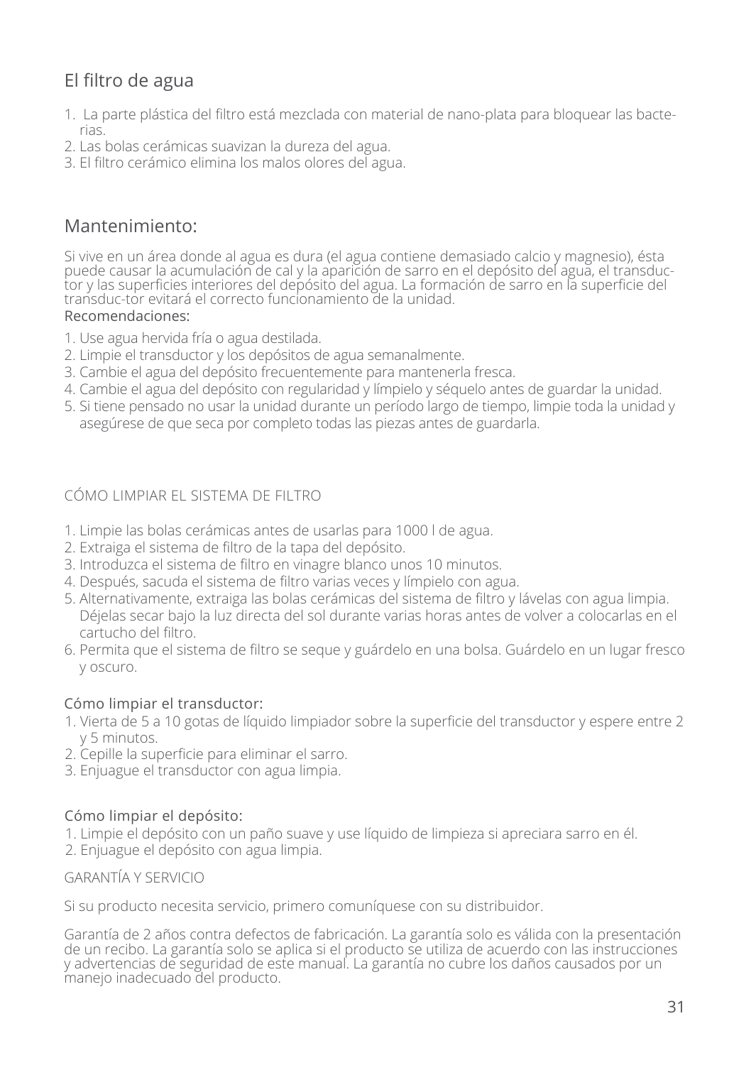## El filtro de agua

1. La parte plástica del filtro está mezclada con material de nano-plata para bloquear las bacte-rias.
2. Las bolas cerámicas suavizan la dureza del agua.
3. El filtro cerámico elimina los malos olores del agua.

## Mantenimiento:

Si vive en un área donde al agua es dura (el agua contiene demasiado calcio y magnesio), ésta puede causar la acumulación de cal y la aparición de sarro en el depósito del agua, el transduc-tor y las superficies interiores del depósito del agua. La formación de sarro en la superficie del transduc-tor evitará el correcto funcionamiento de la unidad.

Recomendaciones:

1. Use agua hervida fría o agua destilada.
2. Limpie el transductor y los depósitos de agua semanalmente.
3. Cambie el agua del depósito frecuentemente para mantenerla fresca.
4. Cambie el agua del depósito con regularidad y límpielo y séquelo antes de guardar la unidad.
5. Si tiene pensado no usar la unidad durante un período largo de tiempo, limpie toda la unidad y asegúrese de que seca por completo todas las piezas antes de guardarla.

### CÓMO LIMPIAR EL SISTEMA DE FILTRO

1. Limpie las bolas cerámicas antes de usarlas para 1000 l de agua.
2. Extraiga el sistema de filtro de la tapa del depósito.
3. Introduzca el sistema de filtro en vinagre blanco unos 10 minutos.
4. Después, sacuda el sistema de filtro varias veces y límpielo con agua.
5. Alternativamente, extraiga las bolas cerámicas del sistema de filtro y lávelas con agua limpia. Déjelas secar bajo la luz directa del sol durante varias horas antes de volver a colocarlas en el cartucho del filtro.
6. Permita que el sistema de filtro se seque y guárdelo en una bolsa. Guárdelo en un lugar fresco y oscuro.

### Cómo limpiar el transductor:

1. Vierta de 5 a 10 gotas de líquido limpiador sobre la superficie del transductor y espere entre 2 y 5 minutos.
2. Cepille la superficie para eliminar el sarro.
3. Enjuague el transductor con agua limpia.

### Cómo limpiar el depósito:

1. Limpie el depósito con un paño suave y use líquido de limpieza si apreciara sarro en él.
2. Enjuague el depósito con agua limpia.

### GARANTÍA Y SERVICIO

Si su producto necesita servicio, primero comuníquese con su distribuidor.

Garantía de 2 años contra defectos de fabricación. La garantía solo es válida con la presentación de un recibo. La garantía solo se aplica si el producto se utiliza de acuerdo con las instrucciones y advertencias de seguridad de este manual. La garantía no cubre los daños causados por un manejo inadecuado del producto.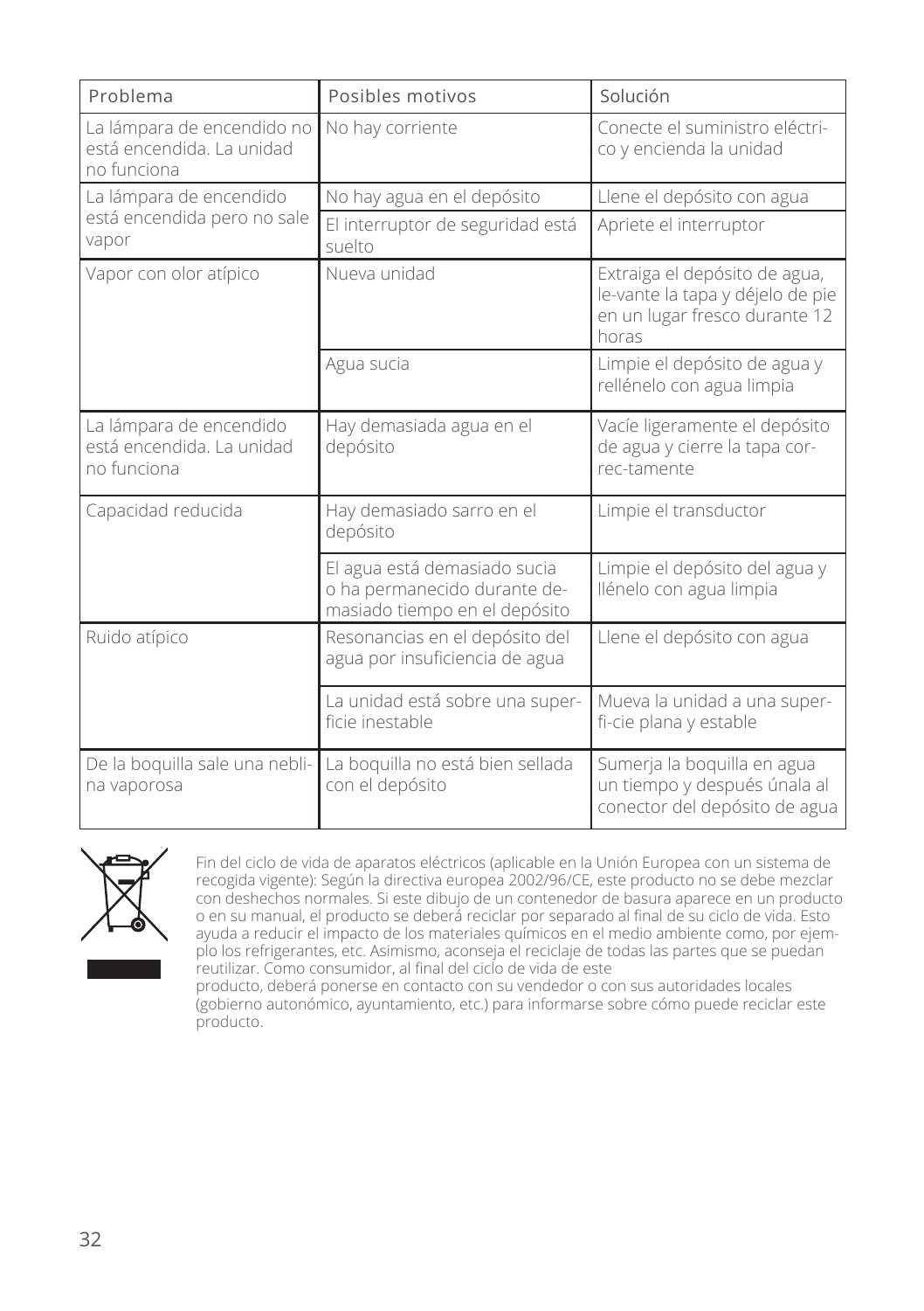| Problema | Posibles motivos | Solución |
|---|---|---|
| La lámpara de encendido no está encendida. La unidad no funciona | No hay corriente | Conecte el suministro eléctrico y encienda la unidad |
| La lámpara de encendido está encendida pero no sale vapor | No hay agua en el depósito | Llene el depósito con agua |
| | El interruptor de seguridad está suelto | Apriete el interruptor |
| Vapor con olor atípico | Nueva unidad | Extraiga el depósito de agua, le-vante la tapa y déjelo de pie en un lugar fresco durante 12 horas |
| | Agua sucia | Limpie el depósito de agua y rellénelo con agua limpia |
| La lámpara de encendido está encendida. La unidad no funciona | Hay demasiada agua en el depósito | Vacíe ligeramente el depósito de agua y cierre la tapa cor-rec-tamente |
| Capacidad reducida | Hay demasiado sarro en el depósito | Limpie el transductor |
| | El agua está demasiado sucia o ha permanecido durante demasiado tiempo en el depósito | Limpie el depósito del agua y llénelo con agua limpia |
| Ruido atípico | Resonancias en el depósito del agua por insuficiencia de agua | Llene el depósito con agua |
| | La unidad está sobre una superficie inestable | Mueva la unidad a una super-fi-cie plana y estable |
| De la boquilla sale una neblina vaporosa | La boquilla no está bien sellada con el depósito | Sumerja la boquilla en agua un tiempo y después únala al conector del depósito de agua |

Fin del ciclo de vida de aparatos eléctricos (aplicable en la Unión Europea con un sistema de recogida vigente): Según la directiva europea 2002/96/CE, este producto no se debe mezclar con deshechos normales. Si este dibujo de un contenedor de basura aparece en un producto o en su manual, el producto se deberá reciclar por separado al final de su ciclo de vida. Esto ayuda a reducir el impacto de los materiales químicos en el medio ambiente como, por ejemplo los refrigerantes, etc. Asimismo, aconseja el reciclaje de todas las partes que se puedan reutilizar. Como consumidor, al final del ciclo de vida de este producto, deberá ponerse en contacto con su vendedor o con sus autoridades locales (gobierno autonómico, ayuntamiento, etc.) para informarse sobre cómo puede reciclar este producto.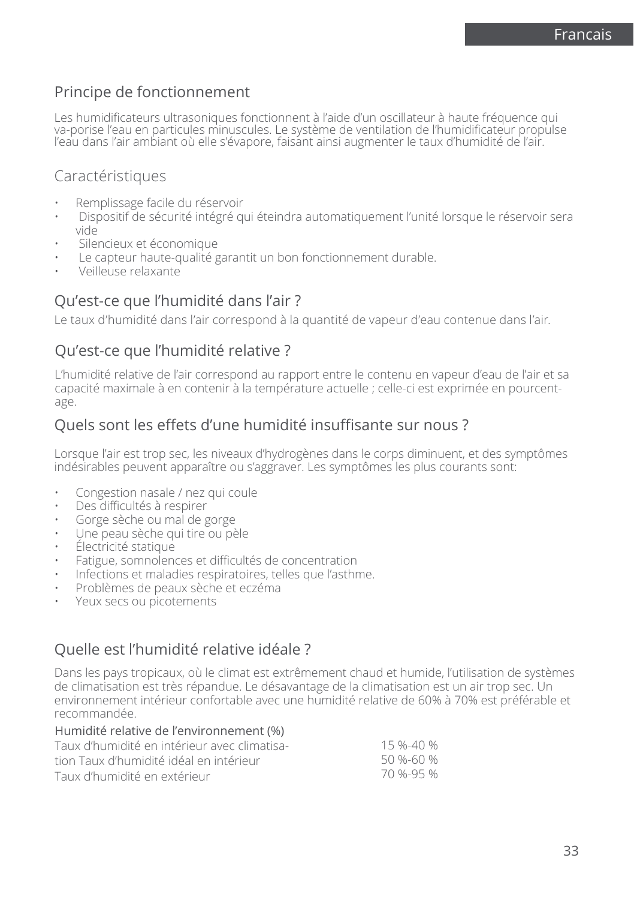## Principe de fonctionnement

Les humidificateurs ultrasoniques fonctionnent à l'aide d'un oscillateur à haute fréquence qui va-porise l'eau en particules minuscules. Le système de ventilation de l'humidificateur propulse l'eau dans l'air ambiant où elle s'évapore, faisant ainsi augmenter le taux d'humidité de l'air.

## Caractéristiques

- Remplissage facile du réservoir
- Dispositif de sécurité intégré qui éteindra automatiquement l'unité lorsque le réservoir sera vide
- Silencieux et économique
- Le capteur haute-qualité garantit un bon fonctionnement durable.
- Veilleuse relaxante

## Qu'est-ce que l'humidité dans l'air ?

Le taux d'humidité dans l'air correspond à la quantité de vapeur d'eau contenue dans l'air.

## Qu'est-ce que l'humidité relative ?

L'humidité relative de l'air correspond au rapport entre le contenu en vapeur d'eau de l'air et sa capacité maximale à en contenir à la température actuelle ; celle-ci est exprimée en pourcent-age.

## Quels sont les effets d'une humidité insuffisante sur nous ?

Lorsque l'air est trop sec, les niveaux d'hydrogènes dans le corps diminuent, et des symptômes indésirables peuvent apparaître ou s'aggraver. Les symptômes les plus courants sont:

- Congestion nasale / nez qui coule
- Des difficultés à respirer
- Gorge sèche ou mal de gorge
- Une peau sèche qui tire ou pèle
- Électricité statique
- Fatigue, somnolences et difficultés de concentration
- Infections et maladies respiratoires, telles que l'asthme.
- Problèmes de peaux sèche et eczéma
- Yeux secs ou picotements

## Quelle est l'humidité relative idéale ?

Dans les pays tropicaux, où le climat est extrêmement chaud et humide, l'utilisation de systèmes de climatisation est très répandue. Le désavantage de la climatisation est un air trop sec. Un environnement intérieur confortable avec une humidité relative de 60% à 70% est préférable et recommandée.

| Humidité relative de l'environnement (%) | |
|---|---|
| Taux d'humidité en intérieur avec climatisation | 15 %-40 % |
| Taux d'humidité idéal en intérieur | 50 %-60 % |
| Taux d'humidité en extérieur | 70 %-95 % |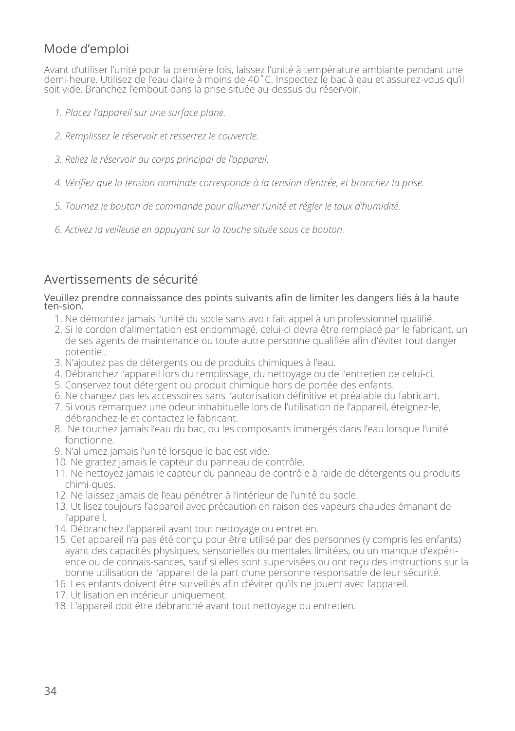## Mode d'emploi

Avant d'utiliser l'unité pour la première fois, laissez l'unité à température ambiante pendant une demi-heure. Utilisez de l'eau claire à moins de 40˚C. Inspectez le bac à eau et assurez-vous qu'il soit vide. Branchez l'embout dans la prise située au-dessus du réservoir.

1. *Placez l'appareil sur une surface plane.*
2. *Remplissez le réservoir et resserrez le couvercle.*
3. *Reliez le réservoir au corps principal de l'appareil.*
4. *Vérifiez que la tension nominale corresponde à la tension d'entrée, et branchez la prise.*
5. *Tournez le bouton de commande pour allumer l'unité et régler le taux d'humidité.*
6. *Activez la veilleuse en appuyant sur la touche située sous ce bouton.*

## Avertissements de sécurité

Veuillez prendre connaissance des points suivants afin de limiter les dangers liés à la haute ten-sion.

1. Ne démontez jamais l'unité du socle sans avoir fait appel à un professionnel qualifié.
2. Si le cordon d'alimentation est endommagé, celui-ci devra être remplacé par le fabricant, un de ses agents de maintenance ou toute autre personne qualifiée afin d'éviter tout danger potentiel.
3. N'ajoutez pas de détergents ou de produits chimiques à l'eau.
4. Débranchez l'appareil lors du remplissage, du nettoyage ou de l'entretien de celui-ci.
5. Conservez tout détergent ou produit chimique hors de portée des enfants.
6. Ne changez pas les accessoires sans l'autorisation définitive et préalable du fabricant.
7. Si vous remarquez une odeur inhabituelle lors de l'utilisation de l'appareil, éteignez-le, débranchez-le et contactez le fabricant.
8. Ne touchez jamais l'eau du bac, ou les composants immergés dans l'eau lorsque l'unité fonctionne.
9. N'allumez jamais l'unité lorsque le bac est vide.
10. Ne grattez jamais le capteur du panneau de contrôle.
11. Ne nettoyez jamais le capteur du panneau de contrôle à l'aide de détergents ou produits chimi-ques.
12. Ne laissez jamais de l'eau pénétrer à l'intérieur de l'unité du socle.
13. Utilisez toujours l'appareil avec précaution en raison des vapeurs chaudes émanant de l'appareil.
14. Débranchez l'appareil avant tout nettoyage ou entretien.
15. Cet appareil n'a pas été conçu pour être utilisé par des personnes (y compris les enfants) ayant des capacités physiques, sensorielles ou mentales limitées, ou un manque d'expéri-ence ou de connais-sances, sauf si elles sont supervisées ou ont reçu des instructions sur la bonne utilisation de l'appareil de la part d'une personne responsable de leur sécurité.
16. Les enfants doivent être surveillés afin d'éviter qu'ils ne jouent avec l'appareil.
17. Utilisation en intérieur uniquement.
18. L'appareil doit être débranché avant tout nettoyage ou entretien.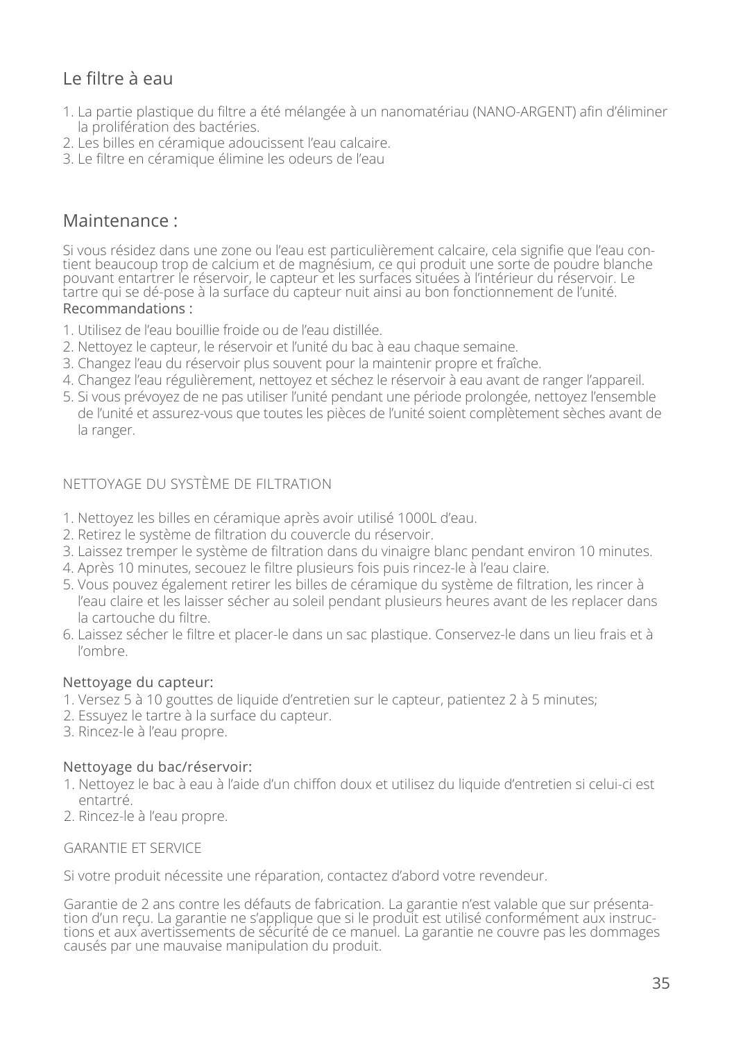## Le filtre à eau

1. La partie plastique du filtre a été mélangée à un nanomatériau (NANO-ARGENT) afin d'éliminer la prolifération des bactéries.
2. Les billes en céramique adoucissent l'eau calcaire.
3. Le filtre en céramique élimine les odeurs de l'eau

## Maintenance :

Si vous résidez dans une zone ou l'eau est particulièrement calcaire, cela signifie que l'eau contient beaucoup trop de calcium et de magnésium, ce qui produit une sorte de poudre blanche pouvant entartrer le réservoir, le capteur et les surfaces situées à l'intérieur du réservoir. Le tartre qui se dé-pose à la surface du capteur nuit ainsi au bon fonctionnement de l'unité.

### Recommandations :

1. Utilisez de l'eau bouillie froide ou de l'eau distillée.
2. Nettoyez le capteur, le réservoir et l'unité du bac à eau chaque semaine.
3. Changez l'eau du réservoir plus souvent pour la maintenir propre et fraîche.
4. Changez l'eau régulièrement, nettoyez et séchez le réservoir à eau avant de ranger l'appareil.
5. Si vous prévoyez de ne pas utiliser l'unité pendant une période prolongée, nettoyez l'ensemble de l'unité et assurez-vous que toutes les pièces de l'unité soient complètement sèches avant de la ranger.

### NETTOYAGE DU SYSTÈME DE FILTRATION

1. Nettoyez les billes en céramique après avoir utilisé 1000L d'eau.
2. Retirez le système de filtration du couvercle du réservoir.
3. Laissez tremper le système de filtration dans du vinaigre blanc pendant environ 10 minutes.
4. Après 10 minutes, secouez le filtre plusieurs fois puis rincez-le à l'eau claire.
5. Vous pouvez également retirer les billes de céramique du système de filtration, les rincer à l'eau claire et les laisser sécher au soleil pendant plusieurs heures avant de les replacer dans la cartouche du filtre.
6. Laissez sécher le filtre et placer-le dans un sac plastique. Conservez-le dans un lieu frais et à l'ombre.

### Nettoyage du capteur:

1. Versez 5 à 10 gouttes de liquide d'entretien sur le capteur, patientez 2 à 5 minutes;
2. Essuyez le tartre à la surface du capteur.
3. Rincez-le à l'eau propre.

### Nettoyage du bac/réservoir:

1. Nettoyez le bac à eau à l'aide d'un chiffon doux et utilisez du liquide d'entretien si celui-ci est entartré.
2. Rincez-le à l'eau propre.

### GARANTIE ET SERVICE

Si votre produit nécessite une réparation, contactez d'abord votre revendeur.

Garantie de 2 ans contre les défauts de fabrication. La garantie n'est valable que sur présentation d'un reçu. La garantie ne s'applique que si le produit est utilisé conformément aux instructions et aux avertissements de sécurité de ce manuel. La garantie ne couvre pas les dommages causés par une mauvaise manipulation du produit.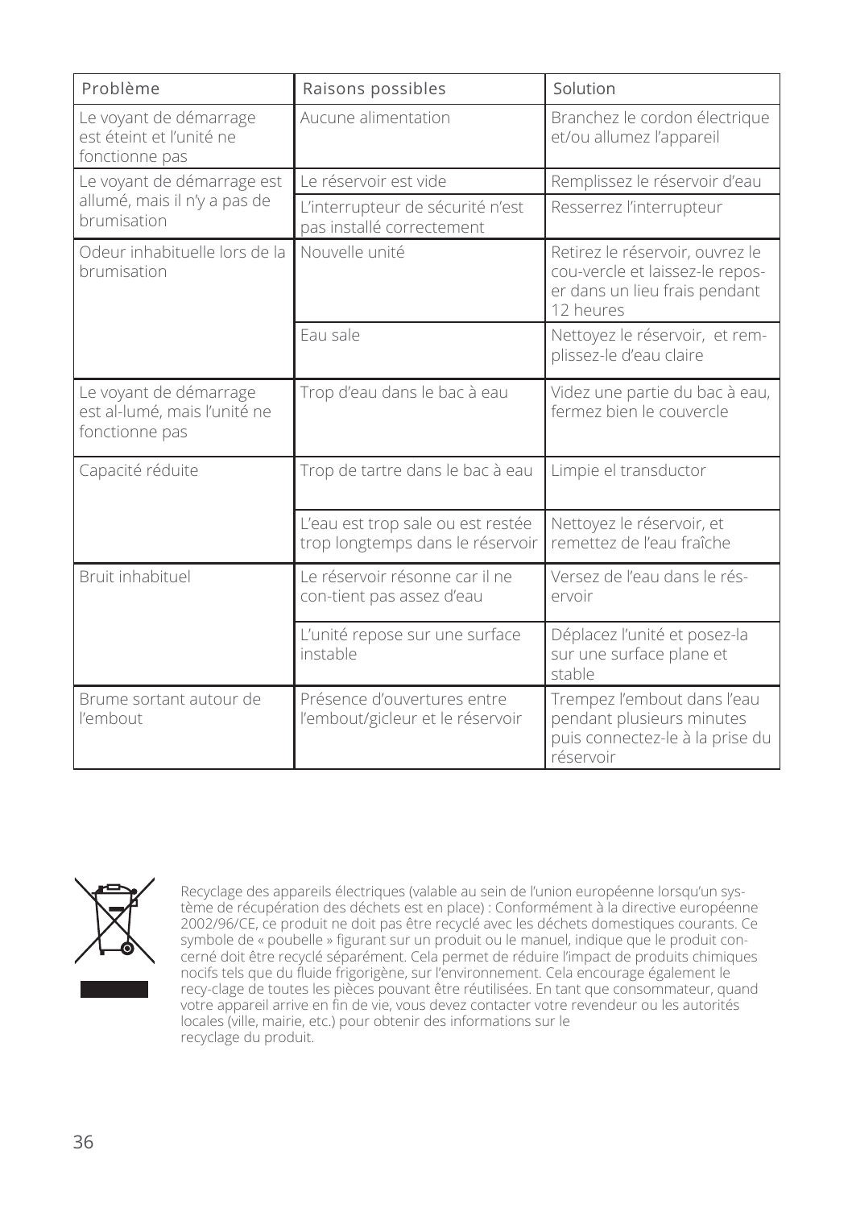| Problème | Raisons possibles | Solution |
|---|---|---|
| Le voyant de démarrage est éteint et l'unité ne fonctionne pas | Aucune alimentation | Branchez le cordon électrique et/ou allumez l'appareil |
| Le voyant de démarrage est allumé, mais il n'y a pas de brumisation | Le réservoir est vide | Remplissez le réservoir d'eau |
| | L'interrupteur de sécurité n'est pas installé correctement | Resserrez l'interrupteur |
| Odeur inhabituelle lors de la brumisation | Nouvelle unité | Retirez le réservoir, ouvrez le cou-vercle et laissez-le repos-er dans un lieu frais pendant 12 heures |
| | Eau sale | Nettoyez le réservoir, et rem-plissez-le d'eau claire |
| Le voyant de démarrage est al-lumé, mais l'unité ne fonctionne pas | Trop d'eau dans le bac à eau | Videz une partie du bac à eau, fermez bien le couvercle |
| Capacité réduite | Trop de tartre dans le bac à eau | Limpie el transductor |
| | L'eau est trop sale ou est restée trop longtemps dans le réservoir | Nettoyez le réservoir, et remettez de l'eau fraîche |
| Bruit inhabituel | Le réservoir résonne car il ne con-tient pas assez d'eau | Versez de l'eau dans le rés-ervoir |
| | L'unité repose sur une surface instable | Déplacez l'unité et posez-la sur une surface plane et stable |
| Brume sortant autour de l'embout | Présence d'ouvertures entre l'embout/gicleur et le réservoir | Trempez l'embout dans l'eau pendant plusieurs minutes puis connectez-le à la prise du réservoir |

Recyclage des appareils électriques (valable au sein de l'union européenne lorsqu'un sys-tème de récupération des déchets est en place) : Conformément à la directive européenne 2002/96/CE, ce produit ne doit pas être recyclé avec les déchets domestiques courants. Ce symbole de « poubelle » figurant sur un produit ou le manuel, indique que le produit con-cerné doit être recyclé séparément. Cela permet de réduire l'impact de produits chimiques nocifs tels que du fluide frigorigène, sur l'environnement. Cela encourage également le recy-clage de toutes les pièces pouvant être réutilisées. En tant que consommateur, quand votre appareil arrive en fin de vie, vous devez contacter votre revendeur ou les autorités locales (ville, mairie, etc.) pour obtenir des informations sur le recyclage du produit.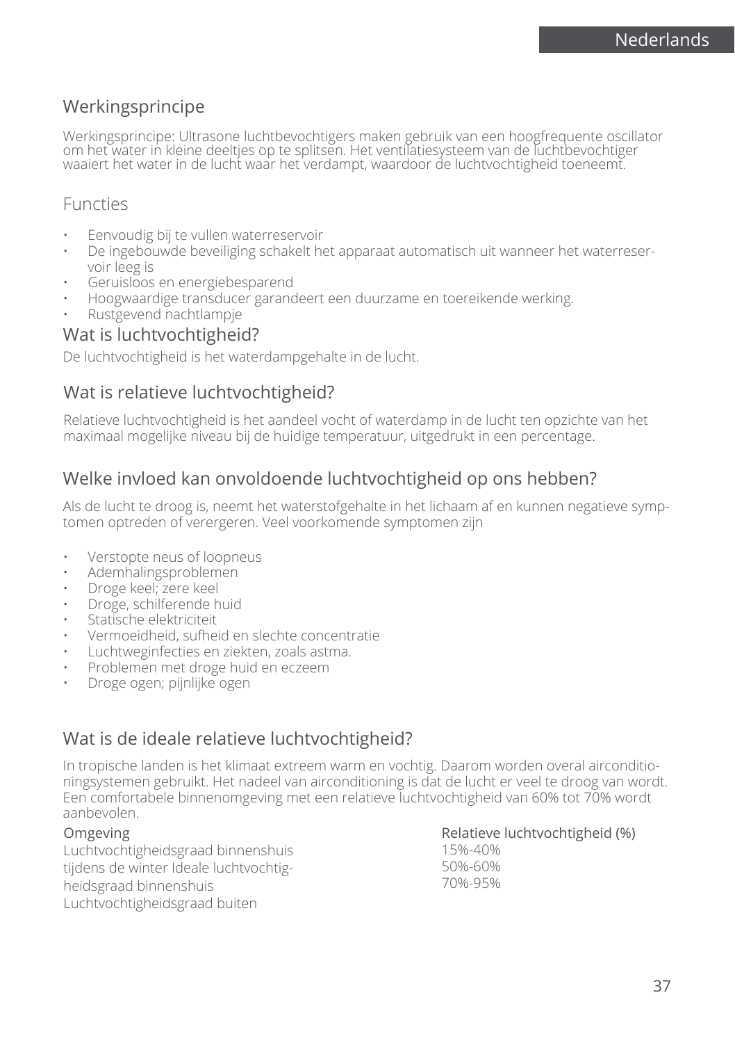## Werkingsprincipe

Werkingsprincipe: Ultrasone luchtbevochtigers maken gebruik van een hoogfrequente oscillator om het water in kleine deeltjes op te splitsen. Het ventilatiesysteem van de luchtbevochtiger waaiert het water in de lucht waar het verdampt, waardoor de luchtvochtigheid toeneemt.

## Functies

- Eenvoudig bij te vullen waterreservoir
- De ingebouwde beveiliging schakelt het apparaat automatisch uit wanneer het waterreservoir leeg is
- Geruisloos en energiebesparend
- Hoogwaardige transducer garandeert een duurzame en toereikende werking.
- Rustgevend nachtlampje

## Wat is luchtvochtigheid?

De luchtvochtigheid is het waterdampgehalte in de lucht.

## Wat is relatieve luchtvochtigheid?

Relatieve luchtvochtigheid is het aandeel vocht of waterdamp in de lucht ten opzichte van het maximaal mogelijke niveau bij de huidige temperatuur, uitgedrukt in een percentage.

## Welke invloed kan onvoldoende luchtvochtigheid op ons hebben?

Als de lucht te droog is, neemt het waterstofgehalte in het lichaam af en kunnen negatieve symptomen optreden of verergeren. Veel voorkomende symptomen zijn

- Verstopte neus of loopneus
- Ademhalingsproblemen
- Droge keel; zere keel
- Droge, schilferende huid
- Statische elektriciteit
- Vermoeidheid, sufheid en slechte concentratie
- Luchtweginfecties en ziekten, zoals astma.
- Problemen met droge huid en eczeem
- Droge ogen; pijnlijke ogen

## Wat is de ideale relatieve luchtvochtigheid?

In tropische landen is het klimaat extreem warm en vochtig. Daarom worden overal airconditioningsystemen gebruikt. Het nadeel van airconditioning is dat de lucht er veel te droog van wordt. Een comfortabele binnenomgeving met een relatieve luchtvochtigheid van 60% tot 70% wordt aanbevolen.

| Omgeving | Relatieve luchtvochtigheid (%) |
|---|---|
| Luchtvochtigheidsgraad binnenshuis tijdens de winter | 15%-40% |
| Ideale luchtvochtigheidsgraad binnenshuis | 50%-60% |
| Luchtvochtigheidsgraad buiten | 70%-95% |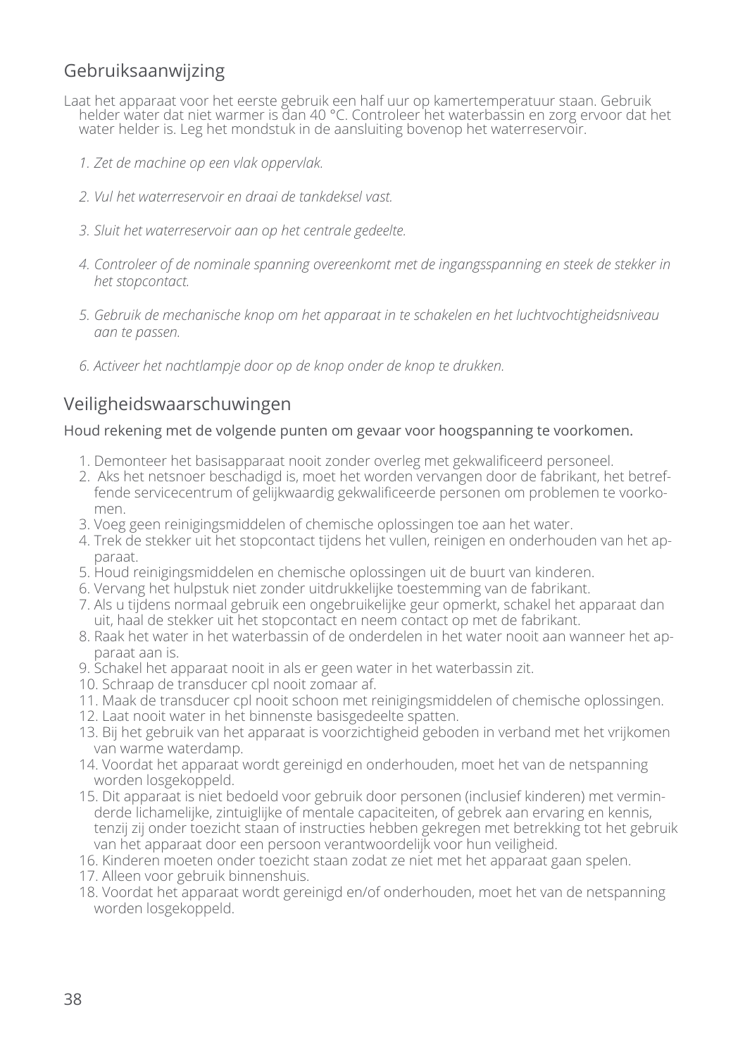## Gebruiksaanwijzing

Laat het apparaat voor het eerste gebruik een half uur op kamertemperatuur staan. Gebruik helder water dat niet warmer is dan 40 °C. Controleer het waterbassin en zorg ervoor dat het water helder is. Leg het mondstuk in de aansluiting bovenop het waterreservoir.

1. *Zet de machine op een vlak oppervlak.*

2. *Vul het waterreservoir en draai de tankdeksel vast.*

3. *Sluit het waterreservoir aan op het centrale gedeelte.*

4. *Controleer of de nominale spanning overeenkomt met de ingangsspanning en steek de stekker in het stopcontact.*

5. *Gebruik de mechanische knop om het apparaat in te schakelen en het luchtvochtigheidsniveau aan te passen.*

6. *Activeer het nachtlampje door op de knop onder de knop te drukken.*

## Veiligheidswaarschuwingen

Houd rekening met de volgende punten om gevaar voor hoogspanning te voorkomen.

1. Demonteer het basisapparaat nooit zonder overleg met gekwalificeerd personeel.
2. Aks het netsnoer beschadigd is, moet het worden vervangen door de fabrikant, het betreffende servicecentrum of gelijkwaardig gekwalificeerde personen om problemen te voorkomen.
3. Voeg geen reinigingsmiddelen of chemische oplossingen toe aan het water.
4. Trek de stekker uit het stopcontact tijdens het vullen, reinigen en onderhouden van het apparaat.
5. Houd reinigingsmiddelen en chemische oplossingen uit de buurt van kinderen.
6. Vervang het hulpstuk niet zonder uitdrukkelijke toestemming van de fabrikant.
7. Als u tijdens normaal gebruik een ongebruikelijke geur opmerkt, schakel het apparaat dan uit, haal de stekker uit het stopcontact en neem contact op met de fabrikant.
8. Raak het water in het waterbassin of de onderdelen in het water nooit aan wanneer het apparaat aan is.
9. Schakel het apparaat nooit in als er geen water in het waterbassin zit.
10. Schraap de transducer cpl nooit zomaar af.
11. Maak de transducer cpl nooit schoon met reinigingsmiddelen of chemische oplossingen.
12. Laat nooit water in het binnenste basisgedeelte spatten.
13. Bij het gebruik van het apparaat is voorzichtigheid geboden in verband met het vrijkomen van warme waterdamp.
14. Voordat het apparaat wordt gereinigd en onderhouden, moet het van de netspanning worden losgekoppeld.
15. Dit apparaat is niet bedoeld voor gebruik door personen (inclusief kinderen) met verminderde lichamelijke, zintuiglijke of mentale capaciteiten, of gebrek aan ervaring en kennis, tenzij zij onder toezicht staan of instructies hebben gekregen met betrekking tot het gebruik van het apparaat door een persoon verantwoordelijk voor hun veiligheid.
16. Kinderen moeten onder toezicht staan zodat ze niet met het apparaat gaan spelen.
17. Alleen voor gebruik binnenshuis.
18. Voordat het apparaat wordt gereinigd en/of onderhouden, moet het van de netspanning worden losgekoppeld.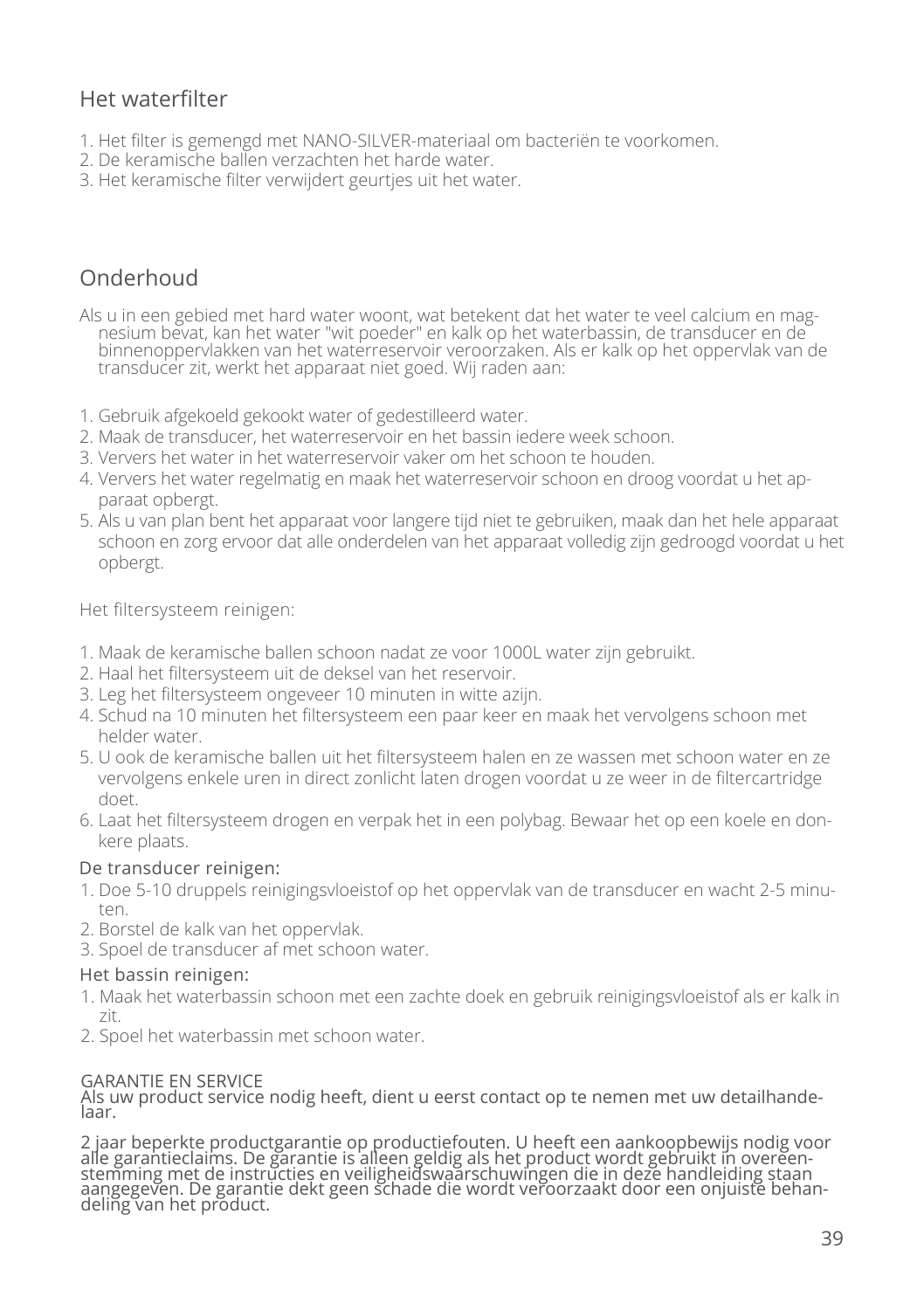## Het waterfilter

1. Het filter is gemengd met NANO-SILVER-materiaal om bacteriën te voorkomen.
2. De keramische ballen verzachten het harde water.
3. Het keramische filter verwijdert geurtjes uit het water.

## Onderhoud

Als u in een gebied met hard water woont, wat betekent dat het water te veel calcium en magnesium bevat, kan het water "wit poeder" en kalk op het waterbassin, de transducer en de binnenoppervlakken van het waterreservoir veroorzaken. Als er kalk op het oppervlak van de transducer zit, werkt het apparaat niet goed. Wij raden aan:

1. Gebruik afgekoeld gekookt water of gedestilleerd water.
2. Maak de transducer, het waterreservoir en het bassin iedere week schoon.
3. Ververs het water in het waterreservoir vaker om het schoon te houden.
4. Ververs het water regelmatig en maak het waterreservoir schoon en droog voordat u het apparaat opbergt.
5. Als u van plan bent het apparaat voor langere tijd niet te gebruiken, maak dan het hele apparaat schoon en zorg ervoor dat alle onderdelen van het apparaat volledig zijn gedroogd voordat u het opbergt.

Het filtersysteem reinigen:

1. Maak de keramische ballen schoon nadat ze voor 1000L water zijn gebruikt.
2. Haal het filtersysteem uit de deksel van het reservoir.
3. Leg het filtersysteem ongeveer 10 minuten in witte azijn.
4. Schud na 10 minuten het filtersysteem een paar keer en maak het vervolgens schoon met helder water.
5. U ook de keramische ballen uit het filtersysteem halen en ze wassen met schoon water en ze vervolgens enkele uren in direct zonlicht laten drogen voordat u ze weer in de filtercartridge doet.
6. Laat het filtersysteem drogen en verpak het in een polybag. Bewaar het op een koele en donkere plaats.

De transducer reinigen:

1. Doe 5-10 druppels reinigingsvloeistof op het oppervlak van de transducer en wacht 2-5 minuten.
2. Borstel de kalk van het oppervlak.
3. Spoel de transducer af met schoon water.

Het bassin reinigen:

1. Maak het waterbassin schoon met een zachte doek en gebruik reinigingsvloeistof als er kalk in zit.
2. Spoel het waterbassin met schoon water.

GARANTIE EN SERVICE

Als uw product service nodig heeft, dient u eerst contact op te nemen met uw detailhandelaar.

2 jaar beperkte productgarantie op productiefouten. U heeft een aankoopbewijs nodig voor alle garantieclaims. De garantie is alleen geldig als het product wordt gebruikt in overeenstemming met de instructies en veiligheidswaarschuwingen die in deze handleiding staan aangegeven. De garantie dekt geen schade die wordt veroorzaakt door een onjuiste behandeling van het product.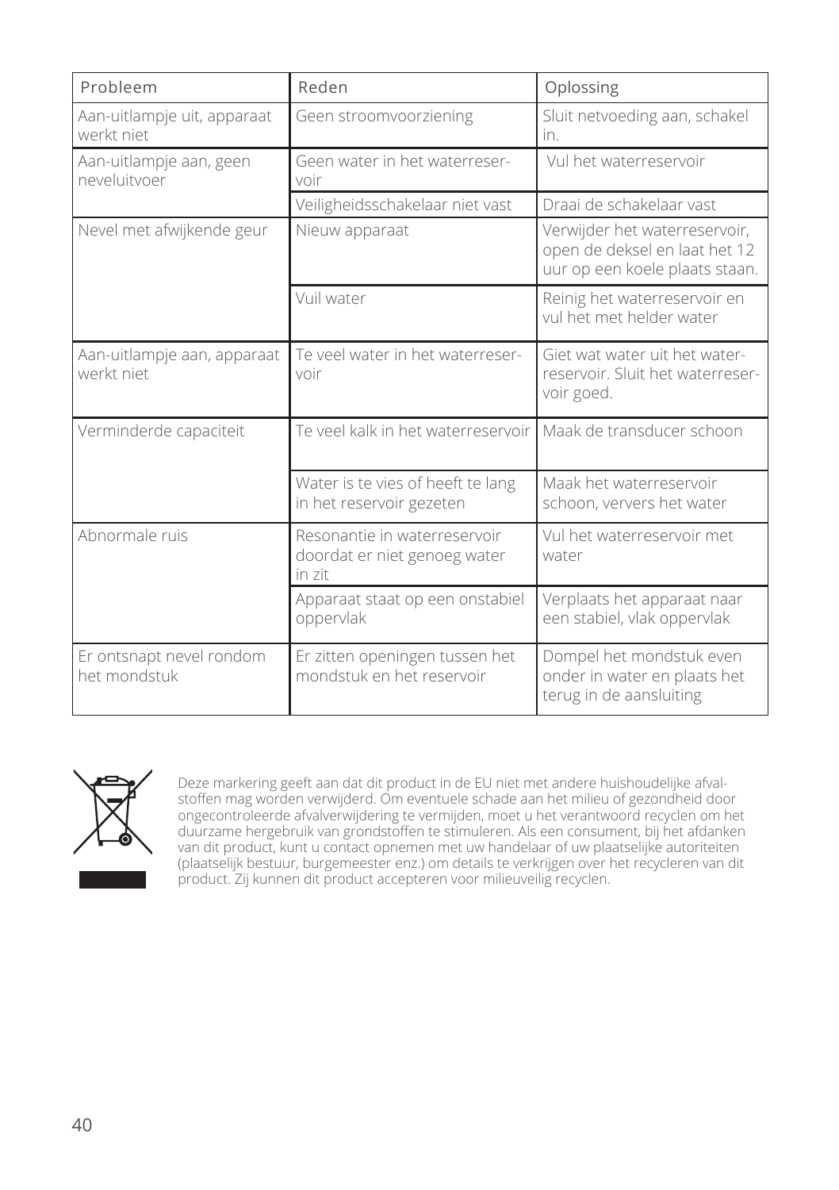| Probleem | Reden | Oplossing |
| --- | --- | --- |
| Aan-uitlampje uit, apparaat werkt niet | Geen stroomvoorziening | Sluit netvoeding aan, schakel in. |
| Aan-uitlampje aan, geen neveluitvoer | Geen water in het waterreservoir | Vul het waterreservoir |
| | Veiligheidsschakelaar niet vast | Draai de schakelaar vast |
| Nevel met afwijkende geur | Nieuw apparaat | Verwijder het waterreservoir, open de deksel en laat het 12 uur op een koele plaats staan. |
| | Vuil water | Reinig het waterreservoir en vul het met helder water |
| Aan-uitlampje aan, apparaat werkt niet | Te veel water in het waterreservoir | Giet wat water uit het waterreservoir. Sluit het waterreservoir goed. |
| Verminderde capaciteit | Te veel kalk in het waterreservoir | Maak de transducer schoon |
| | Water is te vies of heeft te lang in het reservoir gezeten | Maak het waterreservoir schoon, ververs het water |
| Abnormale ruis | Resonantie in waterreservoir doordat er niet genoeg water in zit | Vul het waterreservoir met water |
| | Apparaat staat op een onstabiel oppervlak | Verplaats het apparaat naar een stabiel, vlak oppervlak |
| Er ontsnapt nevel rondom het mondstuk | Er zitten openingen tussen het mondstuk en het reservoir | Dompel het mondstuk even onder in water en plaats het terug in de aansluiting |

Deze markering geeft aan dat dit product in de EU niet met andere huishoudelijke afvalstoffen mag worden verwijderd. Om eventuele schade aan het milieu of gezondheid door ongecontroleerde afvalverwijdering te vermijden, moet u het verantwoord recyclen om het duurzame hergebruik van grondstoffen te stimuleren. Als een consument, bij het afdanken van dit product, kunt u contact opnemen met uw handelaar of uw plaatselijke autoriteiten (plaatselijk bestuur, burgemeester enz.) om details te verkrijgen over het recycleren van dit product. Zij kunnen dit product accepteren voor milieuveilig recyclen.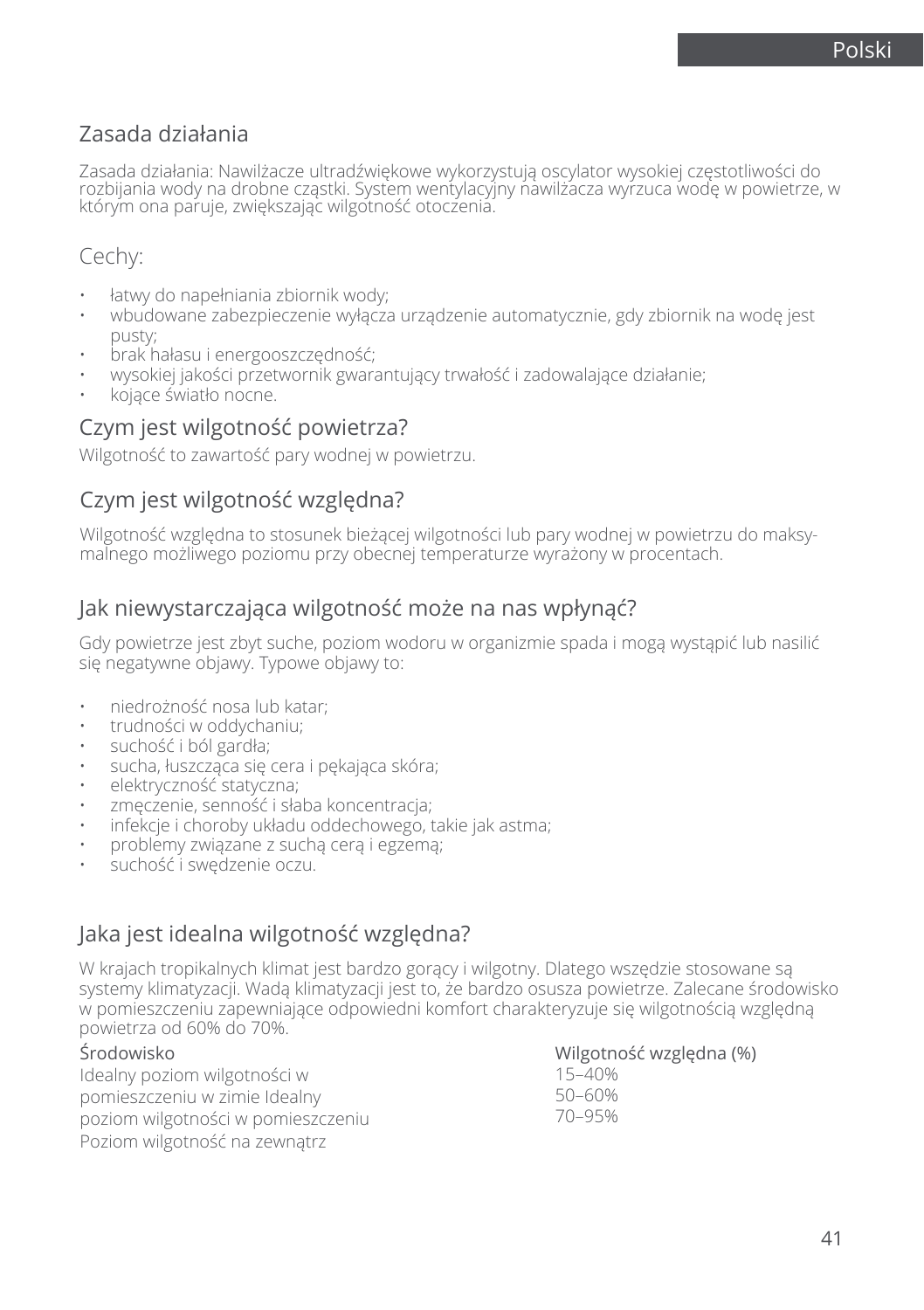## Zasada działania

Zasada działania: Nawilżacze ultradźwiękowe wykorzystują oscylator wysokiej częstotliwości do rozbijania wody na drobne cząstki. System wentylacyjny nawilżacza wyrzuca wodę w powietrze, w którym ona paruje, zwiększając wilgotność otoczenia.

## Cechy:

- łatwy do napełniania zbiornik wody;
- wbudowane zabezpieczenie wyłącza urządzenie automatycznie, gdy zbiornik na wodę jest pusty;
- brak hałasu i energooszczędność;
- wysokiej jakości przetwornik gwarantujący trwałość i zadowalające działanie;
- kojące światło nocne.

## Czym jest wilgotność powietrza?

Wilgotność to zawartość pary wodnej w powietrzu.

## Czym jest wilgotność względna?

Wilgotność względna to stosunek bieżącej wilgotności lub pary wodnej w powietrzu do maksymalnego możliwego poziomu przy obecnej temperaturze wyrażony w procentach.

## Jak niewystarczająca wilgotność może na nas wpłynąć?

Gdy powietrze jest zbyt suche, poziom wodoru w organizmie spada i mogą wystąpić lub nasilić się negatywne objawy. Typowe objawy to:

- niedrożność nosa lub katar;
- trudności w oddychaniu;
- suchość i ból gardła;
- sucha, łuszcząca się cera i pękająca skóra;
- elektryczność statyczna;
- zmęczenie, senność i słaba koncentracja;
- infekcje i choroby układu oddechowego, takie jak astma;
- problemy związane z suchą cerą i egzemą;
- suchość i swędzenie oczu.

## Jaka jest idealna wilgotność względna?

W krajach tropikalnych klimat jest bardzo gorący i wilgotny. Dlatego wszędzie stosowane są systemy klimatyzacji. Wadą klimatyzacji jest to, że bardzo osusza powietrze. Zalecane środowisko w pomieszczeniu zapewniające odpowiedni komfort charakteryzuje się wilgotnością względną powietrza od 60% do 70%.

| Środowisko | Wilgotność względna (%) |
| --- | --- |
| Idealny poziom wilgotności w pomieszczeniu w zimie | 15–40% |
| Idealny poziom wilgotności w pomieszczeniu | 50–60% |
| Poziom wilgotność na zewnątrz | 70–95% |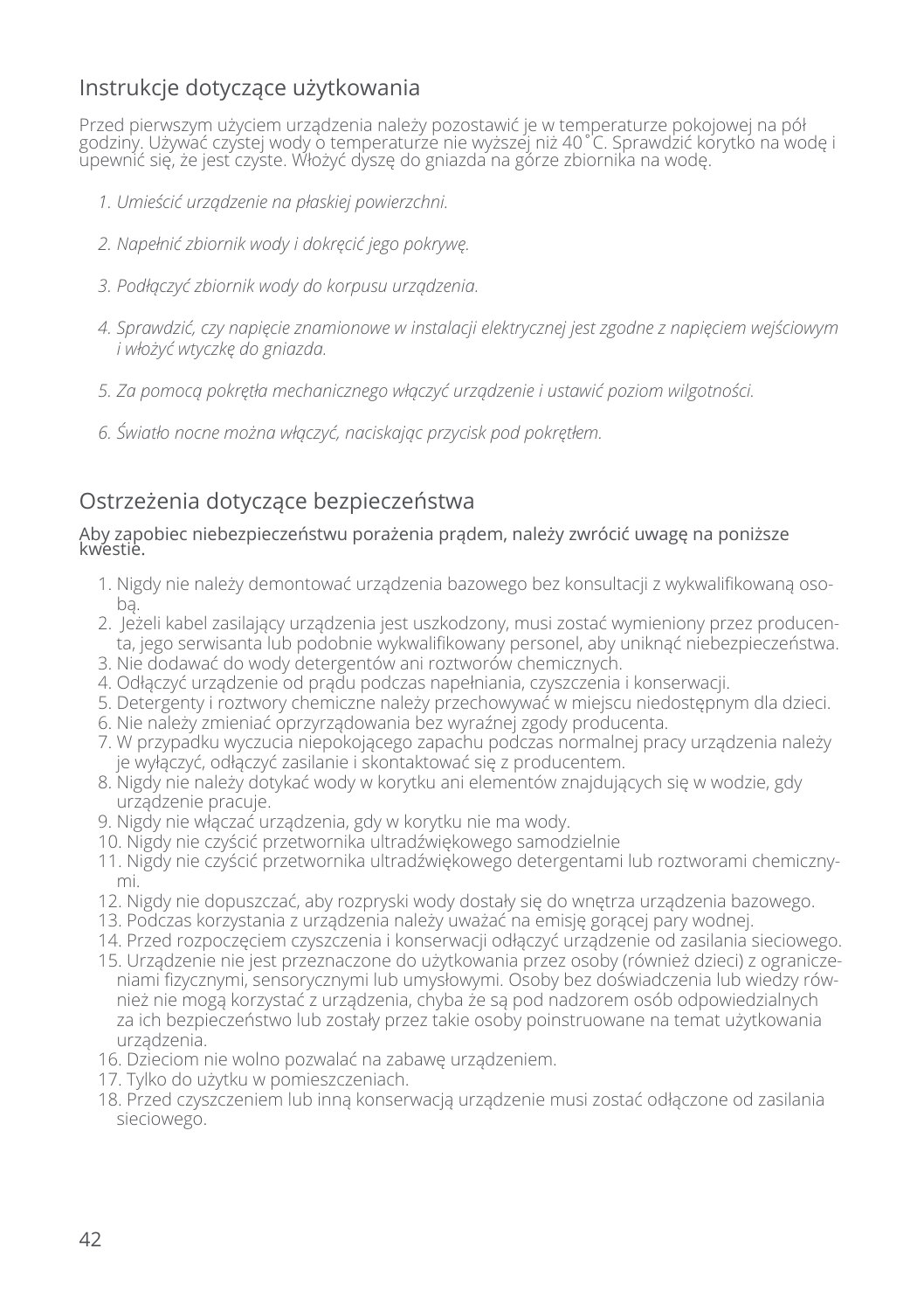## Instrukcje dotyczące użytkowania

Przed pierwszym użyciem urządzenia należy pozostawić je w temperaturze pokojowej na pół godziny. Używać czystej wody o temperaturze nie wyższej niż 40˚C. Sprawdzić korytko na wodę i upewnić się, że jest czyste. Włożyć dyszę do gniazda na górze zbiornika na wodę.

1. *Umieścić urządzenie na płaskiej powierzchni.*
2. *Napełnić zbiornik wody i dokręcić jego pokrywę.*
3. *Podłączyć zbiornik wody do korpusu urządzenia.*
4. *Sprawdzić, czy napięcie znamionowe w instalacji elektrycznej jest zgodne z napięciem wejściowym i włożyć wtyczkę do gniazda.*
5. *Za pomocą pokrętła mechanicznego włączyć urządzenie i ustawić poziom wilgotności.*
6. *Światło nocne można włączyć, naciskając przycisk pod pokrętłem.*

## Ostrzeżenia dotyczące bezpieczeństwa

Aby zapobiec niebezpieczeństwu porażenia prądem, należy zwrócić uwagę na poniższe kwestie.

1. Nigdy nie należy demontować urządzenia bazowego bez konsultacji z wykwalifikowaną osobą.
2. Jeżeli kabel zasilający urządzenia jest uszkodzony, musi zostać wymieniony przez producenta, jego serwisanta lub podobnie wykwalifikowany personel, aby uniknąć niebezpieczeństwa.
3. Nie dodawać do wody detergentów ani roztworów chemicznych.
4. Odłączyć urządzenie od prądu podczas napełniania, czyszczenia i konserwacji.
5. Detergenty i roztwory chemiczne należy przechowywać w miejscu niedostępnym dla dzieci.
6. Nie należy zmieniać oprzyrządowania bez wyraźnej zgody producenta.
7. W przypadku wyczucia niepokojącego zapachu podczas normalnej pracy urządzenia należy je wyłączyć, odłączyć zasilanie i skontaktować się z producentem.
8. Nigdy nie należy dotykać wody w korytku ani elementów znajdujących się w wodzie, gdy urządzenie pracuje.
9. Nigdy nie włączać urządzenia, gdy w korytku nie ma wody.
10. Nigdy nie czyścić przetwornika ultradźwiękowego samodzielnie
11. Nigdy nie czyścić przetwornika ultradźwiękowego detergentami lub roztworami chemicznymi.
12. Nigdy nie dopuszczać, aby rozpryski wody dostały się do wnętrza urządzenia bazowego.
13. Podczas korzystania z urządzenia należy uważać na emisję gorącej pary wodnej.
14. Przed rozpoczęciem czyszczenia i konserwacji odłączyć urządzenie od zasilania sieciowego.
15. Urządzenie nie jest przeznaczone do użytkowania przez osoby (również dzieci) z ograniczeniami fizycznymi, sensorycznymi lub umysłowymi. Osoby bez doświadczenia lub wiedzy również nie mogą korzystać z urządzenia, chyba że są pod nadzorem osób odpowiedzialnych za ich bezpieczeństwo lub zostały przez takie osoby poinstruowane na temat użytkowania urządzenia.
16. Dzieciom nie wolno pozwalać na zabawę urządzeniem.
17. Tylko do użytku w pomieszczeniach.
18. Przed czyszczeniem lub inną konserwacją urządzenie musi zostać odłączone od zasilania sieciowego.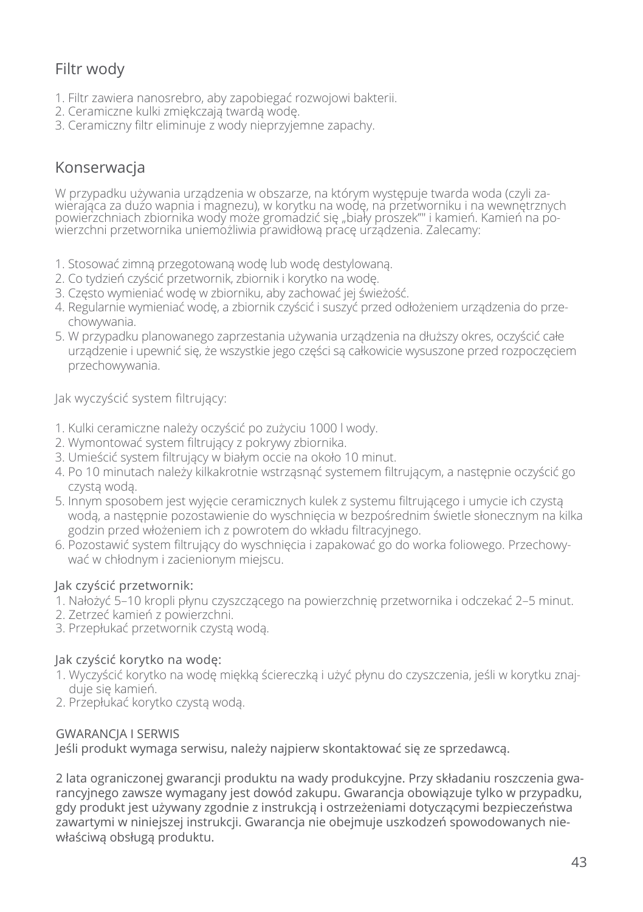## Filtr wody

1. Filtr zawiera nanosrebro, aby zapobiegać rozwojowi bakterii.
2. Ceramiczne kulki zmiękczają twardą wodę.
3. Ceramiczny filtr eliminuje z wody nieprzyjemne zapachy.

## Konserwacja

W przypadku używania urządzenia w obszarze, na którym występuje twarda woda (czyli zawierająca za dużo wapnia i magnezu), w korytku na wodę, na przetworniku i na wewnętrznych powierzchniach zbiornika wody może gromadzić się „biały proszek"" i kamień. Kamień na powierzchni przetwornika uniemożliwia prawidłową pracę urządzenia. Zalecamy:

1. Stosować zimną przegotowaną wodę lub wodę destylowaną.
2. Co tydzień czyścić przetwornik, zbiornik i korytko na wodę.
3. Często wymieniać wodę w zbiorniku, aby zachować jej świeżość.
4. Regularnie wymieniać wodę, a zbiornik czyścić i suszyć przed odłożeniem urządzenia do przechowywania.
5. W przypadku planowanego zaprzestania używania urządzenia na dłuższy okres, oczyścić całe urządzenie i upewnić się, że wszystkie jego części są całkowicie wysuszone przed rozpoczęciem przechowywania.

Jak wyczyścić system filtrujący:

1. Kulki ceramiczne należy oczyścić po zużyciu 1000 l wody.
2. Wymontować system filtrujący z pokrywy zbiornika.
3. Umieścić system filtrujący w białym occie na około 10 minut.
4. Po 10 minutach należy kilkakrotnie wstrząsnąć systemem filtrującym, a następnie oczyścić go czystą wodą.
5. Innym sposobem jest wyjęcie ceramicznych kulek z systemu filtrującego i umycie ich czystą wodą, a następnie pozostawienie do wyschnięcia w bezpośrednim świetle słonecznym na kilka godzin przed włożeniem ich z powrotem do wkładu filtracyjnego.
6. Pozostawić system filtrujący do wyschnięcia i zapakować go do worka foliowego. Przechowywać w chłodnym i zacienionym miejscu.

Jak czyścić przetwornik:

1. Nałożyć 5–10 kropli płynu czyszczącego na powierzchnię przetwornika i odczekać 2–5 minut.
2. Zetrzeć kamień z powierzchni.
3. Przepłukać przetwornik czystą wodą.

Jak czyścić korytko na wodę:

1. Wyczyścić korytko na wodę miękką ściereczką i użyć płynu do czyszczenia, jeśli w korytku znajduje się kamień.
2. Przepłukać korytko czystą wodą.

GWARANCJA I SERWIS

Jeśli produkt wymaga serwisu, należy najpierw skontaktować się ze sprzedawcą.

2 lata ograniczonej gwarancji produktu na wady produkcyjne. Przy składaniu roszczenia gwarancyjnego zawsze wymagany jest dowód zakupu. Gwarancja obowiązuje tylko w przypadku, gdy produkt jest używany zgodnie z instrukcją i ostrzeżeniami dotyczącymi bezpieczeństwa zawartymi w niniejszej instrukcji. Gwarancja nie obejmuje uszkodzeń spowodowanych niewłaściwą obsługą produktu.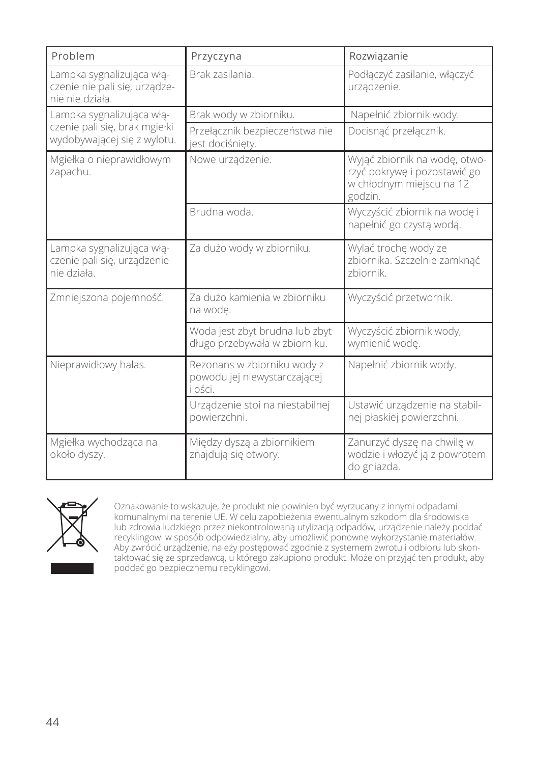| Problem | Przyczyna | Rozwiązanie |
|---|---|---|
| Lampka sygnalizująca włączenie nie pali się, urządzenie nie działa. | Brak zasilania. | Podłączyć zasilanie, włączyć urządzenie. |
| Lampka sygnalizująca włączenie pali się, brak mgiełki wydobywającej się z wylotu. | Brak wody w zbiorniku. | Napełnić zbiornik wody. |
| | Przełącznik bezpieczeństwa nie jest dociśnięty. | Docisnąć przełącznik. |
| Mgiełka o nieprawidłowym zapachu. | Nowe urządzenie. | Wyjąć zbiornik na wodę, otworzyć pokrywę i pozostawić go w chłodnym miejscu na 12 godzin. |
| | Brudna woda. | Wyczyścić zbiornik na wodę i napełnić go czystą wodą. |
| Lampka sygnalizująca włączenie pali się, urządzenie nie działa. | Za dużo wody w zbiorniku. | Wylać trochę wody ze zbiornika. Szczelnie zamknąć zbiornik. |
| Zmniejszona pojemność. | Za dużo kamienia w zbiorniku na wodę. | Wyczyścić przetwornik. |
| | Woda jest zbyt brudna lub zbyt długo przebywała w zbiorniku. | Wyczyścić zbiornik wody, wymienić wodę. |
| Nieprawidłowy hałas. | Rezonans w zbiorniku wody z powodu jej niewystarczającej ilości. | Napełnić zbiornik wody. |
| | Urządzenie stoi na niestabilnej powierzchni. | Ustawić urządzenie na stabilnej płaskiej powierzchni. |
| Mgiełka wychodząca na około dyszy. | Między dyszą a zbiornikiem znajdują się otwory. | Zanurzyć dyszę na chwilę w wodzie i włożyć ją z powrotem do gniazda. |

Oznakowanie to wskazuje, że produkt nie powinien być wyrzucany z innymi odpadami komunalnymi na terenie UE. W celu zapobieżenia ewentualnym szkodom dla środowiska lub zdrowia ludzkiego przez niekontrolowaną utylizacją odpadów, urządzenie należy poddać recyklingowi w sposób odpowiedzialny, aby umożliwić ponowne wykorzystanie materiałów. Aby zwrócić urządzenie, należy postępować zgodnie z systemem zwrotu i odbioru lub skontaktować się ze sprzedawcą, u którego zakupiono produkt. Może on przyjąć ten produkt, aby poddać go bezpiecznemu recyklingowi.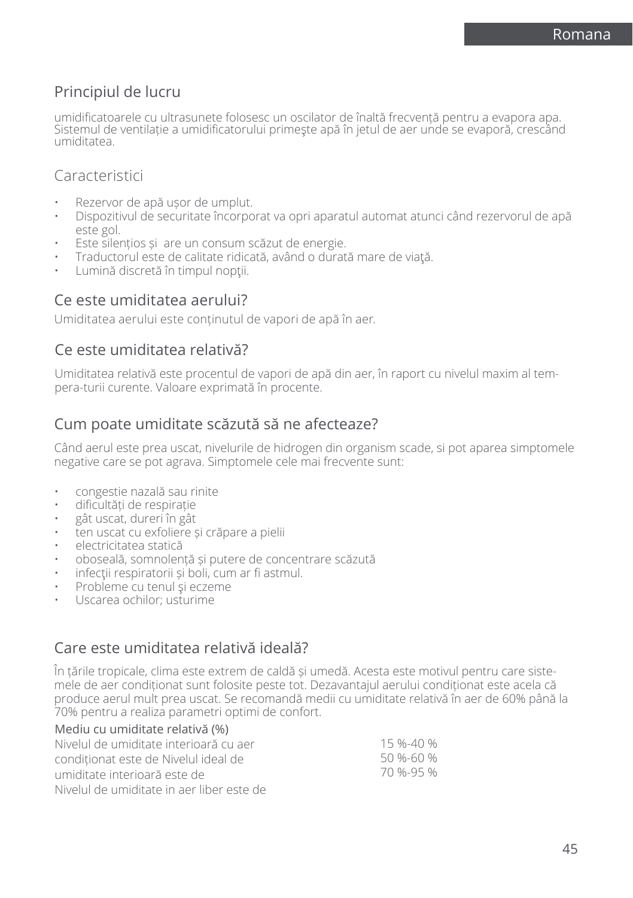## Principiul de lucru

umidificatoarele cu ultrasunete folosesc un oscilator de înaltă frecvență pentru a evapora apa. Sistemul de ventilație a umidificatorului primeşte apă în jetul de aer unde se evaporă, crescând umiditatea.

## Caracteristici

- Rezervor de apă ușor de umplut.
- Dispozitivul de securitate încorporat va opri aparatul automat atunci când rezervorul de apă este gol.
- Este silențios și  are un consum scăzut de energie.
- Traductorul este de calitate ridicată, având o durată mare de viaţă.
- Lumină discretă în timpul nopţii.

## Ce este umiditatea aerului?

Umiditatea aerului este conținutul de vapori de apă în aer.

## Ce este umiditatea relativă?

Umiditatea relativă este procentul de vapori de apă din aer, în raport cu nivelul maxim al tem-pera-turii curente. Valoare exprimată în procente.

## Cum poate umiditate scăzută să ne afecteaze?

Când aerul este prea uscat, nivelurile de hidrogen din organism scade, si pot aparea simptomele negative care se pot agrava. Simptomele cele mai frecvente sunt:

- congestie nazală sau rinite
- dificultăți de respirație
- gât uscat, dureri în gât
- ten uscat cu exfoliere și crăpare a pielii
- electricitatea statică
- oboseală, somnolență și putere de concentrare scăzută
- infecţii respiratorii și boli, cum ar fi astmul.
- Probleme cu tenul şi eczeme
- Uscarea ochilor; usturime

## Care este umiditatea relativă ideală?

În țările tropicale, clima este extrem de caldă și umedă. Acesta este motivul pentru care siste-mele de aer condiționat sunt folosite peste tot. Dezavantajul aerului condiționat este acela că produce aerul mult prea uscat. Se recomandă medii cu umiditate relativă în aer de 60% până la 70% pentru a realiza parametri optimi de confort.

| Mediu cu umiditate relativă (%) | |
|---|---|
| Nivelul de umiditate interioară cu aer condiționat este de | 15 %-40 % |
| Nivelul ideal de umiditate interioară este de | 50 %-60 % |
| Nivelul de umiditate in aer liber este de | 70 %-95 % |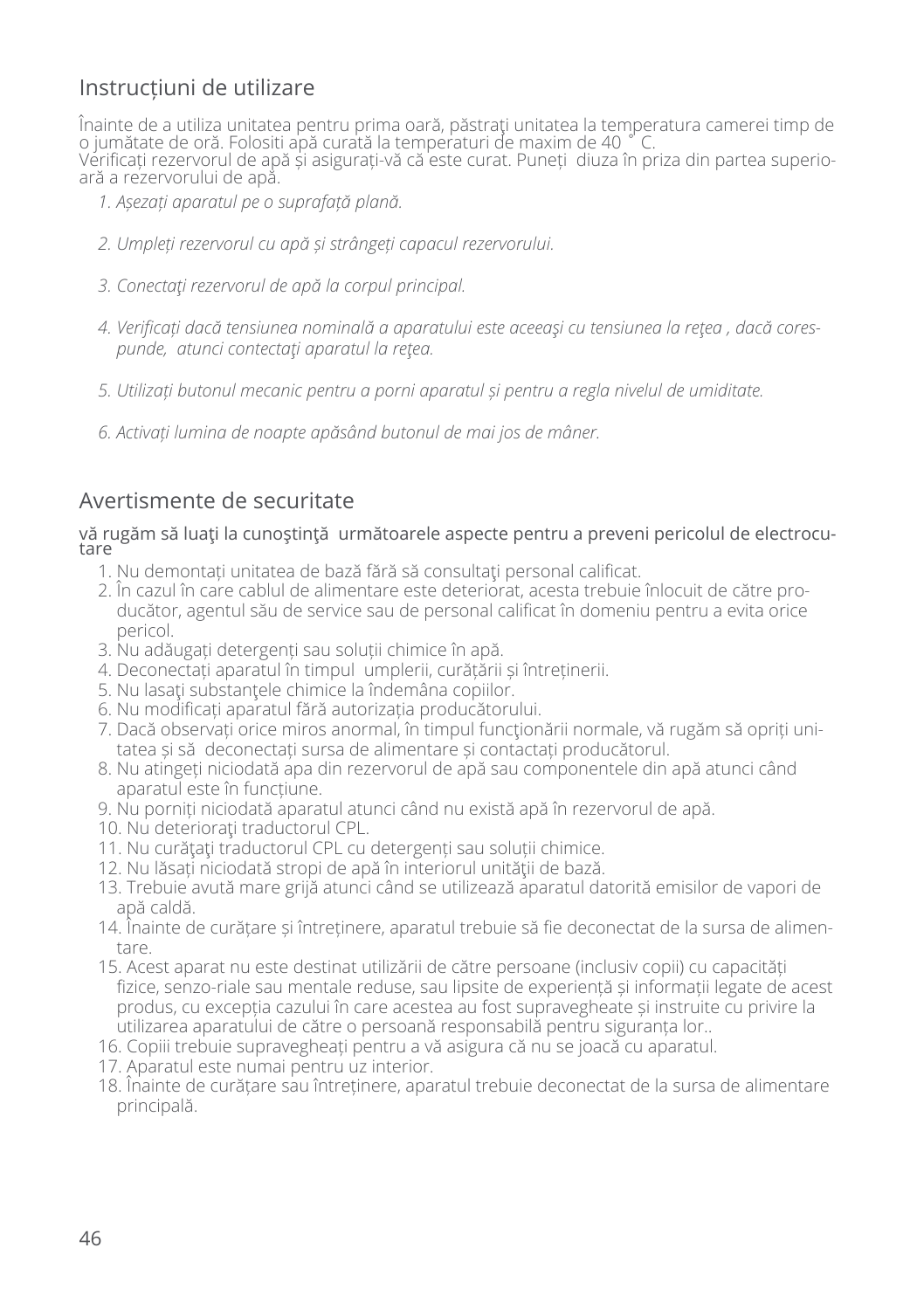## Instrucțiuni de utilizare

Înainte de a utiliza unitatea pentru prima oară, păstraţi unitatea la temperatura camerei timp de o jumătate de oră. Folositi apă curată la temperaturi de maxim de 40 ° C.
Verificați rezervorul de apă și asigurați-vă că este curat. Puneți diuza în priza din partea superioară a rezervorului de apă.

1. *Așezați aparatul pe o suprafață plană.*
2. *Umpleți rezervorul cu apă și strângeți capacul rezervorului.*
3. *Conectaţi rezervorul de apă la corpul principal.*
4. *Verificați dacă tensiunea nominală a aparatului este aceeaşi cu tensiunea la reţea , dacă corespunde, atunci contectaţi aparatul la reţea.*
5. *Utilizați butonul mecanic pentru a porni aparatul și pentru a regla nivelul de umiditate.*
6. *Activați lumina de noapte apăsând butonul de mai jos de mâner.*

## Avertismente de securitate

vă rugăm să luaţi la cunoştinţă următoarele aspecte pentru a preveni pericolul de electrocutare

1. Nu demontați unitatea de bază fără să consultaţi personal calificat.
2. În cazul în care cablul de alimentare este deteriorat, acesta trebuie înlocuit de către producător, agentul său de service sau de personal calificat în domeniu pentru a evita orice pericol.
3. Nu adăugați detergenți sau soluții chimice în apă.
4. Deconectați aparatul în timpul umplerii, curățării și întreținerii.
5. Nu lasaţi substanţele chimice la îndemâna copiilor.
6. Nu modificați aparatul fără autorizația producătorului.
7. Dacă observați orice miros anormal, în timpul funcţionării normale, vă rugăm să opriți unitatea și să deconectați sursa de alimentare și contactați producătorul.
8. Nu atingeți niciodată apa din rezervorul de apă sau componentele din apă atunci când aparatul este în funcțiune.
9. Nu porniți niciodată aparatul atunci când nu există apă în rezervorul de apă.
10. Nu deterioraţi traductorul CPL.
11. Nu curăţaţi traductorul CPL cu detergenți sau soluții chimice.
12. Nu lăsați niciodată stropi de apă în interiorul unităţii de bază.
13. Trebuie avută mare grijă atunci când se utilizează aparatul datorită emisilor de vapori de apă caldă.
14. Înainte de curățare și întreținere, aparatul trebuie să fie deconectat de la sursa de alimentare.
15. Acest aparat nu este destinat utilizării de către persoane (inclusiv copii) cu capacități fizice, senzo-riale sau mentale reduse, sau lipsite de experiență și informații legate de acest produs, cu excepția cazului în care acestea au fost supravegheate și instruite cu privire la utilizarea aparatului de către o persoană responsabilă pentru siguranța lor..
16. Copiii trebuie supravegheați pentru a vă asigura că nu se joacă cu aparatul.
17. Aparatul este numai pentru uz interior.
18. Înainte de curățare sau întreținere, aparatul trebuie deconectat de la sursa de alimentare principală.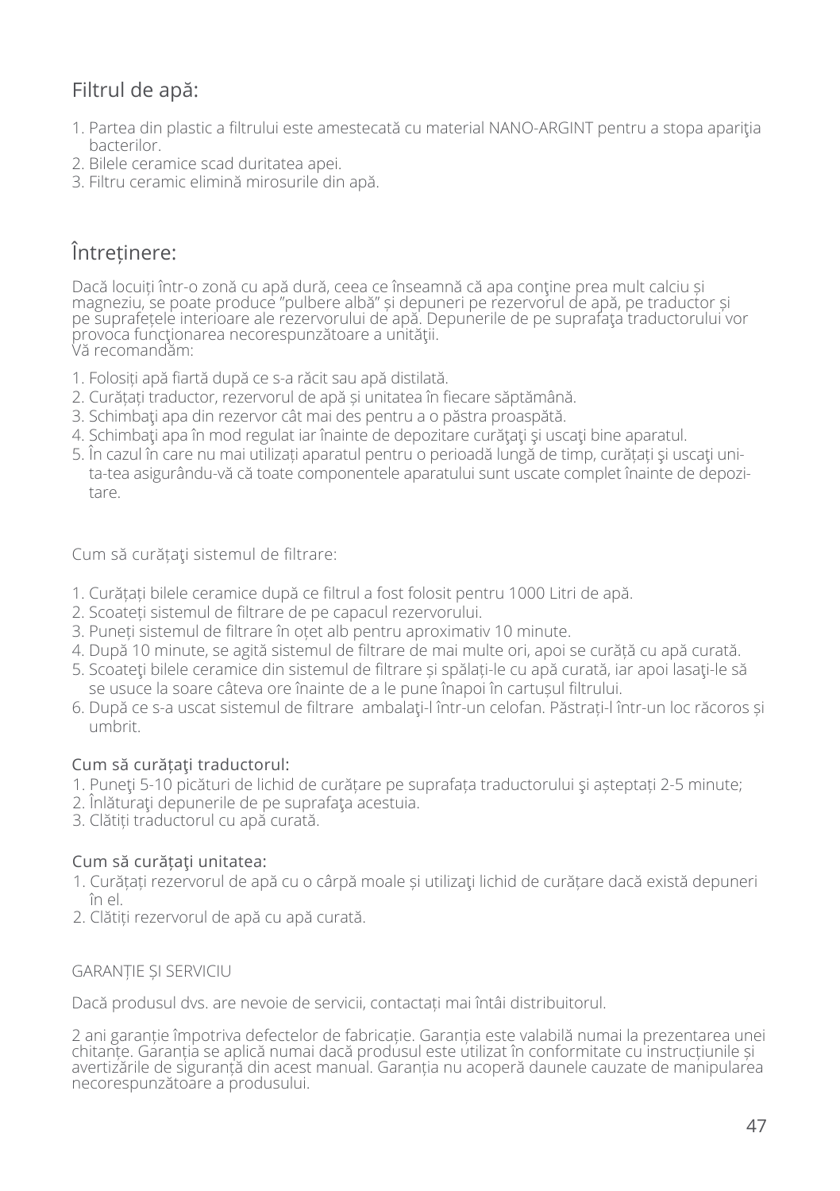## Filtrul de apă:

1. Partea din plastic a filtrului este amestecată cu material NANO-ARGINT pentru a stopa apariţia bacterilor.
2. Bilele ceramice scad duritatea apei.
3. Filtru ceramic elimină mirosurile din apă.

## Întreținere:

Dacă locuiți într-o zonă cu apă dură, ceea ce înseamnă că apa conţine prea mult calciu și magneziu, se poate produce "pulbere albă" și depuneri pe rezervorul de apă, pe traductor și pe suprafețele interioare ale rezervorului de apă. Depunerile de pe suprafaţa traductorului vor provoca funcţionarea necorespunzătoare a unităţii.
Vă recomandăm:

1. Folosiți apă fiartă după ce s-a răcit sau apă distilată.
2. Curățați traductor, rezervorul de apă și unitatea în fiecare săptămână.
3. Schimbaţi apa din rezervor cât mai des pentru a o păstra proaspătă.
4. Schimbaţi apa în mod regulat iar înainte de depozitare curăţaţi şi uscaţi bine aparatul.
5. În cazul în care nu mai utilizați aparatul pentru o perioadă lungă de timp, curățați şi uscaţi unitatea asigurându-vă că toate componentele aparatului sunt uscate complet înainte de depozitare.

Cum să curățaţi sistemul de filtrare:

1. Curățați bilele ceramice după ce filtrul a fost folosit pentru 1000 Litri de apă.
2. Scoateți sistemul de filtrare de pe capacul rezervorului.
3. Puneți sistemul de filtrare în oțet alb pentru aproximativ 10 minute.
4. După 10 minute, se agită sistemul de filtrare de mai multe ori, apoi se curăță cu apă curată.
5. Scoateţi bilele ceramice din sistemul de filtrare și spălați-le cu apă curată, iar apoi lasaţi-le să se usuce la soare câteva ore înainte de a le pune înapoi în cartușul filtrului.
6. După ce s-a uscat sistemul de filtrare ambalaţi-l într-un celofan. Păstrați-l într-un loc răcoros și umbrit.

### Cum să curățaţi traductorul:

1. Puneţi 5-10 picături de lichid de curățare pe suprafața traductorului şi așteptați 2-5 minute;
2. Înlăturaţi depunerile de pe suprafaţa acestuia.
3. Clătiți traductorul cu apă curată.

### Cum să curățaţi unitatea:

1. Curățați rezervorul de apă cu o cârpă moale și utilizaţi lichid de curățare dacă există depuneri în el.
2. Clătiți rezervorul de apă cu apă curată.

GARANȚIE ȘI SERVICIU

Dacă produsul dvs. are nevoie de servicii, contactați mai întâi distribuitorul.

2 ani garanție împotriva defectelor de fabricație. Garanția este valabilă numai la prezentarea unei chitanțe. Garanția se aplică numai dacă produsul este utilizat în conformitate cu instrucțiunile și avertizările de siguranță din acest manual. Garanția nu acoperă daunele cauzate de manipularea necorespunzătoare a produsului.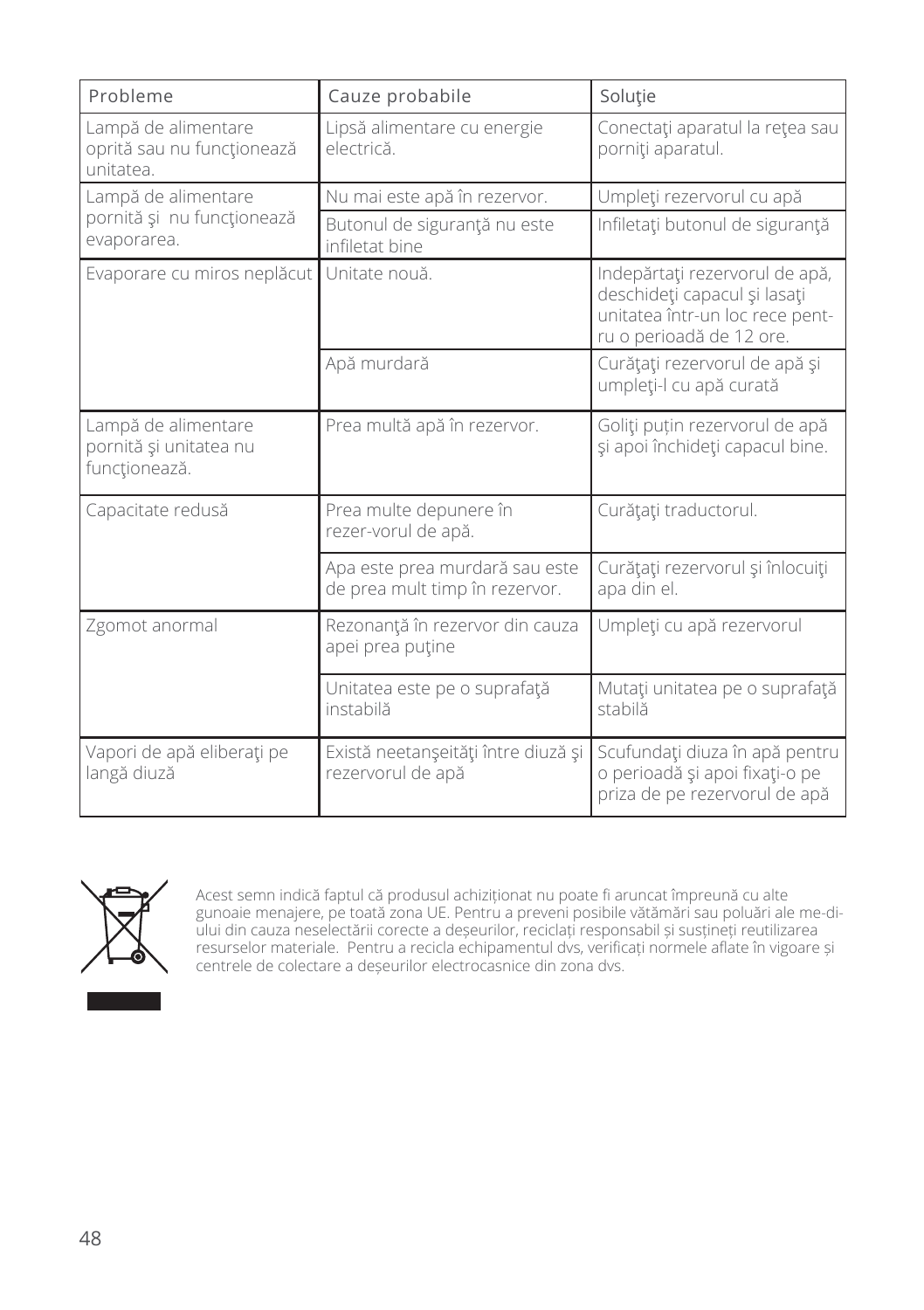| Probleme | Cauze probabile | Soluţie |
| --- | --- | --- |
| Lampă de alimentare oprită sau nu funcţionează unitatea. | Lipsă alimentare cu energie electrică. | Conectaţi aparatul la reţea sau porniţi aparatul. |
| Lampă de alimentare pornită şi nu funcţionează evaporarea. | Nu mai este apă în rezervor. | Umpleţi rezervorul cu apă |
| | Butonul de siguranţă nu este infiletat bine | Infiletaţi butonul de siguranţă |
| Evaporare cu miros neplăcut | Unitate nouă. | Indepărtaţi rezervorul de apă, deschideţi capacul şi lasaţi unitatea într-un loc rece pent-ru o perioadă de 12 ore. |
| | Apă murdară | Curăţaţi rezervorul de apă şi umpleţi-l cu apă curată |
| Lampă de alimentare pornită şi unitatea nu funcţionează. | Prea multă apă în rezervor. | Goliţi puţin rezervorul de apă şi apoi închideţi capacul bine. |
| Capacitate redusă | Prea multe depunere în rezer-vorul de apă. | Curăţaţi traductorul. |
| | Apa este prea murdară sau este de prea mult timp în rezervor. | Curăţaţi rezervorul şi înlocuiţi apa din el. |
| Zgomot anormal | Rezonanţă în rezervor din cauza apei prea puţine | Umpleţi cu apă rezervorul |
| | Unitatea este pe o suprafaţă instabilă | Mutaţi unitatea pe o suprafaţă stabilă |
| Vapori de apă eliberaţi pe langă diuză | Există neetanşeităţi între diuză şi rezervorul de apă | Scufundaţi diuza în apă pentru o perioadă şi apoi fixaţi-o pe priza de pe rezervorul de apă |

Acest semn indică faptul că produsul achiziționat nu poate fi aruncat împreună cu alte gunoaie menajere, pe toată zona UE. Pentru a preveni posibile vătămări sau poluări ale me-diului din cauza neselectării corecte a deșeurilor, reciclați responsabil și susțineți reutilizarea resurselor materiale. Pentru a recicla echipamentul dvs, verificați normele aflate în vigoare și centrele de colectare a deșeurilor electrocasnice din zona dvs.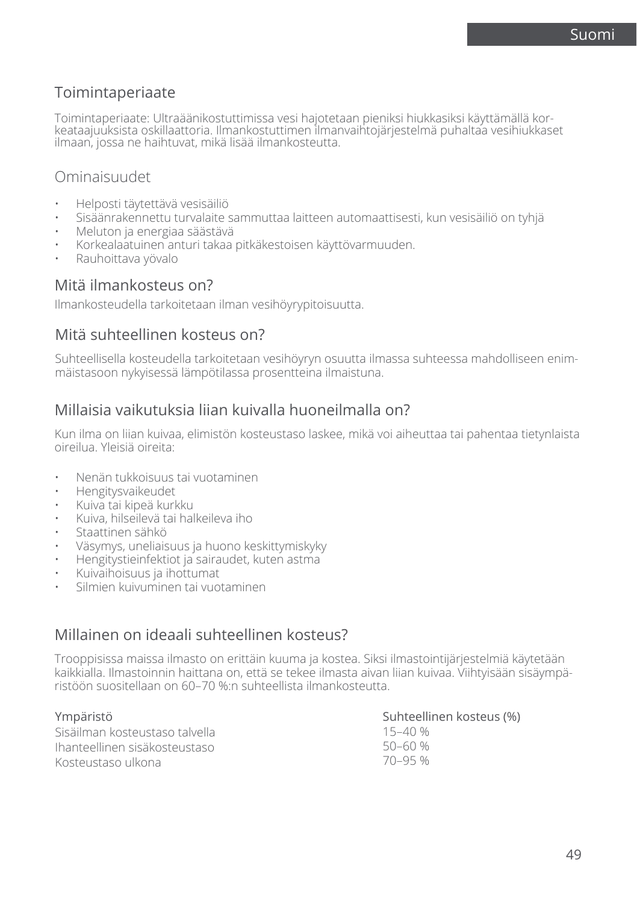## Toimintaperiaate

Toimintaperiaate: Ultraäänikostuttimissa vesi hajotetaan pieniksi hiukkasiksi käyttämällä korkeataajuuksista oskillaattoria. Ilmankostuttimen ilmanvaihtojärjestelmä puhaltaa vesihiukkaset ilmaan, jossa ne haihtuvat, mikä lisää ilmankosteutta.

## Ominaisuudet

- Helposti täytettävä vesisäiliö
- Sisäänrakennettu turvalaite sammuttaa laitteen automaattisesti, kun vesisäiliö on tyhjä
- Meluton ja energiaa säästävä
- Korkealaatuinen anturi takaa pitkäkestoisen käyttövarmuuden.
- Rauhoittava yövalo

## Mitä ilmankosteus on?

Ilmankosteudella tarkoitetaan ilman vesihöyrypitoisuutta.

## Mitä suhteellinen kosteus on?

Suhteellisella kosteudella tarkoitetaan vesihöyryn osuutta ilmassa suhteessa mahdolliseen enimmäistasoon nykyisessä lämpötilassa prosentteina ilmaistuna.

## Millaisia vaikutuksia liian kuivalla huoneilmalla on?

Kun ilma on liian kuivaa, elimistön kosteustaso laskee, mikä voi aiheuttaa tai pahentaa tietynlaista oireilua. Yleisiä oireita:

- Nenän tukkoisuus tai vuotaminen
- Hengitysvaikeudet
- Kuiva tai kipeä kurkku
- Kuiva, hilseilevä tai halkeileva iho
- Staattinen sähkö
- Väsymys, uneliaisuus ja huono keskittymiskyky
- Hengitystieinfektiot ja sairaudet, kuten astma
- Kuivaihoisuus ja ihottumat
- Silmien kuivuminen tai vuotaminen

## Millainen on ideaali suhteellinen kosteus?

Trooppisissa maissa ilmasto on erittäin kuuma ja kostea. Siksi ilmastointijärjestelmiä käytetään kaikkialla. Ilmastoinnin haittana on, että se tekee ilmasta aivan liian kuivaa. Viihtyisään sisäympäristöön suositellaan on 60–70 %:n suhteellista ilmankosteutta.

| Ympäristö | Suhteellinen kosteus (%) |
|---|---|
| Sisäilman kosteustaso talvella | 15–40 % |
| Ihanteellinen sisäkosteustaso | 50–60 % |
| Kosteustaso ulkona | 70–95 % |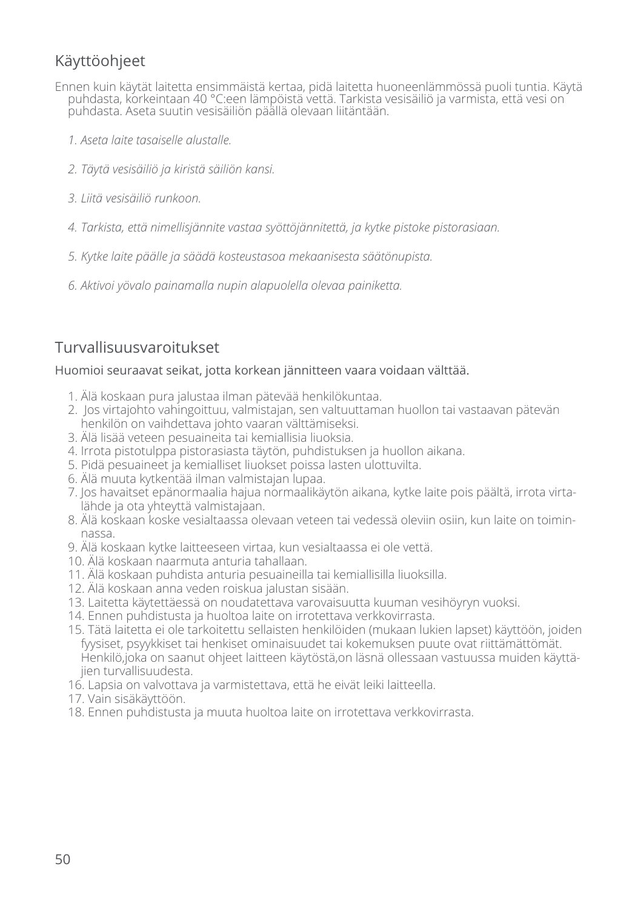## Käyttöohjeet

Ennen kuin käytät laitetta ensimmäistä kertaa, pidä laitetta huoneenlämmössä puoli tuntia. Käytä puhdasta, korkeintaan 40 °C:een lämpöistä vettä. Tarkista vesisäiliö ja varmista, että vesi on puhdasta. Aseta suutin vesisäiliön päällä olevaan liitäntään.

1. *Aseta laite tasaiselle alustalle.*

2. *Täytä vesisäiliö ja kiristä säiliön kansi.*

3. *Liitä vesisäiliö runkoon.*

4. *Tarkista, että nimellisjännite vastaa syöttöjännitettä, ja kytke pistoke pistorasiaan.*

5. *Kytke laite päälle ja säädä kosteustasoa mekaanisesta säätönupista.*

6. *Aktivoi yövalo painamalla nupin alapuolella olevaa painiketta.*

## Turvallisuusvaroitukset

Huomioi seuraavat seikat, jotta korkean jännitteen vaara voidaan välttää.

1. Älä koskaan pura jalustaa ilman pätevää henkilökuntaa.
2. Jos virtajohto vahingoittuu, valmistajan, sen valtuuttaman huollon tai vastaavan pätevän henkilön on vaihdettava johto vaaran välttämiseksi.
3. Älä lisää veteen pesuaineita tai kemiallisia liuoksia.
4. Irrota pistotulppa pistorasiasta täytön, puhdistuksen ja huollon aikana.
5. Pidä pesuaineet ja kemialliset liuokset poissa lasten ulottuvilta.
6. Älä muuta kytkentää ilman valmistajan lupaa.
7. Jos havaitset epänormaalia hajua normaalikäytön aikana, kytke laite pois päältä, irrota virtalähde ja ota yhteyttä valmistajaan.
8. Älä koskaan koske vesialtaassa olevaan veteen tai vedessä oleviin osiin, kun laite on toiminnassa.
9. Älä koskaan kytke laitteeseen virtaa, kun vesialtaassa ei ole vettä.
10. Älä koskaan naarmuta anturia tahallaan.
11. Älä koskaan puhdista anturia pesuaineilla tai kemiallisilla liuoksilla.
12. Älä koskaan anna veden roiskua jalustan sisään.
13. Laitetta käytettäessä on noudatettava varovaisuutta kuuman vesihöyryn vuoksi.
14. Ennen puhdistusta ja huoltoa laite on irrotettava verkkovirrasta.
15. Tätä laitetta ei ole tarkoitettu sellaisten henkilöiden (mukaan lukien lapset) käyttöön, joiden fyysiset, psyykkiset tai henkiset ominaisuudet tai kokemuksen puute ovat riittämättömät. Henkilö,joka on saanut ohjeet laitteen käytöstä,on läsnä ollessaan vastuussa muiden käyttäjien turvallisuudesta.
16. Lapsia on valvottava ja varmistettava, että he eivät leiki laitteella.
17. Vain sisäkäyttöön.
18. Ennen puhdistusta ja muuta huoltoa laite on irrotettava verkkovirrasta.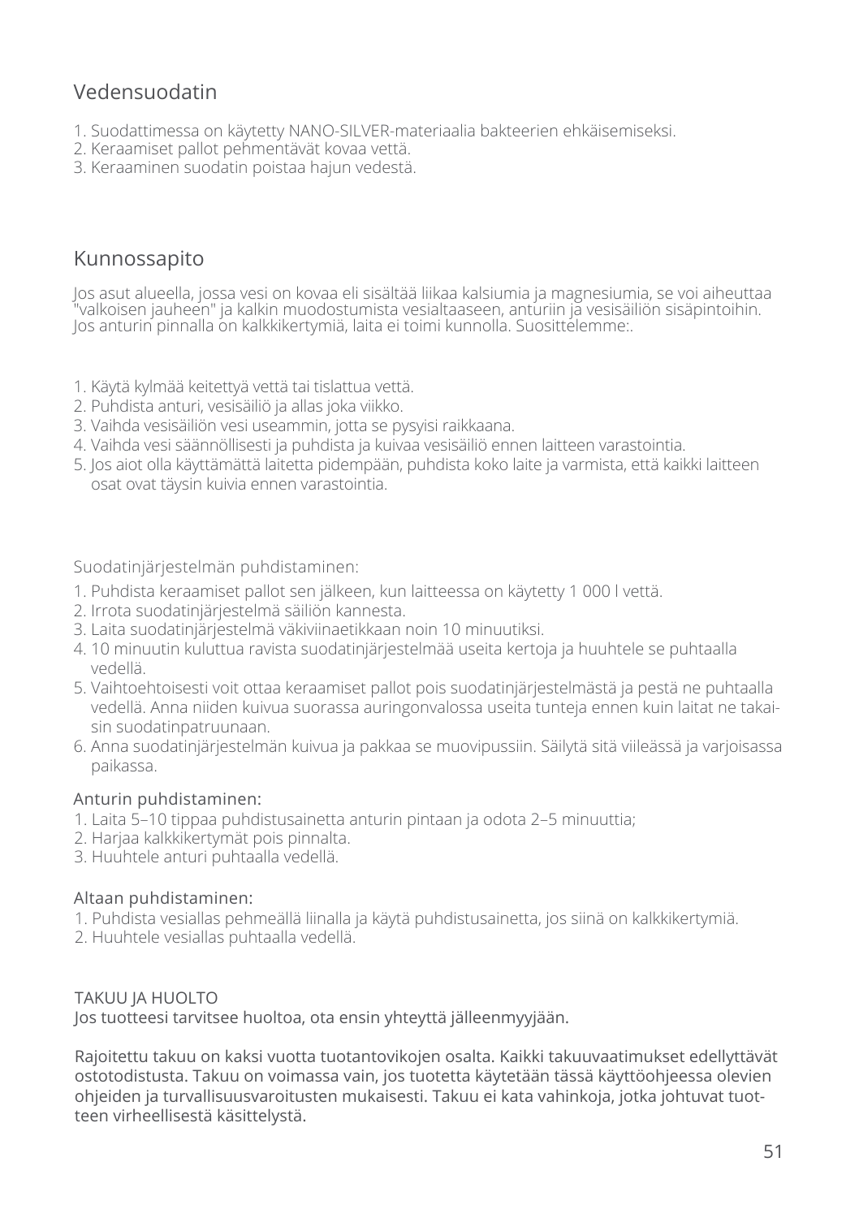## Vedensuodatin

1. Suodattimessa on käytetty NANO-SILVER-materiaalia bakteerien ehkäisemiseksi.
2. Keraamiset pallot pehmentävät kovaa vettä.
3. Keraaminen suodatin poistaa hajun vedestä.

## Kunnossapito

Jos asut alueella, jossa vesi on kovaa eli sisältää liikaa kalsiumia ja magnesiumia, se voi aiheuttaa "valkoisen jauheen" ja kalkin muodostumista vesialtaaseen, anturiin ja vesisäiliön sisäpintoihin. Jos anturin pinnalla on kalkkikertymiä, laita ei toimi kunnolla. Suosittelemme:.

1. Käytä kylmää keitettyä vettä tai tislattua vettä.
2. Puhdista anturi, vesisäiliö ja allas joka viikko.
3. Vaihda vesisäiliön vesi useammin, jotta se pysyisi raikkaana.
4. Vaihda vesi säännöllisesti ja puhdista ja kuivaa vesisäiliö ennen laitteen varastointia.
5. Jos aiot olla käyttämättä laitetta pidempään, puhdista koko laite ja varmista, että kaikki laitteen osat ovat täysin kuivia ennen varastointia.

Suodatinjärjestelmän puhdistaminen:

1. Puhdista keraamiset pallot sen jälkeen, kun laitteessa on käytetty 1 000 l vettä.
2. Irrota suodatinjärjestelmä säiliön kannesta.
3. Laita suodatinjärjestelmä väkiviinaetikkaan noin 10 minuutiksi.
4. 10 minuutin kuluttua ravista suodatinjärjestelmää useita kertoja ja huuhtele se puhtaalla vedellä.
5. Vaihtoehtoisesti voit ottaa keraamiset pallot pois suodatinjärjestelmästä ja pestä ne puhtaalla vedellä. Anna niiden kuivua suorassa auringonvalossa useita tunteja ennen kuin laitat ne takaisin suodatinpatruunaan.
6. Anna suodatinjärjestelmän kuivua ja pakkaa se muovipussiin. Säilytä sitä viileässä ja varjoisassa paikassa.

### Anturin puhdistaminen:

1. Laita 5–10 tippaa puhdistusainetta anturin pintaan ja odota 2–5 minuuttia;
2. Harjaa kalkkikertymät pois pinnalta.
3. Huuhtele anturi puhtaalla vedellä.

### Altaan puhdistaminen:

1. Puhdista vesiallas pehmeällä liinalla ja käytä puhdistusainetta, jos siinä on kalkkikertymiä.
2. Huuhtele vesiallas puhtaalla vedellä.

TAKUU JA HUOLTO

Jos tuotteesi tarvitsee huoltoa, ota ensin yhteyttä jälleenmyyjään.

Rajoitettu takuu on kaksi vuotta tuotantovikojen osalta. Kaikki takuuvaatimukset edellyttävät ostotodistusta. Takuu on voimassa vain, jos tuotetta käytetään tässä käyttöohjeessa olevien ohjeiden ja turvallisuusvaroitusten mukaisesti. Takuu ei kata vahinkoja, jotka johtuvat tuotteen virheellisestä käsittelystä.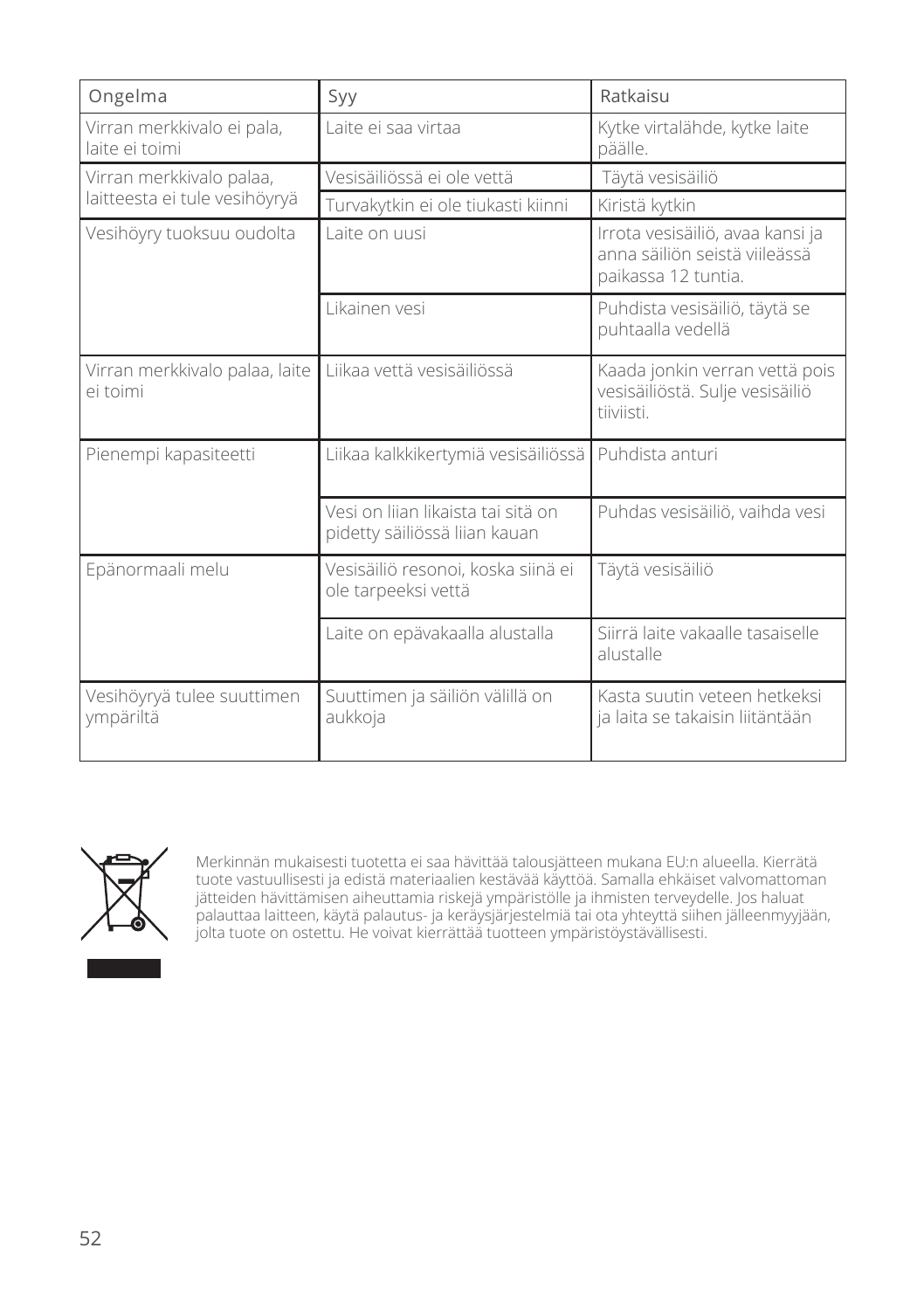| Ongelma | Syy | Ratkaisu |
|---|---|---|
| Virran merkkivalo ei pala, laite ei toimi | Laite ei saa virtaa | Kytke virtalähde, kytke laite päälle. |
| Virran merkkivalo palaa, laitteesta ei tule vesihöyryä | Vesisäiliössä ei ole vettä | Täytä vesisäiliö |
| | Turvakytkin ei ole tiukasti kiinni | Kiristä kytkin |
| Vesihöyry tuoksuu oudolta | Laite on uusi | Irrota vesisäiliö, avaa kansi ja anna säiliön seistä viileässä paikassa 12 tuntia. |
| | Likainen vesi | Puhdista vesisäiliö, täytä se puhtaalla vedellä |
| Virran merkkivalo palaa, laite ei toimi | Liikaa vettä vesisäiliössä | Kaada jonkin verran vettä pois vesisäiliöstä. Sulje vesisäiliö tiiviisti. |
| Pienempi kapasiteetti | Liikaa kalkkikertymiä vesisäiliössä | Puhdista anturi |
| | Vesi on liian likaista tai sitä on pidetty säiliössä liian kauan | Puhdas vesisäiliö, vaihda vesi |
| Epänormaali melu | Vesisäiliö resonoi, koska siinä ei ole tarpeeksi vettä | Täytä vesisäiliö |
| | Laite on epävakaalla alustalla | Siirrä laite vakaalle tasaiselle alustalle |
| Vesihöyryä tulee suuttimen ympäriltä | Suuttimen ja säiliön välillä on aukkoja | Kasta suutin veteen hetkeksi ja laita se takaisin liitäntään |

Merkinnän mukaisesti tuotetta ei saa hävittää talousjätteen mukana EU:n alueella. Kierrätä tuote vastuullisesti ja edistä materiaalien kestävää käyttöä. Samalla ehkäiset valvomattoman jätteiden hävittämisen aiheuttamia riskejä ympäristölle ja ihmisten terveydelle. Jos haluat palauttaa laitteen, käytä palautus- ja keräysjärjestelmiä tai ota yhteyttä siihen jälleenmyyjään, jolta tuote on ostettu. He voivat kierrättää tuotteen ympäristöystävällisesti.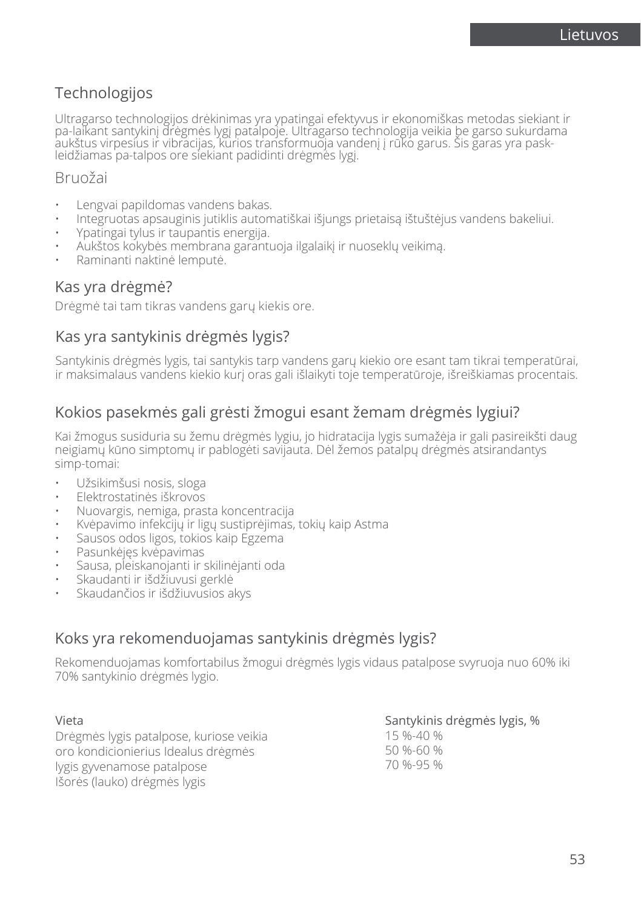## Technologijos

Ultragarso technologijos drėkinimas yra ypatingai efektyvus ir ekonomiškas metodas siekiant ir pa-laikant santykinį drėgmės lygį patalpoje. Ultragarso technologija veikia be garso sukurdama aukštus virpesius ir vibracijas, kurios transformuoja vandenį į rūko garus. Šis garas yra pask-leidžiamas pa-talpos ore siekiant padidinti drėgmės lygį.

## Bruožai

- Lengvai papildomas vandens bakas.
- Integruotas apsauginis jutiklis automatiškai išjungs prietaisą ištuštėjus vandens bakeliui.
- Ypatingai tylus ir taupantis energija.
- Aukštos kokybės membrana garantuoja ilgalaikį ir nuoseklų veikimą.
- Raminanti naktinė lemputė.

## Kas yra drėgmė?

Drėgmė tai tam tikras vandens garų kiekis ore.

## Kas yra santykinis drėgmės lygis?

Santykinis drėgmės lygis, tai santykis tarp vandens garų kiekio ore esant tam tikrai temperatūrai, ir maksimalaus vandens kiekio kurį oras gali išlaikyti toje temperatūroje, išreiškiamas procentais.

## Kokios pasekmės gali grėsti žmogui esant žemam drėgmės lygiui?

Kai žmogus susiduria su žemu drėgmės lygiu, jo hidratacija lygis sumažėja ir gali pasireikšti daug neigiamų kūno simptomų ir pablogėti savijauta. Dėl žemos patalpų drėgmės atsirandantys simp-tomai:

- Užsikimšusi nosis, sloga
- Elektrostatinės iškrovos
- Nuovargis, nemiga, prasta koncentracija
- Kvėpavimo infekcijų ir ligų sustiprėjimas, tokių kaip Astma
- Sausos odos ligos, tokios kaip Egzema
- Pasunkėjęs kvėpavimas
- Sausa, pleiskanojanti ir skilinėjanti oda
- Skaudanti ir išdžiuvusi gerklė
- Skaudančios ir išdžiuvusios akys

## Koks yra rekomenduojamas santykinis drėgmės lygis?

Rekomenduojamas komfortabilus žmogui drėgmės lygis vidaus patalpose svyruoja nuo 60% iki 70% santykinio drėgmės lygio.

| Vieta | Santykinis drėgmės lygis, % |
| --- | --- |
| Drėgmės lygis patalpose, kuriose veikia oro kondicionierius | 15 %-40 % |
| Idealus drėgmės lygis gyvenamose patalpose | 50 %-60 % |
| Išorės (lauko) drėgmės lygis | 70 %-95 % |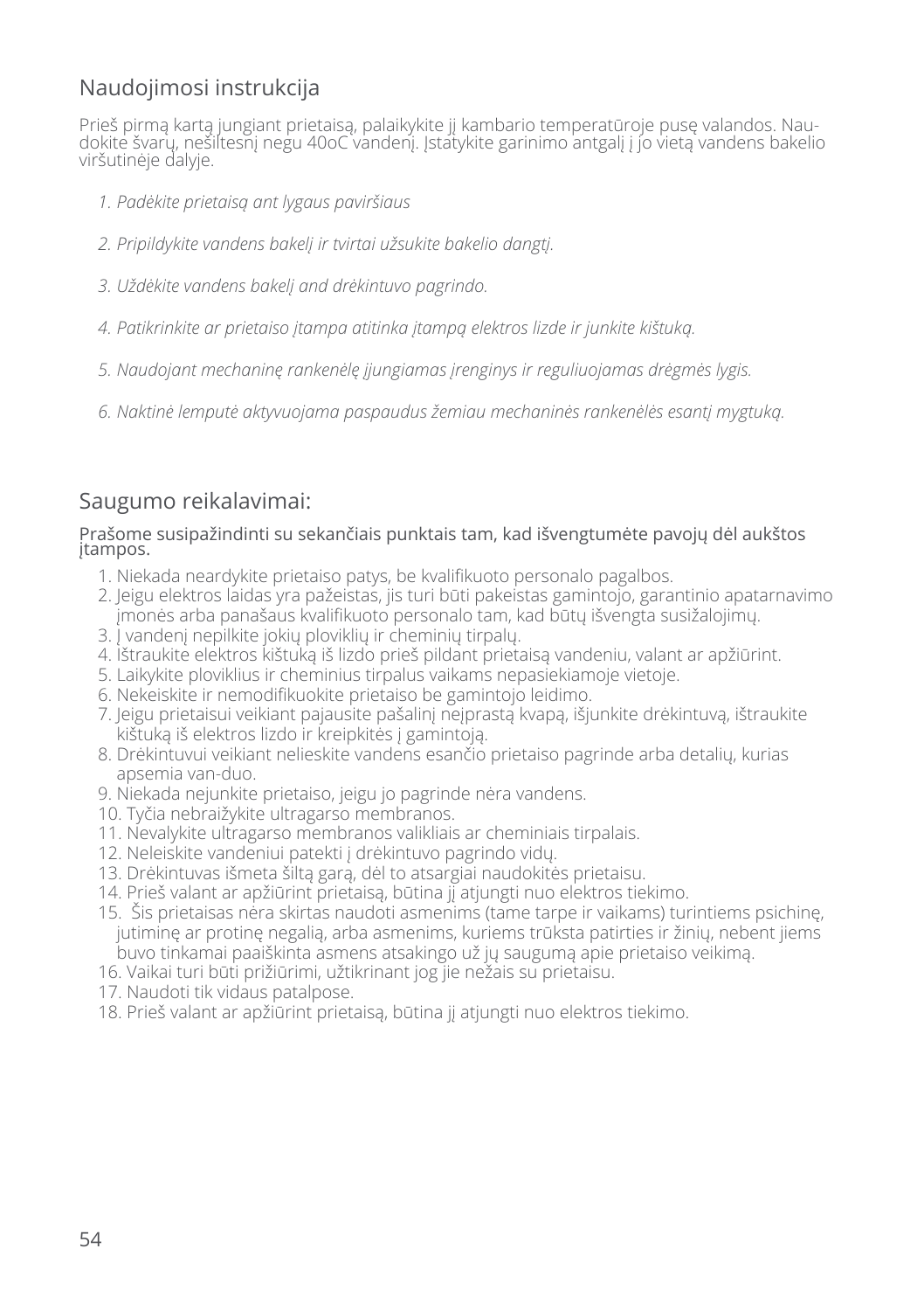## Naudojimosi instrukcija

Prieš pirmą kartą jungiant prietaisą, palaikykite jį kambario temperatūroje pusę valandos. Naudokite švarų, nešiltesnį negu 40oC vandenį. Įstatykite garinimo antgalį į jo vietą vandens bakelio viršutinėje dalyje.

1. *Padėkite prietaisą ant lygaus paviršiaus*
2. *Pripildykite vandens bakelį ir tvirtai užsukite bakelio dangtį.*
3. *Uždėkite vandens bakelį and drėkintuvo pagrindo.*
4. *Patikrinkite ar prietaiso įtampa atitinka įtampą elektros lizde ir junkite kištuką.*
5. *Naudojant mechaninę rankenėlę įjungiamas įrenginys ir reguliuojamas drėgmės lygis.*
6. *Naktinė lemputė aktyvuojama paspaudus žemiau mechaninės rankenėlės esantį mygtuką.*

## Saugumo reikalavimai:

Prašome susipažindinti su sekančiais punktais tam, kad išvengtumėte pavojų dėl aukštos įtampos.

1. Niekada neardykite prietaiso patys, be kvalifikuoto personalo pagalbos.
2. Jeigu elektros laidas yra pažeistas, jis turi būti pakeistas gamintojo, garantinio apatarnavimo įmonės arba panašaus kvalifikuoto personalo tam, kad būtų išvengta susižalojimų.
3. Į vandenį nepilkite jokių ploviklių ir cheminių tirpalų.
4. Ištraukite elektros kištuką iš lizdo prieš pildant prietaisą vandeniu, valant ar apžiūrint.
5. Laikykite ploviklius ir cheminius tirpalus vaikams nepasiekiamoje vietoje.
6. Nekeiskite ir nemodifikuokite prietaiso be gamintojo leidimo.
7. Jeigu prietaisui veikiant pajausite pašalinį neįprastą kvapą, išjunkite drėkintuvą, ištraukite kištuką iš elektros lizdo ir kreipkitės į gamintoją.
8. Drėkintuvui veikiant nelieskite vandens esančio prietaiso pagrinde arba detalių, kurias apsemia van-duo.
9. Niekada nejunkite prietaiso, jeigu jo pagrinde nėra vandens.
10. Tyčia nebraižykite ultragarso membranos.
11. Nevalykite ultragarso membranos valikliais ar cheminiais tirpalais.
12. Neleiskite vandeniui patekti į drėkintuvo pagrindo vidų.
13. Drėkintuvas išmeta šiltą garą, dėl to atsargiai naudokitės prietaisu.
14. Prieš valant ar apžiūrint prietaisą, būtina jį atjungti nuo elektros tiekimo.
15. Šis prietaisas nėra skirtas naudoti asmenims (tame tarpe ir vaikams) turintiems psichinę, jutiminę ar protinę negalią, arba asmenims, kuriems trūksta patirties ir žinių, nebent jiems buvo tinkamai paaiškinta asmens atsakingo už jų saugumą apie prietaiso veikimą.
16. Vaikai turi būti prižiūrimi, užtikrinant jog jie nežais su prietaisu.
17. Naudoti tik vidaus patalpose.
18. Prieš valant ar apžiūrint prietaisą, būtina jį atjungti nuo elektros tiekimo.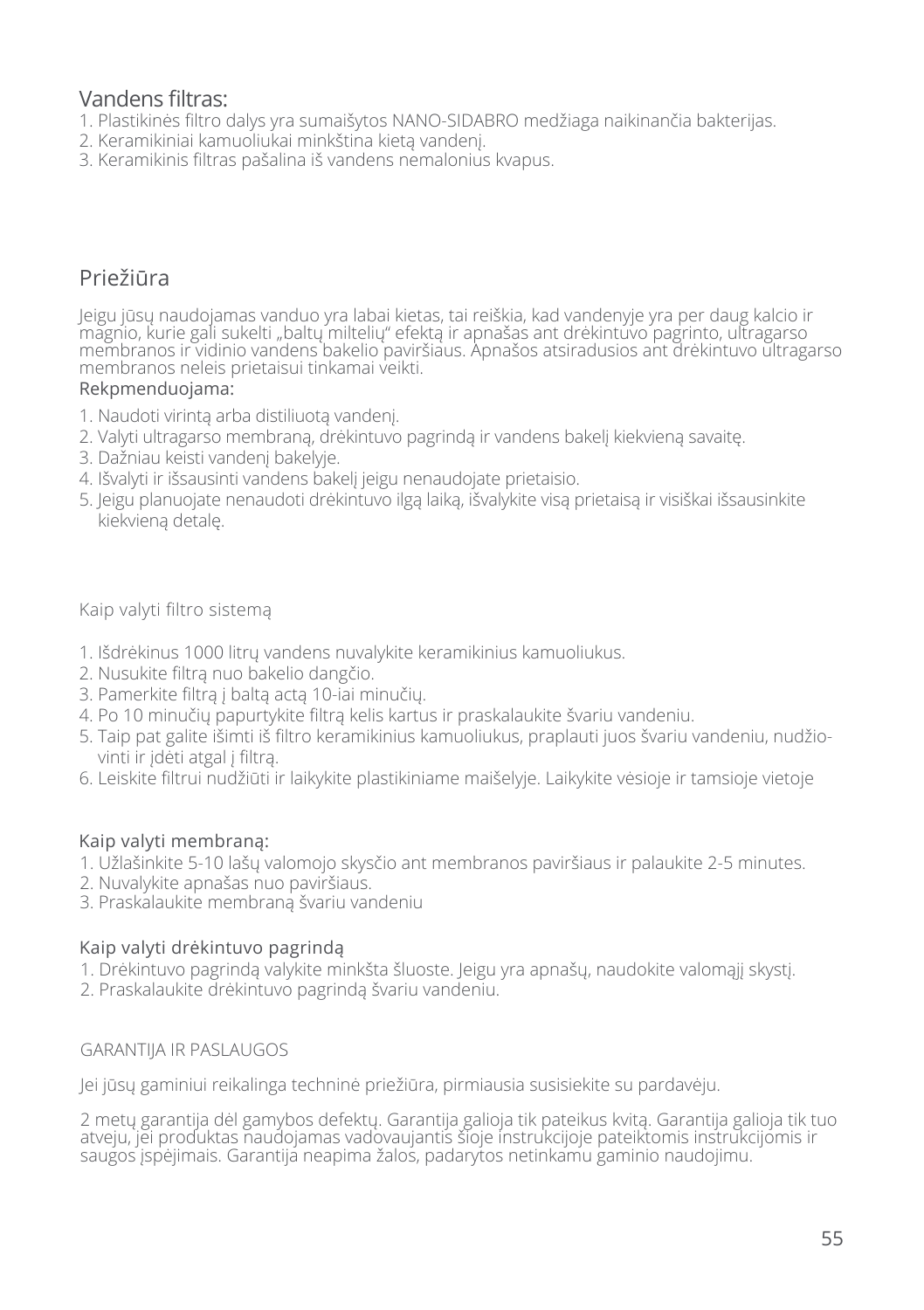## Vandens filtras:

1. Plastikinės filtro dalys yra sumaišytos NANO-SIDABRO medžiaga naikinančia bakterijas.
2. Keramikiniai kamuoliukai minkština kietą vandenį.
3. Keramikinis filtras pašalina iš vandens nemalonius kvapus.

## Priežiūra

Jeigu jūsų naudojamas vanduo yra labai kietas, tai reiškia, kad vandenyje yra per daug kalcio ir magnio, kurie gali sukelti „baltų miltelių" efektą ir apnašas ant drėkintuvo pagrinto, ultragarso membranos ir vidinio vandens bakelio paviršiaus. Apnašos atsiradusios ant drėkintuvo ultragarso membranos neleis prietaisui tinkamai veikti.

**Rekpmenduojama:**

1. Naudoti virintą arba distiliuotą vandenį.
2. Valyti ultragarso membraną, drėkintuvo pagrindą ir vandens bakelį kiekvieną savaitę.
3. Dažniau keisti vandenį bakelyje.
4. Išvalyti ir išsausinti vandens bakelį jeigu nenaudojate prietaisio.
5. Jeigu planuojate nenaudoti drėkintuvo ilgą laiką, išvalykite visą prietaisą ir visiškai išsausinkite kiekvieną detalę.

### Kaip valyti filtro sistemą

1. Išdrėkinus 1000 litrų vandens nuvalykite keramikinius kamuoliukus.
2. Nusukite filtrą nuo bakelio dangčio.
3. Pamerkite filtrą į baltą actą 10-iai minučių.
4. Po 10 minučių papurtykite filtrą kelis kartus ir praskalaukite švariu vandeniu.
5. Taip pat galite išimti iš filtro keramikinius kamuoliukus, praplauti juos švariu vandeniu, nudžiovinti ir įdėti atgal į filtrą.
6. Leiskite filtrui nudžiūti ir laikykite plastikiniame maišelyje. Laikykite vėsioje ir tamsioje vietoje

### Kaip valyti membraną:

1. Užlašinkite 5-10 lašų valomojo skysčio ant membranos paviršiaus ir palaukite 2-5 minutes.
2. Nuvalykite apnašas nuo paviršiaus.
3. Praskalaukite membraną švariu vandeniu

### Kaip valyti drėkintuvo pagrindą

1. Drėkintuvo pagrindą valykite minkšta šluoste. Jeigu yra apnašų, naudokite valomąjį skystį.
2. Praskalaukite drėkintuvo pagrindą švariu vandeniu.

### GARANTIJA IR PASLAUGOS

Jei jūsų gaminiui reikalinga techninė priežiūra, pirmiausia susisiekite su pardavėju.

2 metų garantija dėl gamybos defektų. Garantija galioja tik pateikus kvitą. Garantija galioja tik tuo atveju, jei produktas naudojamas vadovaujantis šioje instrukcijoje pateiktomis instrukcijomis ir saugos įspėjimais. Garantija neapima žalos, padarytos netinkamu gaminio naudojimu.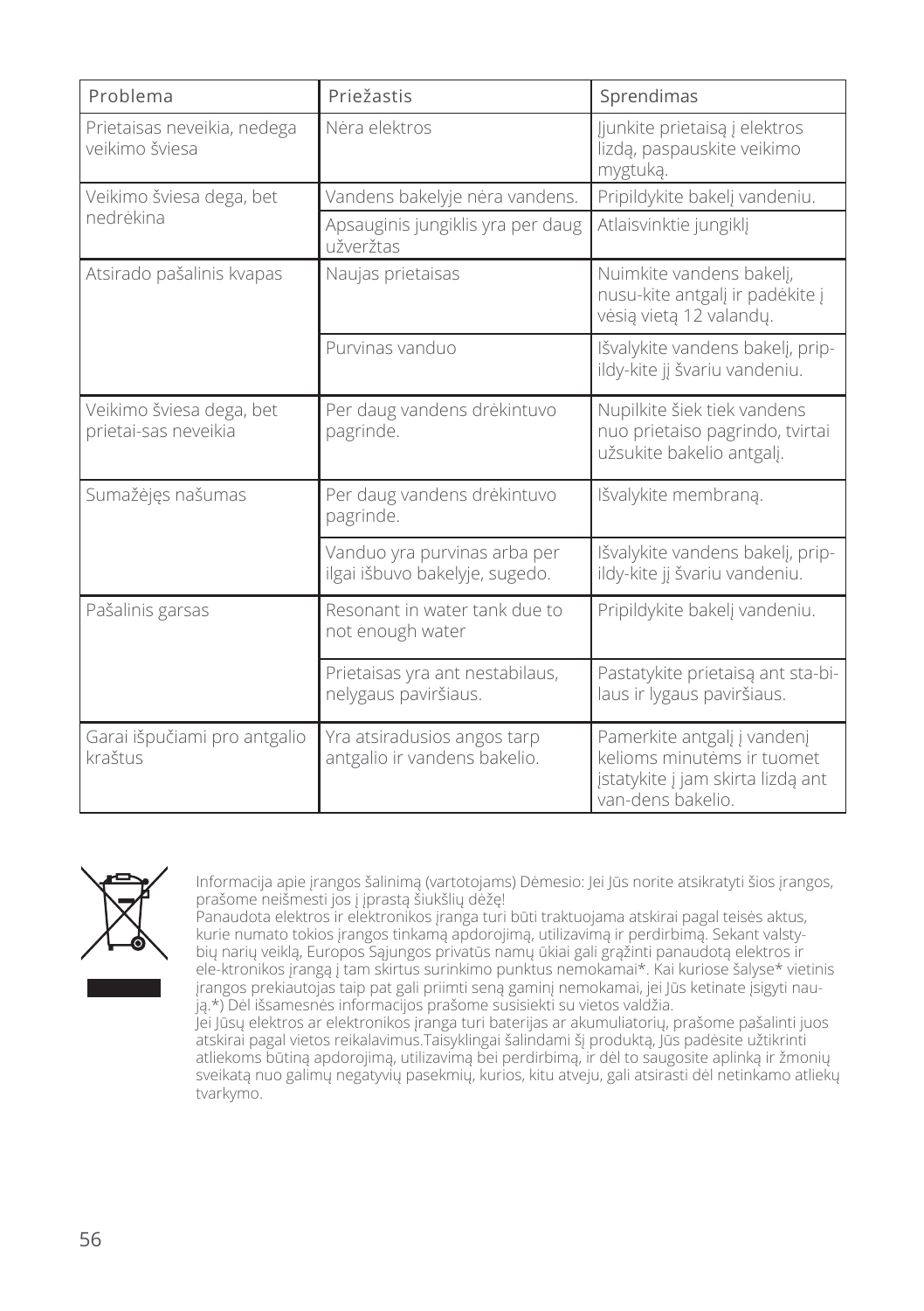| Problema | Priežastis | Sprendimas |
|---|---|---|
| Prietaisas neveikia, nedega veikimo šviesa | Nėra elektros | Įjunkite prietaisą į elektros lizdą, paspauskite veikimo mygtuką. |
| Veikimo šviesa dega, bet nedrėkina | Vandens bakelyje nėra vandens. | Pripildykite bakelį vandeniu. |
| | Apsauginis jungiklis yra per daug užveržtas | Atlaisvinktie jungiklį |
| Atsirado pašalinis kvapas | Naujas prietaisas | Nuimkite vandens bakelį, nusu-kite antgalį ir padėkite į vėsią vietą 12 valandų. |
| | Purvinas vanduo | Išvalykite vandens bakelį, prip-ildy-kite jį švariu vandeniu. |
| Veikimo šviesa dega, bet prietai-sas neveikia | Per daug vandens drėkintuvo pagrinde. | Nupilkite šiek tiek vandens nuo prietaiso pagrindo, tvirtai užsukite bakelio antgalį. |
| Sumažėjęs našumas | Per daug vandens drėkintuvo pagrinde. | Išvalykite membraną. |
| | Vanduo yra purvinas arba per ilgai išbuvo bakelyje, sugedo. | Išvalykite vandens bakelį, prip-ildy-kite jį švariu vandeniu. |
| Pašalinis garsas | Resonant in water tank due to not enough water | Pripildykite bakelį vandeniu. |
| | Prietaisas yra ant nestabilaus, nelygaus paviršiaus. | Pastatykite prietaisą ant sta-bi-laus ir lygaus paviršiaus. |
| Garai išpučiami pro antgalio kraštus | Yra atsiradusios angos tarp antgalio ir vandens bakelio. | Pamerkite antgalį į vandenį kelioms minutėms ir tuomet įstatykite į jam skirta lizdą ant van-dens bakelio. |

Informacija apie įrangos šalinimą (vartotojams) Dėmesio: Jei Jūs norite atsikratyti šios įrangos, prašome neišmesti jos į įprastą šiukšlių dėžę!
Panaudota elektros ir elektronikos įranga turi būti traktuojama atskirai pagal teisės aktus, kurie numato tokios įrangos tinkamą apdorojimą, utilizavimą ir perdirbimą. Sekant valsty-bių narių veiklą, Europos Sąjungos privatūs namų ūkiai gali grąžinti panaudotą elektros ir ele-ktronikos įrangą į tam skirtus surinkimo punktus nemokamai*. Kai kuriose šalyse* vietinis įrangos prekiautojas taip pat gali priimti seną gaminį nemokamai, jei Jūs ketinate įsigyti nau-ją.*) Dėl išsamesnės informacijos prašome susisiekti su vietos valdžia.
Jei Jūsų elektros ar elektronikos įranga turi baterijas ar akumuliatorių, prašome pašalinti juos atskirai pagal vietos reikalavimus.Taisyklingai šalindami šį produktą, Jūs padėsite užtikrinti atliekoms būtiną apdorojimą, utilizavimą bei perdirbimą, ir dėl to saugosite aplinką ir žmonių sveikatą nuo galimų negatyvių pasekmių, kurios, kitu atveju, gali atsirasti dėl netinkamo atliekų tvarkymo.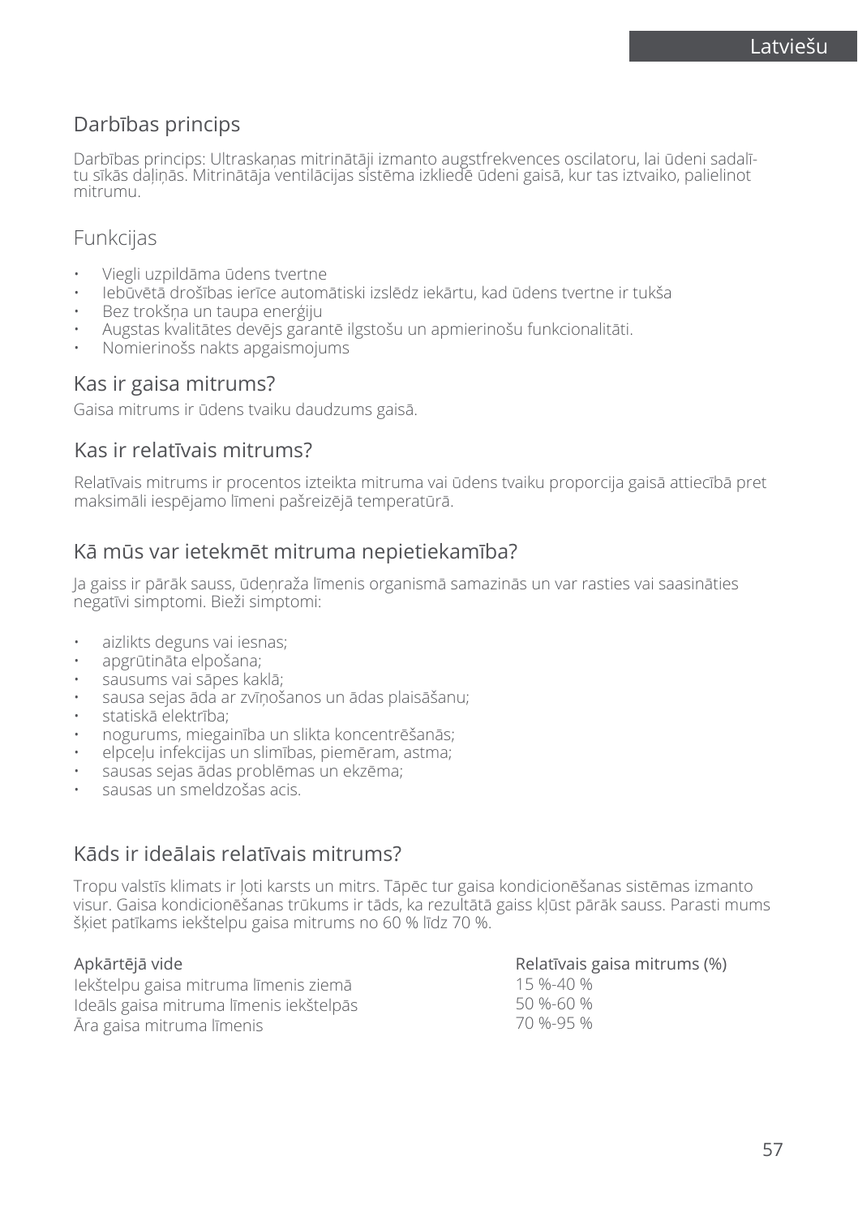## Darbības princips

Darbības princips: Ultraskaņas mitrinātāji izmanto augstfrekvences oscilatoru, lai ūdeni sadalītu sīkās daļiņās. Mitrinātāja ventilācijas sistēma izkliedē ūdeni gaisā, kur tas iztvaiko, palielinot mitrumu.

## Funkcijas

- Viegli uzpildāma ūdens tvertne
- Iebūvētā drošības ierīce automātiski izslēdz iekārtu, kad ūdens tvertne ir tukša
- Bez trokšņa un taupa enerģiju
- Augstas kvalitātes devējs garantē ilgstošu un apmierinošu funkcionalitāti.
- Nomierinošs nakts apgaismojums

## Kas ir gaisa mitrums?

Gaisa mitrums ir ūdens tvaiku daudzums gaisā.

## Kas ir relatīvais mitrums?

Relatīvais mitrums ir procentos izteikta mitruma vai ūdens tvaiku proporcija gaisā attiecībā pret maksimāli iespējamo līmeni pašreizējā temperatūrā.

## Kā mūs var ietekmēt mitruma nepietiekamība?

Ja gaiss ir pārāk sauss, ūdeņraža līmenis organismā samazinās un var rasties vai saasināties negatīvi simptomi. Bieži simptomi:

- aizlikts deguns vai iesnas;
- apgrūtināta elpošana;
- sausums vai sāpes kaklā;
- sausa sejas āda ar zvīņošanos un ādas plaisāšanu;
- statiskā elektrība;
- nogurums, miegainība un slikta koncentrēšanās;
- elpceļu infekcijas un slimības, piemēram, astma;
- sausas sejas ādas problēmas un ekzēma;
- sausas un smeldzošas acis.

## Kāds ir ideālais relatīvais mitrums?

Tropu valstīs klimats ir ļoti karsts un mitrs. Tāpēc tur gaisa kondicionēšanas sistēmas izmanto visur. Gaisa kondicionēšanas trūkums ir tāds, ka rezultātā gaiss kļūst pārāk sauss. Parasti mums šķiet patīkams iekštelpu gaisa mitrums no 60 % līdz 70 %.

| Apkārtējā vide | Relatīvais gaisa mitrums (%) |
|---|---|
| Iekštelpu gaisa mitruma līmenis ziemā | 15 %-40 % |
| Ideāls gaisa mitruma līmenis iekštelpās | 50 %-60 % |
| Āra gaisa mitruma līmenis | 70 %-95 % |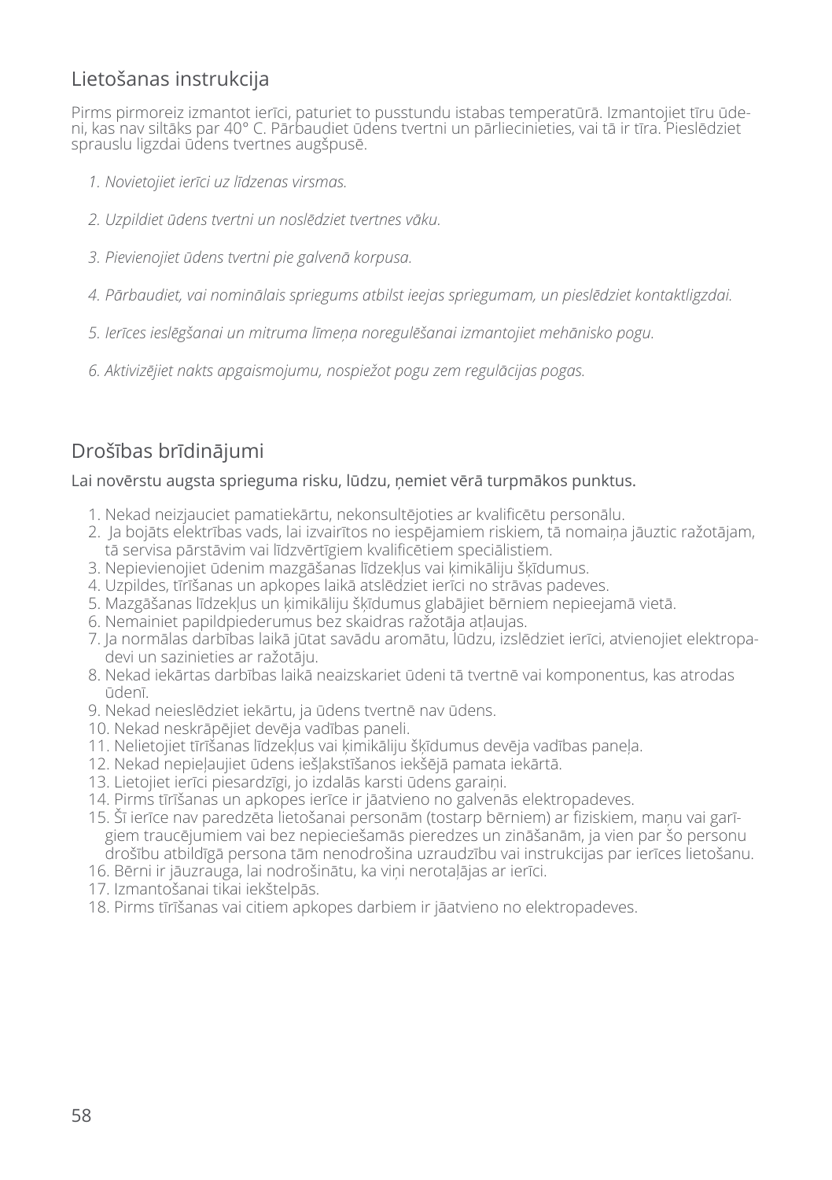## Lietošanas instrukcija

Pirms pirmoreiz izmantot ierīci, paturiet to pusstundu istabas temperatūrā. Izmantojiet tīru ūdeni, kas nav siltāks par 40° C. Pārbaudiet ūdens tvertni un pārliecinieties, vai tā ir tīra. Pieslēdziet sprauslu ligzdai ūdens tvertnes augšpusē.

1. *Novietojiet ierīci uz līdzenas virsmas.*
2. *Uzpildiet ūdens tvertni un noslēdziet tvertnes vāku.*
3. *Pievienojiet ūdens tvertni pie galvenā korpusa.*
4. *Pārbaudiet, vai nominālais spriegums atbilst ieejas spriegumam, un pieslēdziet kontaktligzdai.*
5. *Ierīces ieslēgšanai un mitruma līmeņa noregulēšanai izmantojiet mehānisko pogu.*
6. *Aktivizējiet nakts apgaismojumu, nospiežot pogu zem regulācijas pogas.*

## Drošības brīdinājumi

Lai novērstu augsta sprieguma risku, lūdzu, ņemiet vērā turpmākos punktus.

1. Nekad neizjauciet pamatiekārtu, nekonsultējoties ar kvalificētu personālu.
2. Ja bojāts elektrības vads, lai izvairītos no iespējamiem riskiem, tā nomaiņa jāuztic ražotājam, tā servisa pārstāvim vai līdzvērtīgiem kvalificētiem speciālistiem.
3. Nepievienojiet ūdenim mazgāšanas līdzekļus vai ķimikāliju šķīdumus.
4. Uzpildes, tīrīšanas un apkopes laikā atslēdziet ierīci no strāvas padeves.
5. Mazgāšanas līdzekļus un ķimikāliju šķīdumus glabājiet bērniem nepieejamā vietā.
6. Nemainiet papildpiederumus bez skaidras ražotāja atļaujas.
7. Ja normālas darbības laikā jūtat savādu aromātu, lūdzu, izslēdziet ierīci, atvienojiet elektropadevi un sazinieties ar ražotāju.
8. Nekad iekārtas darbības laikā neaizskariet ūdeni tā tvertnē vai komponentus, kas atrodas ūdenī.
9. Nekad neieslēdziet iekārtu, ja ūdens tvertnē nav ūdens.
10. Nekad neskrāpējiet devēja vadības paneli.
11. Nelietojiet tīrīšanas līdzekļus vai ķimikāliju šķīdumus devēja vadības paneļa.
12. Nekad nepieļaujiet ūdens iešļakstīšanos iekšējā pamata iekārtā.
13. Lietojiet ierīci piesardzīgi, jo izdalās karsti ūdens garaiņi.
14. Pirms tīrīšanas un apkopes ierīce ir jāatvieno no galvenās elektropadeves.
15. Šī ierīce nav paredzēta lietošanai personām (tostarp bērniem) ar fiziskiem, maņu vai garīgiem traucējumiem vai bez nepieciešamās pieredzes un zināšanām, ja vien par šo personu drošību atbildīgā persona tām nenodrošina uzraudzību vai instrukcijas par ierīces lietošanu.
16. Bērni ir jāuzrauga, lai nodrošinātu, ka viņi nerotaļājas ar ierīci.
17. Izmantošanai tikai iekštelpās.
18. Pirms tīrīšanas vai citiem apkopes darbiem ir jāatvieno no elektropadeves.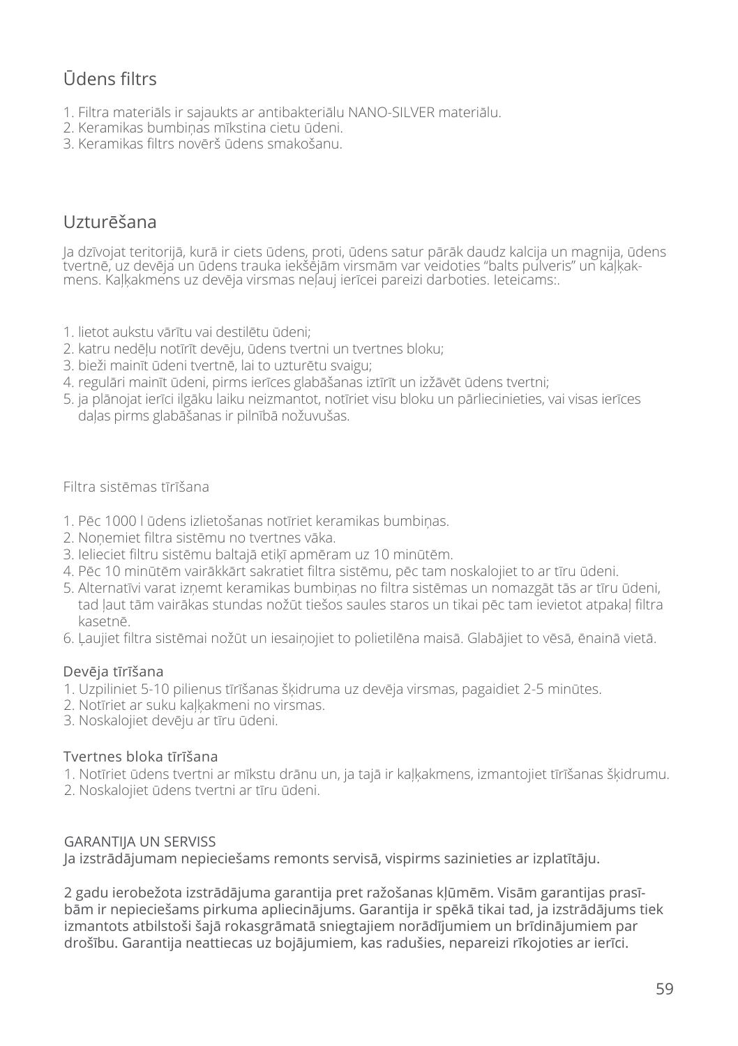## Ūdens filtrs

1. Filtra materiāls ir sajaukts ar antibakteriālu NANO-SILVER materiālu.
2. Keramikas bumbiņas mīkstina cietu ūdeni.
3. Keramikas filtrs novērš ūdens smakošanu.

## Uzturēšana

Ja dzīvojat teritorijā, kurā ir ciets ūdens, proti, ūdens satur pārāk daudz kalcija un magnija, ūdens tvertnē, uz devēja un ūdens trauka iekšējām virsmām var veidoties "balts pulveris" un kaļķakmens. Kaļķakmens uz devēja virsmas neļauj ierīcei pareizi darboties. Ieteicams:.

1. lietot aukstu vārītu vai destilētu ūdeni;
2. katru nedēļu notīrīt devēju, ūdens tvertni un tvertnes bloku;
3. bieži mainīt ūdeni tvertnē, lai to uzturētu svaigu;
4. regulāri mainīt ūdeni, pirms ierīces glabāšanas iztīrīt un izžāvēt ūdens tvertni;
5. ja plānojat ierīci ilgāku laiku neizmantot, notīriet visu bloku un pārliecinieties, vai visas ierīces daļas pirms glabāšanas ir pilnībā nožuvušas.

### Filtra sistēmas tīrīšana

1. Pēc 1000 l ūdens izlietošanas notīriet keramikas bumbiņas.
2. Noņemiet filtra sistēmu no tvertnes vāka.
3. Ielieciet filtru sistēmu baltajā etiķī apmēram uz 10 minūtēm.
4. Pēc 10 minūtēm vairākkārt sakratiet filtra sistēmu, pēc tam noskalojiet to ar tīru ūdeni.
5. Alternatīvi varat izņemt keramikas bumbiņas no filtra sistēmas un nomazgāt tās ar tīru ūdeni, tad ļaut tām vairākas stundas nožūt tiešos saules staros un tikai pēc tam ievietot atpakaļ filtra kasetnē.
6. Ļaujiet filtra sistēmai nožūt un iesaiņojiet to polietilēna maisā. Glabājiet to vēsā, ēnainā vietā.

### Devēja tīrīšana

1. Uzpiliniet 5-10 pilienus tīrīšanas šķidruma uz devēja virsmas, pagaidiet 2-5 minūtes.
2. Notīriet ar suku kaļķakmeni no virsmas.
3. Noskalojiet devēju ar tīru ūdeni.

### Tvertnes bloka tīrīšana

1. Notīriet ūdens tvertni ar mīkstu drānu un, ja tajā ir kaļķakmens, izmantojiet tīrīšanas šķidrumu.
2. Noskalojiet ūdens tvertni ar tīru ūdeni.

### GARANTIJA UN SERVISS

Ja izstrādājumam nepieciešams remonts servisā, vispirms sazinieties ar izplatītāju.

2 gadu ierobežota izstrādājuma garantija pret ražošanas kļūmēm. Visām garantijas prasībām ir nepieciešams pirkuma apliecinājums. Garantija ir spēkā tikai tad, ja izstrādājums tiek izmantots atbilstoši šajā rokasgrāmatā sniegtajiem norādījumiem un brīdinājumiem par drošību. Garantija neattiecas uz bojājumiem, kas radušies, nepareizi rīkojoties ar ierīci.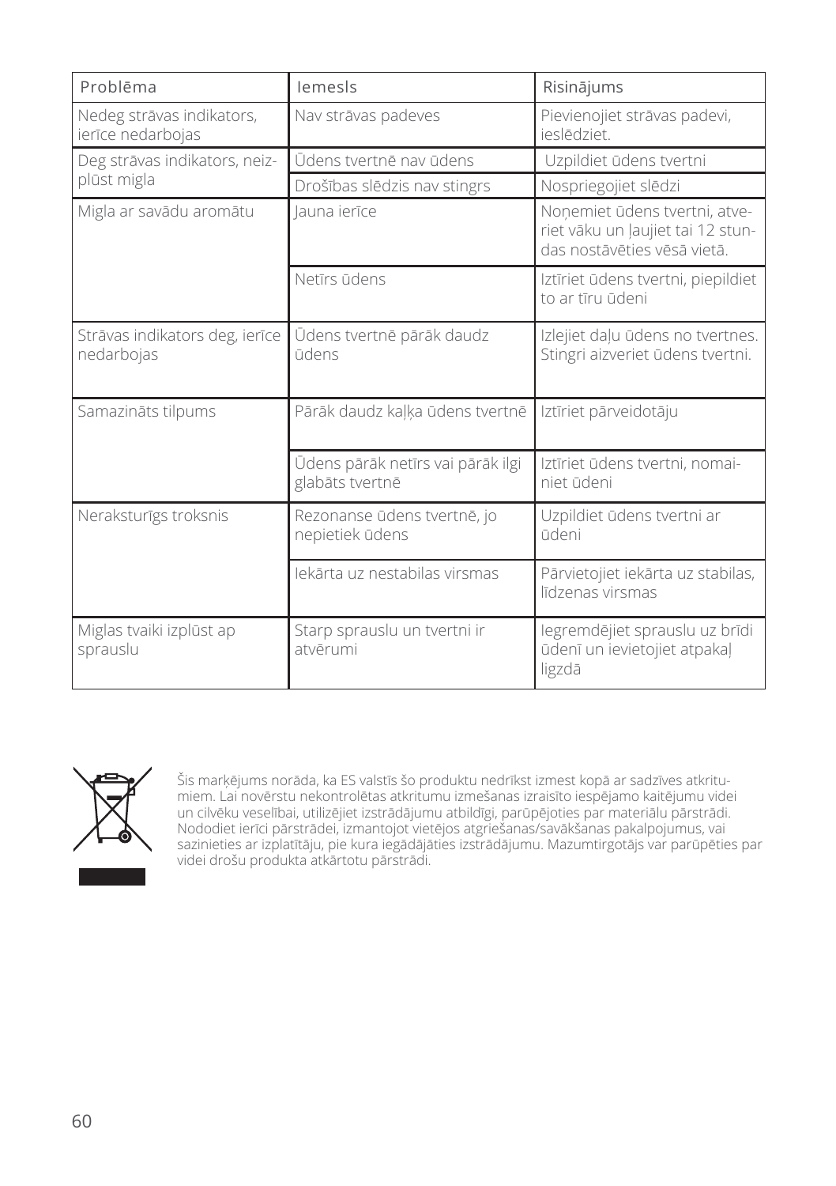| Problēma | Iemesls | Risinājums |
| --- | --- | --- |
| Nedeg strāvas indikators, ierīce nedarbojas | Nav strāvas padeves | Pievienojiet strāvas padevi, ieslēdziet. |
| Deg strāvas indikators, neizplūst migla | Ūdens tvertnē nav ūdens | Uzpildiet ūdens tvertni |
| | Drošības slēdzis nav stingrs | Nospriegojiet slēdzi |
| Migla ar savādu aromātu | Jauna ierīce | Noņemiet ūdens tvertni, atveriet vāku un ļaujiet tai 12 stundas nostāvēties vēsā vietā. |
| | Netīrs ūdens | Iztīriet ūdens tvertni, piepildiet to ar tīru ūdeni |
| Strāvas indikators deg, ierīce nedarbojas | Ūdens tvertnē pārāk daudz ūdens | Izlejiet daļu ūdens no tvertnes. Stingri aizveriet ūdens tvertni. |
| Samazināts tilpums | Pārāk daudz kaļķa ūdens tvertnē | Iztīriet pārveidotāju |
| | Ūdens pārāk netīrs vai pārāk ilgi glabāts tvertnē | Iztīriet ūdens tvertni, nomainiet ūdeni |
| Neraksturīgs troksnis | Rezonanse ūdens tvertnē, jo nepietiek ūdens | Uzpildiet ūdens tvertni ar ūdeni |
| | Iekārta uz nestabilas virsmas | Pārvietojiet iekārta uz stabilas, līdzenas virsmas |
| Miglas tvaiki izplūst ap sprauslu | Starp sprauslu un tvertni ir atvērumi | Iegremdējiet sprauslu uz brīdi ūdenī un ievietojiet atpakaļ ligzdā |

Šis marķējums norāda, ka ES valstīs šo produktu nedrīkst izmest kopā ar sadzīves atkritumiem. Lai novērstu nekontrolētas atkritumu izmešanas izraisīto iespējamo kaitējumu videi un cilvēku veselībai, utilizējiet izstrādājumu atbildīgi, parūpējoties par materiālu pārstrādi. Nododiet ierīci pārstrādei, izmantojot vietējos atgriešanas/savākšanas pakalpojumus, vai sazinieties ar izplatītāju, pie kura iegādājāties izstrādājumu. Mazumtirgotājs var parūpēties par videi drošu produkta atkārtotu pārstrādi.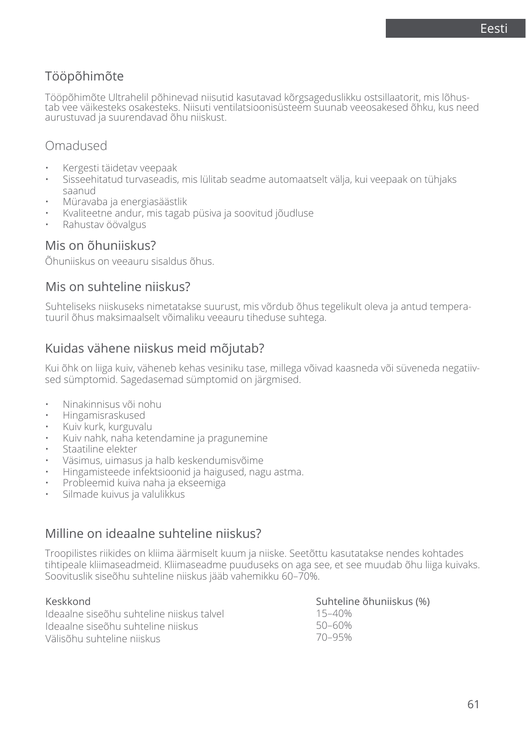## Tööpõhimõte

Tööpõhimõte Ultrahelil põhinevad niisutid kasutavad kõrgsageduslikku ostsillaatorit, mis lõhustab vee väikesteks osakesteks. Niisuti ventilatsioonisüsteem suunab veeosakesed õhku, kus need aurustuvad ja suurendavad õhu niiskust.

## Omadused

- Kergesti täidetav veepaak
- Sisseehitatud turvaseadis, mis lülitab seadme automaatselt välja, kui veepaak on tühjaks saanud
- Müravaba ja energiasäästlik
- Kvaliteetne andur, mis tagab püsiva ja soovitud jõudluse
- Rahustav öövalgus

## Mis on õhuniiskus?

Õhuniiskus on veeauru sisaldus õhus.

## Mis on suhteline niiskus?

Suhteliseks niiskuseks nimetatakse suurust, mis võrdub õhus tegelikult oleva ja antud temperatuuril õhus maksimaalselt võimaliku veeauru tiheduse suhtega.

## Kuidas vähene niiskus meid mõjutab?

Kui õhk on liiga kuiv, väheneb kehas vesiniku tase, millega võivad kaasneda või süveneda negatiivsed sümptomid. Sagedasemad sümptomid on järgmised.

- Ninakinnisus või nohu
- Hingamisraskused
- Kuiv kurk, kurguvalu
- Kuiv nahk, naha ketendamine ja pragunemine
- Staatiline elekter
- Väsimus, uimasus ja halb keskendumisvõime
- Hingamisteede infektsioonid ja haigused, nagu astma.
- Probleemid kuiva naha ja ekseemiga
- Silmade kuivus ja valulikkus

## Milline on ideaalne suhteline niiskus?

Troopilistes riikides on kliima äärmiselt kuum ja niiske. Seetõttu kasutatakse nendes kohtades tihtipeale kliimaseadmeid. Kliimaseadme puuduseks on aga see, et see muudab õhu liiga kuivaks. Soovituslik siseõhu suhteline niiskus jääb vahemikku 60–70%.

| Keskkond | Suhteline õhuniiskus (%) |
|---|---|
| Ideaalne siseõhu suhteline niiskus talvel | 15–40% |
| Ideaalne siseõhu suhteline niiskus | 50–60% |
| Välisõhu suhteline niiskus | 70–95% |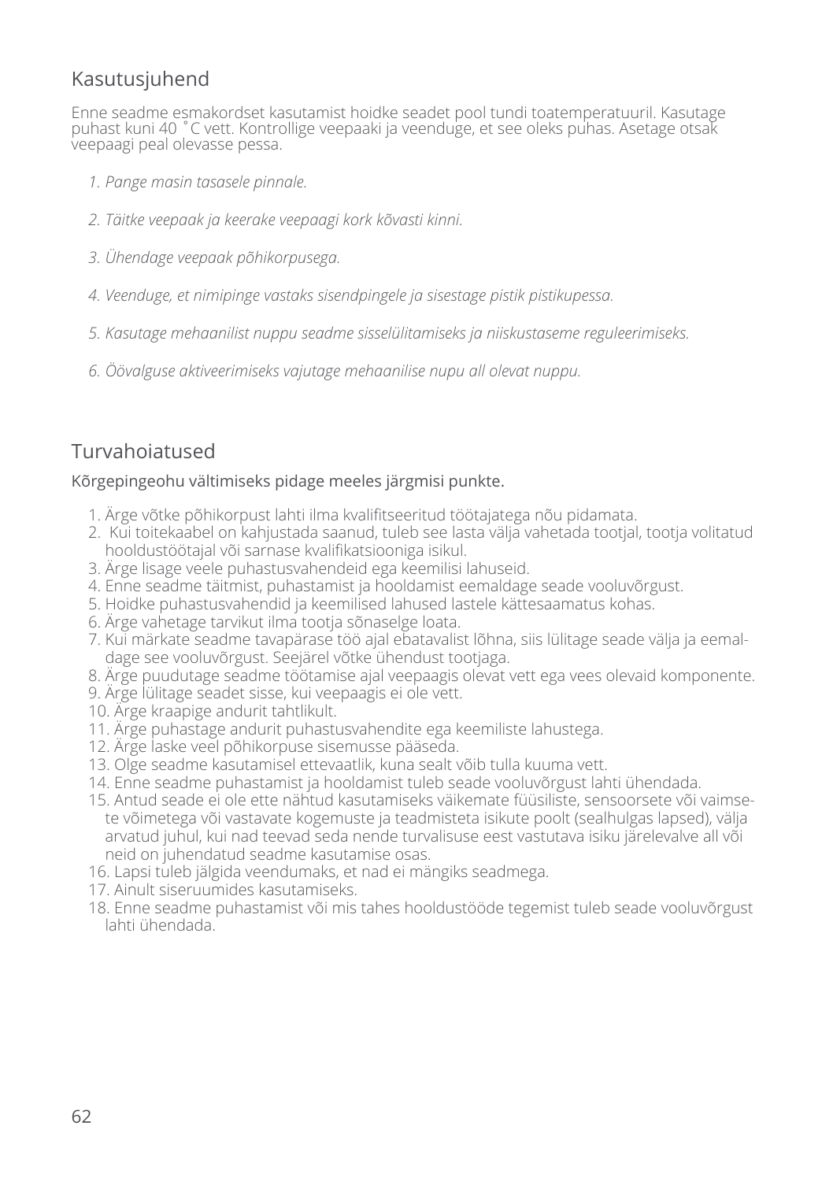## Kasutusjuhend

Enne seadme esmakordset kasutamist hoidke seadet pool tundi toatemperatuuril. Kasutage puhast kuni 40 ˚C vett. Kontrollige veepaaki ja veenduge, et see oleks puhas. Asetage otsak veepaagi peal olevasse pessa.

1. *Pange masin tasasele pinnale.*
2. *Täitke veepaak ja keerake veepaagi kork kõvasti kinni.*
3. *Ühendage veepaak põhikorpusega.*
4. *Veenduge, et nimipinge vastaks sisendpingele ja sisestage pistik pistikupessa.*
5. *Kasutage mehaanilist nuppu seadme sisselülitamiseks ja niiskustaseme reguleerimiseks.*
6. *Öövalguse aktiveerimiseks vajutage mehaanilise nupu all olevat nuppu.*

## Turvahoiatused

Kõrgepingeohu vältimiseks pidage meeles järgmisi punkte.

1. Ärge võtke põhikorpust lahti ilma kvalifitseeritud töötajatega nõu pidamata.
2. Kui toitekaabel on kahjustada saanud, tuleb see lasta välja vahetada tootjal, tootja volitatud hooldustöötajal või sarnase kvalifikatsiooniga isikul.
3. Ärge lisage veele puhastusvahendeid ega keemilisi lahuseid.
4. Enne seadme täitmist, puhastamist ja hooldamist eemaldage seade vooluvõrgust.
5. Hoidke puhastusvahendid ja keemilised lahused lastele kättesaamatus kohas.
6. Ärge vahetage tarvikut ilma tootja sõnaselge loata.
7. Kui märkate seadme tavapärase töö ajal ebatavalist lõhna, siis lülitage seade välja ja eemaldage see vooluvõrgust. Seejärel võtke ühendust tootjaga.
8. Ärge puudutage seadme töötamise ajal veepaagis olevat vett ega vees olevaid komponente.
9. Ärge lülitage seadet sisse, kui veepaagis ei ole vett.
10. Ärge kraapige andurit tahtlikult.
11. Ärge puhastage andurit puhastusvahendite ega keemiliste lahustega.
12. Ärge laske veel põhikorpuse sisemusse pääseda.
13. Olge seadme kasutamisel ettevaatlik, kuna sealt võib tulla kuuma vett.
14. Enne seadme puhastamist ja hooldamist tuleb seade vooluvõrgust lahti ühendada.
15. Antud seade ei ole ette nähtud kasutamiseks väikemate füüsiliste, sensoorsete või vaimsete võimetega või vastavate kogemuste ja teadmisteta isikute poolt (sealhulgas lapsed), välja arvatud juhul, kui nad teevad seda nende turvalisuse eest vastutava isiku järelevalve all või neid on juhendatud seadme kasutamise osas.
16. Lapsi tuleb jälgida veendumaks, et nad ei mängiks seadmega.
17. Ainult siseruumides kasutamiseks.
18. Enne seadme puhastamist või mis tahes hooldustööde tegemist tuleb seade vooluvõrgust lahti ühendada.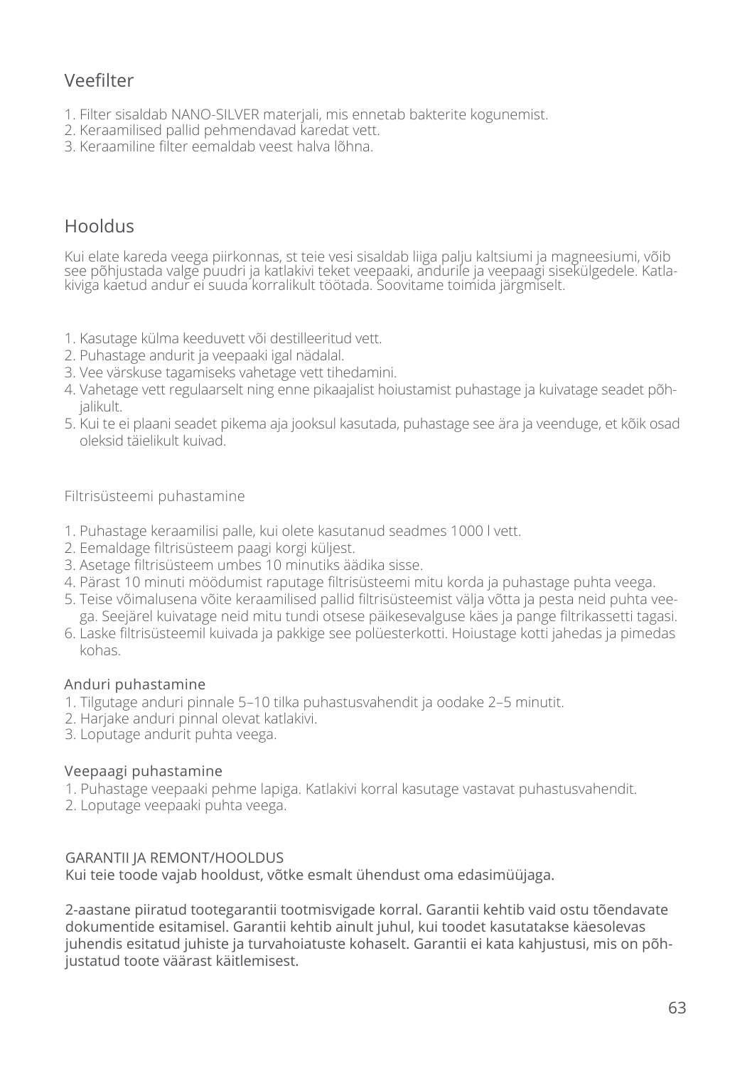## Veefilter

1. Filter sisaldab NANO-SILVER materjali, mis ennetab bakterite kogunemist.
2. Keraamilised pallid pehmendavad karedat vett.
3. Keraamiline filter eemaldab veest halva lõhna.

## Hooldus

Kui elate kareda veega piirkonnas, st teie vesi sisaldab liiga palju kaltsiumi ja magneesiumi, võib see põhjustada valge puudri ja katlakivi teket veepaaki, andurile ja veepaagi sisekülgedele. Katlakiviga kaetud andur ei suuda korralikult töötada. Soovitame toimida järgmiselt.

1. Kasutage külma keeduvett või destilleeritud vett.
2. Puhastage andurit ja veepaaki igal nädalal.
3. Vee värskuse tagamiseks vahetage vett tihedamini.
4. Vahetage vett regulaarselt ning enne pikaajalist hoiustamist puhastage ja kuivatage seadet põhjalikult.
5. Kui te ei plaani seadet pikema aja jooksul kasutada, puhastage see ära ja veenduge, et kõik osad oleksid täielikult kuivad.

### Filtrisüsteemi puhastamine

1. Puhastage keraamilisi palle, kui olete kasutanud seadmes 1000 l vett.
2. Eemaldage filtrisüsteem paagi korgi küljest.
3. Asetage filtrisüsteem umbes 10 minutiks äädika sisse.
4. Pärast 10 minuti möödumist raputage filtrisüsteemi mitu korda ja puhastage puhta veega.
5. Teise võimalusena võite keraamilised pallid filtrisüsteemist välja võtta ja pesta neid puhta veega. Seejärel kuivatage neid mitu tundi otsese päikesevalguse käes ja pange filtrikassetti tagasi.
6. Laske filtrisüsteemil kuivada ja pakkige see polüesterkotti. Hoiustage kotti jahedas ja pimedas kohas.

### Anduri puhastamine

1. Tilgutage anduri pinnale 5–10 tilka puhastusvahendit ja oodake 2–5 minutit.
2. Harjake anduri pinnal olevat katlakivi.
3. Loputage andurit puhta veega.

### Veepaagi puhastamine

1. Puhastage veepaaki pehme lapiga. Katlakivi korral kasutage vastavat puhastusvahendit.
2. Loputage veepaaki puhta veega.

GARANTII JA REMONT/HOOLDUS
Kui teie toode vajab hooldust, võtke esmalt ühendust oma edasimüüjaga.

2-aastane piiratud tootegarantii tootmisvigade korral. Garantii kehtib vaid ostu tõendavate dokumentide esitamisel. Garantii kehtib ainult juhul, kui toodet kasutatakse käesolevas juhendis esitatud juhiste ja turvahoiatuste kohaselt. Garantii ei kata kahjustusi, mis on põhjustatud toote väärast käitlemisest.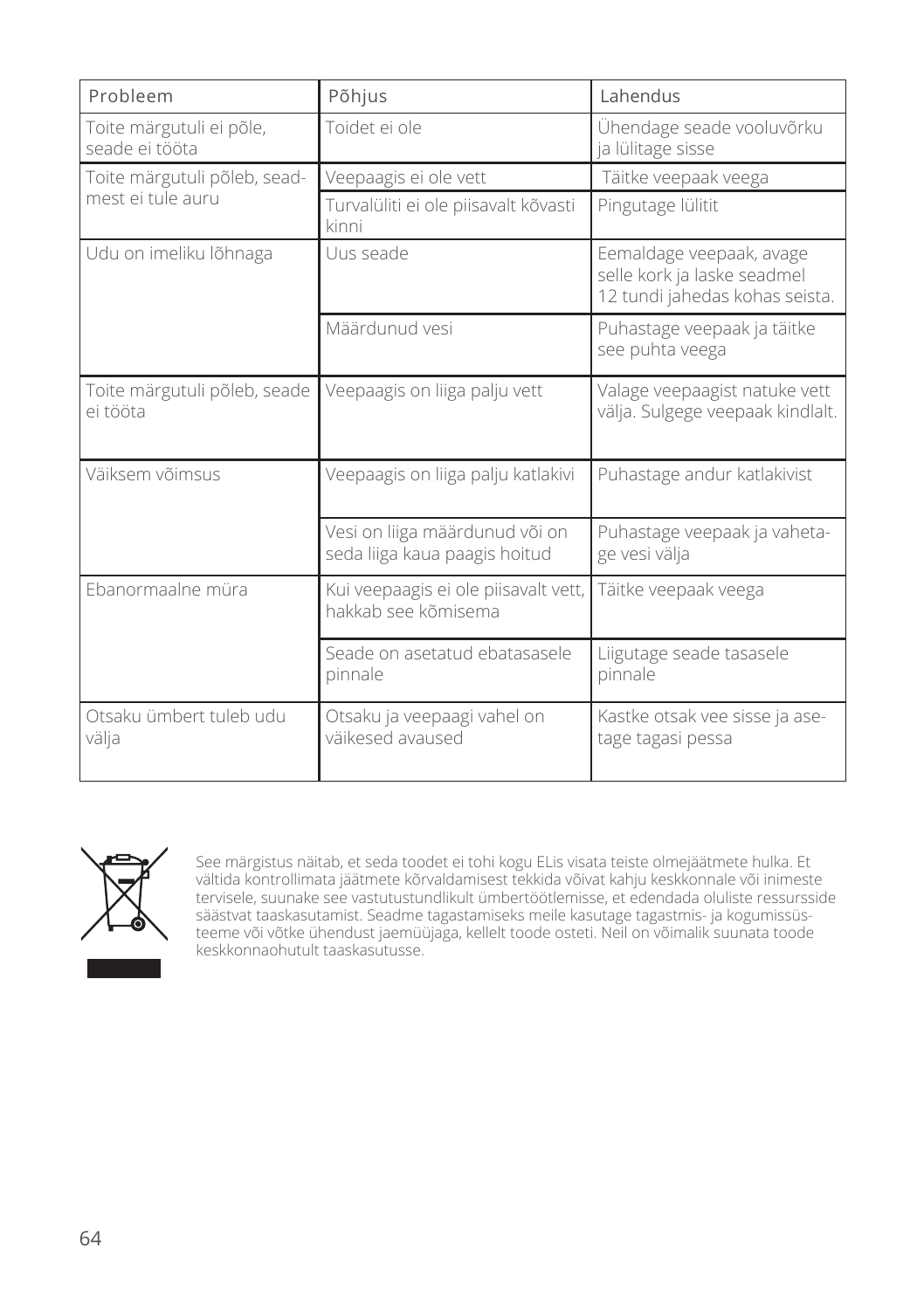| Probleem | Põhjus | Lahendus |
| --- | --- | --- |
| Toite märgutuli ei põle, seade ei tööta | Toidet ei ole | Ühendage seade vooluvõrku ja lülitage sisse |
| Toite märgutuli põleb, seadmest ei tule auru | Veepaagis ei ole vett | Täitke veepaak veega |
| | Turvalüliti ei ole piisavalt kõvasti kinni | Pingutage lülitit |
| Udu on imeliku lõhnaga | Uus seade | Eemaldage veepaak, avage selle kork ja laske seadmel 12 tundi jahedas kohas seista. |
| | Määrdunud vesi | Puhastage veepaak ja täitke see puhta veega |
| Toite märgutuli põleb, seade ei tööta | Veepaagis on liiga palju vett | Valage veepaagist natuke vett välja. Sulgege veepaak kindlalt. |
| Väiksem võimsus | Veepaagis on liiga palju katlakivi | Puhastage andur katlakivist |
| | Vesi on liiga määrdunud või on seda liiga kaua paagis hoitud | Puhastage veepaak ja vahetage vesi välja |
| Ebanormaalne müra | Kui veepaagis ei ole piisavalt vett, hakkab see kõmisema | Täitke veepaak veega |
| | Seade on asetatud ebatasasele pinnale | Liigutage seade tasasele pinnale |
| Otsaku ümbert tuleb udu välja | Otsaku ja veepaagi vahel on väikesed avaused | Kastke otsak vee sisse ja asetage tagasi pessa |

See märgistus näitab, et seda toodet ei tohi kogu ELis visata teiste olmejäätmete hulka. Et vältida kontrollimata jäätmete kõrvaldamisest tekkida võivat kahju keskkonnale või inimeste tervisele, suunake see vastutustundlikult ümbertöötlemisse, et edendada oluliste ressursside säästvat taaskasutamist. Seadme tagastamiseks meile kasutage tagastmis- ja kogumissüsteeme või võtke ühendust jaemüüjaga, kellelt toode osteti. Neil on võimalik suunata toode keskkonnaohutult taaskasutusse.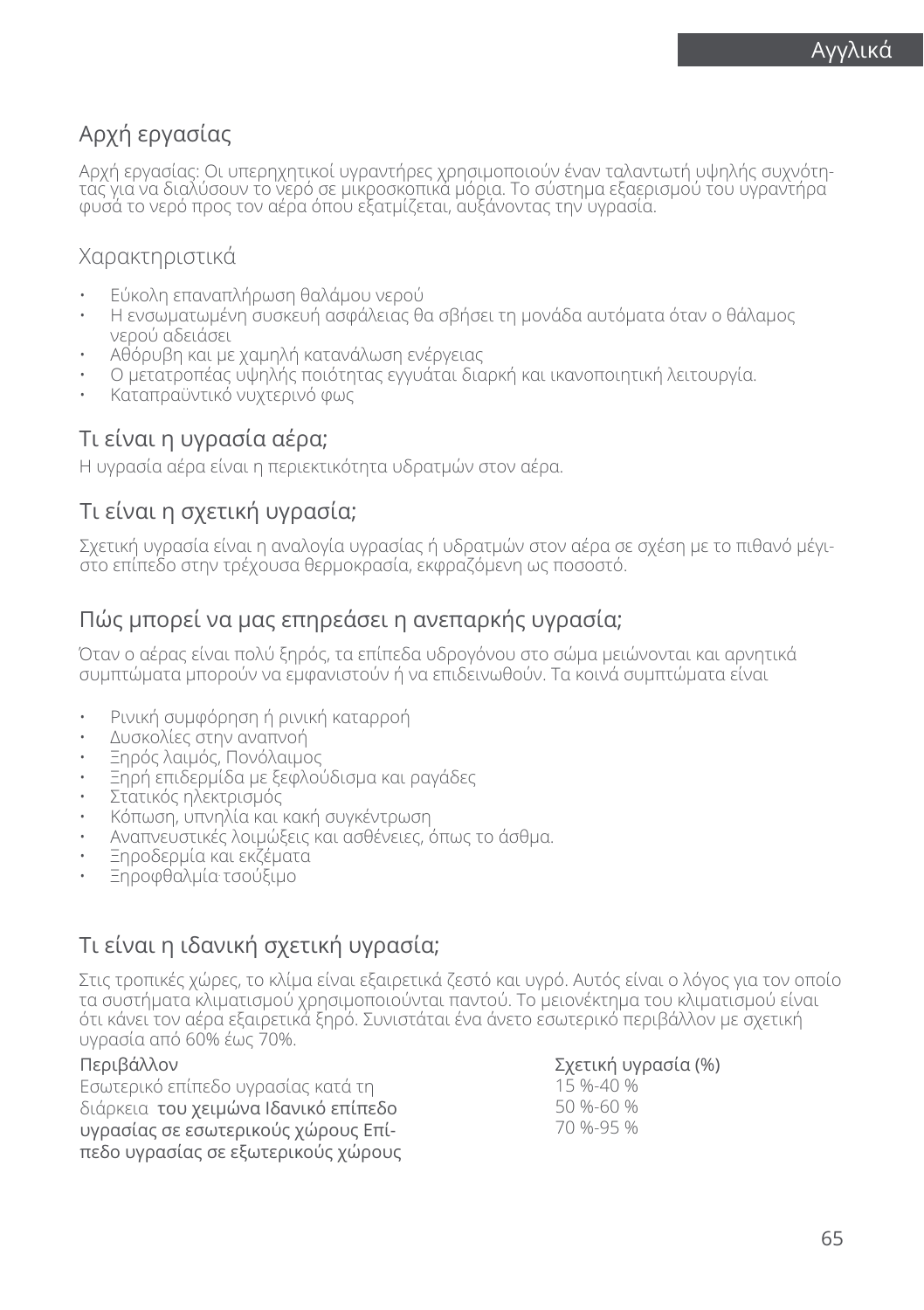## Αρχή εργασίας

Αρχή εργασίας: Οι υπερηχητικοί υγραντήρες χρησιμοποιούν έναν ταλαντωτή υψηλής συχνότητας για να διαλύσουν το νερό σε μικροσκοπικά μόρια. Το σύστημα εξαερισμού του υγραντήρα φυσά το νερό προς τον αέρα όπου εξατμίζεται, αυξάνοντας την υγρασία.

## Χαρακτηριστικά

- Εύκολη επαναπλήρωση θαλάμου νερού
- Η ενσωματωμένη συσκευή ασφάλειας θα σβήσει τη μονάδα αυτόματα όταν ο θάλαμος νερού αδειάσει
- Αθόρυβη και με χαμηλή κατανάλωση ενέργειας
- Ο μετατροπέας υψηλής ποιότητας εγγυάται διαρκή και ικανοποιητική λειτουργία.
- Καταπραϋντικό νυχτερινό φως

## Τι είναι η υγρασία αέρα;

Η υγρασία αέρα είναι η περιεκτικότητα υδρατμών στον αέρα.

## Τι είναι η σχετική υγρασία;

Σχετική υγρασία είναι η αναλογία υγρασίας ή υδρατμών στον αέρα σε σχέση με το πιθανό μέγιστο επίπεδο στην τρέχουσα θερμοκρασία, εκφραζόμενη ως ποσοστό.

## Πώς μπορεί να μας επηρεάσει η ανεπαρκής υγρασία;

Όταν ο αέρας είναι πολύ ξηρός, τα επίπεδα υδρογόνου στο σώμα μειώνονται και αρνητικά συμπτώματα μπορούν να εμφανιστούν ή να επιδεινωθούν. Τα κοινά συμπτώματα είναι

- Ρινική συμφόρηση ή ρινική καταρροή
- Δυσκολίες στην αναπνοή
- Ξηρός λαιμός, Πονόλαιμος
- Ξηρή επιδερμίδα με ξεφλούδισμα και ραγάδες
- Στατικός ηλεκτρισμός
- Κόπωση, υπνηλία και κακή συγκέντρωση
- Αναπνευστικές λοιμώξεις και ασθένειες, όπως το άσθμα.
- Ξηροδερμία και εκζέματα
- Ξηροφθαλμία τσούξιμο

## Τι είναι η ιδανική σχετική υγρασία;

Στις τροπικές χώρες, το κλίμα είναι εξαιρετικά ζεστό και υγρό. Αυτός είναι ο λόγος για τον οποίο τα συστήματα κλιματισμού χρησιμοποιούνται παντού. Το μειονέκτημα του κλιματισμού είναι ότι κάνει τον αέρα εξαιρετικά ξηρό. Συνιστάται ένα άνετο εσωτερικό περιβάλλον με σχετική υγρασία από 60% έως 70%.

| Περιβάλλον | Σχετική υγρασία (%) |
| --- | --- |
| Εσωτερικό επίπεδο υγρασίας κατά τη διάρκεια του χειμώνα | 15 %-40 % |
| Ιδανικό επίπεδο υγρασίας σε εσωτερικούς χώρους | 50 %-60 % |
| Επίπεδο υγρασίας σε εξωτερικούς χώρους | 70 %-95 % |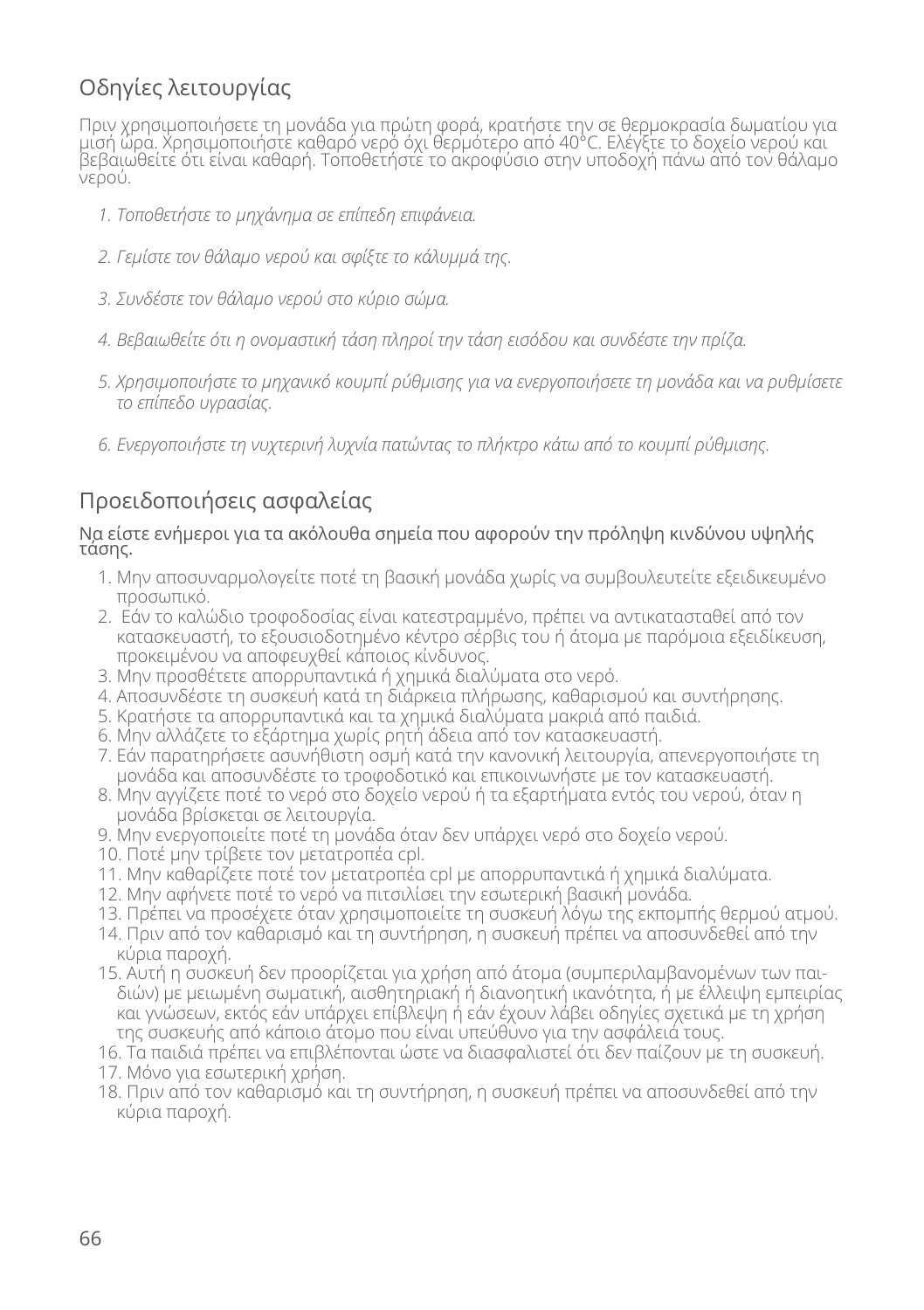## Οδηγίες λειτουργίας

Πριν χρησιμοποιήσετε τη μονάδα για πρώτη φορά, κρατήστε την σε θερμοκρασία δωματίου για μισή ώρα. Χρησιμοποιήστε καθαρό νερό όχι θερμότερο από 40°C. Ελέγξτε το δοχείο νερού και βεβαιωθείτε ότι είναι καθαρή. Τοποθετήστε το ακροφύσιο στην υποδοχή πάνω από τον θάλαμο νερού.

1. *Τοποθετήστε το μηχάνημα σε επίπεδη επιφάνεια.*
2. *Γεμίστε τον θάλαμο νερού και σφίξτε το κάλυμμά της.*
3. *Συνδέστε τον θάλαμο νερού στο κύριο σώμα.*
4. *Βεβαιωθείτε ότι η ονομαστική τάση πληροί την τάση εισόδου και συνδέστε την πρίζα.*
5. *Χρησιμοποιήστε το μηχανικό κουμπί ρύθμισης για να ενεργοποιήσετε τη μονάδα και να ρυθμίσετε το επίπεδο υγρασίας.*
6. *Ενεργοποιήστε τη νυχτερινή λυχνία πατώντας το πλήκτρο κάτω από το κουμπί ρύθμισης.*

## Προειδοποιήσεις ασφαλείας

Να είστε ενήμεροι για τα ακόλουθα σημεία που αφορούν την πρόληψη κινδύνου υψηλής τάσης.

1. Μην αποσυναρμολογείτε ποτέ τη βασική μονάδα χωρίς να συμβουλευτείτε εξειδικευμένο προσωπικό.
2. Εάν το καλώδιο τροφοδοσίας είναι κατεστραμμένο, πρέπει να αντικατασταθεί από τον κατασκευαστή, το εξουσιοδοτημένο κέντρο σέρβις του ή άτομα με παρόμοια εξειδίκευση, προκειμένου να αποφευχθεί κάποιος κίνδυνος.
3. Μην προσθέτετε απορρυπαντικά ή χημικά διαλύματα στο νερό.
4. Αποσυνδέστε τη συσκευή κατά τη διάρκεια πλήρωσης, καθαρισμού και συντήρησης.
5. Κρατήστε τα απορρυπαντικά και τα χημικά διαλύματα μακριά από παιδιά.
6. Μην αλλάζετε το εξάρτημα χωρίς ρητή άδεια από τον κατασκευαστή.
7. Εάν παρατηρήσετε ασυνήθιστη οσμή κατά την κανονική λειτουργία, απενεργοποιήστε τη μονάδα και αποσυνδέστε το τροφοδοτικό και επικοινωνήστε με τον κατασκευαστή.
8. Μην αγγίζετε ποτέ το νερό στο δοχείο νερού ή τα εξαρτήματα εντός του νερού, όταν η μονάδα βρίσκεται σε λειτουργία.
9. Μην ενεργοποιείτε ποτέ τη μονάδα όταν δεν υπάρχει νερό στο δοχείο νερού.
10. Ποτέ μην τρίβετε τον μετατροπέα cpl.
11. Μην καθαρίζετε ποτέ τον μετατροπέα cpl με απορρυπαντικά ή χημικά διαλύματα.
12. Μην αφήνετε ποτέ το νερό να πιτσιλίσει την εσωτερική βασική μονάδα.
13. Πρέπει να προσέχετε όταν χρησιμοποιείτε τη συσκευή λόγω της εκπομπής θερμού ατμού.
14. Πριν από τον καθαρισμό και τη συντήρηση, η συσκευή πρέπει να αποσυνδεθεί από την κύρια παροχή.
15. Αυτή η συσκευή δεν προορίζεται για χρήση από άτομα (συμπεριλαμβανομένων των παιδιών) με μειωμένη σωματική, αισθητηριακή ή διανοητική ικανότητα, ή με έλλειψη εμπειρίας και γνώσεων, εκτός εάν υπάρχει επίβλεψη ή εάν έχουν λάβει οδηγίες σχετικά με τη χρήση της συσκευής από κάποιο άτομο που είναι υπεύθυνο για την ασφάλειά τους.
16. Τα παιδιά πρέπει να επιβλέπονται ώστε να διασφαλιστεί ότι δεν παίζουν με τη συσκευή.
17. Μόνο για εσωτερική χρήση.
18. Πριν από τον καθαρισμό και τη συντήρηση, η συσκευή πρέπει να αποσυνδεθεί από την κύρια παροχή.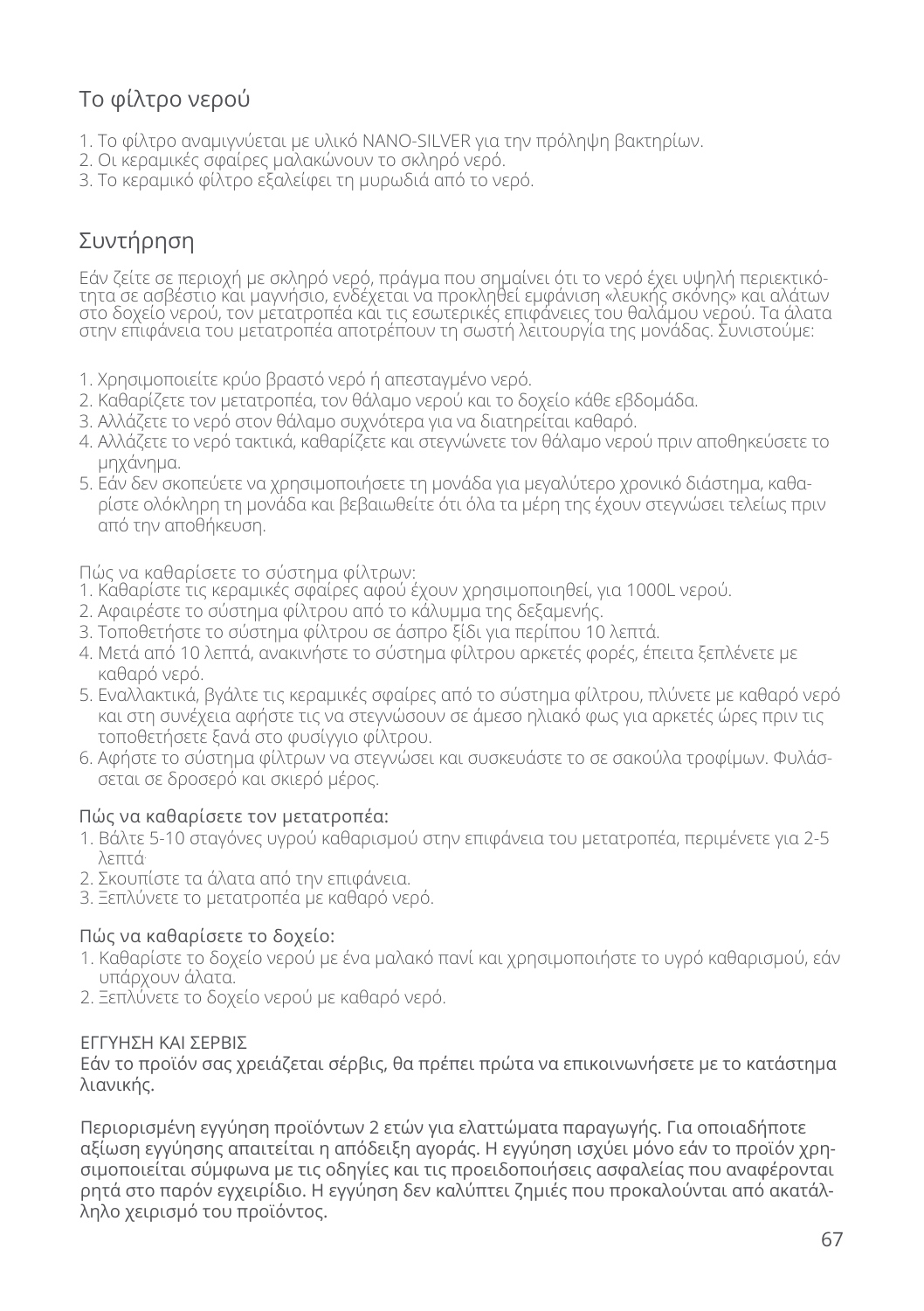## Το φίλτρο νερού

1. Το φίλτρο αναμιγνύεται με υλικό NANO-SILVER για την πρόληψη βακτηρίων.
2. Οι κεραμικές σφαίρες μαλακώνουν το σκληρό νερό.
3. Το κεραμικό φίλτρο εξαλείφει τη μυρωδιά από το νερό.

## Συντήρηση

Εάν ζείτε σε περιοχή με σκληρό νερό, πράγμα που σημαίνει ότι το νερό έχει υψηλή περιεκτικότητα σε ασβέστιο και μαγνήσιο, ενδέχεται να προκληθεί εμφάνιση «λευκής σκόνης» και αλάτων στο δοχείο νερού, τον μετατροπέα και τις εσωτερικές επιφάνειες του θαλάμου νερού. Τα άλατα στην επιφάνεια του μετατροπέα αποτρέπουν τη σωστή λειτουργία της μονάδας. Συνιστούμε:

1. Χρησιμοποιείτε κρύο βραστό νερό ή απεσταγμένο νερό.
2. Καθαρίζετε τον μετατροπέα, τον θάλαμο νερού και το δοχείο κάθε εβδομάδα.
3. Αλλάζετε το νερό στον θάλαμο συχνότερα για να διατηρείται καθαρό.
4. Αλλάζετε το νερό τακτικά, καθαρίζετε και στεγνώνετε τον θάλαμο νερού πριν αποθηκεύσετε το μηχάνημα.
5. Εάν δεν σκοπεύετε να χρησιμοποιήσετε τη μονάδα για μεγαλύτερο χρονικό διάστημα, καθαρίστε ολόκληρη τη μονάδα και βεβαιωθείτε ότι όλα τα μέρη της έχουν στεγνώσει τελείως πριν από την αποθήκευση.

Πώς να καθαρίσετε το σύστημα φίλτρων:

1. Καθαρίστε τις κεραμικές σφαίρες αφού έχουν χρησιμοποιηθεί, για 1000L νερού.
2. Αφαιρέστε το σύστημα φίλτρου από το κάλυμμα της δεξαμενής.
3. Τοποθετήστε το σύστημα φίλτρου σε άσπρο ξίδι για περίπου 10 λεπτά.
4. Μετά από 10 λεπτά, ανακινήστε το σύστημα φίλτρου αρκετές φορές, έπειτα ξεπλένετε με καθαρό νερό.
5. Εναλλακτικά, βγάλτε τις κεραμικές σφαίρες από το σύστημα φίλτρου, πλύνετε με καθαρό νερό και στη συνέχεια αφήστε τις να στεγνώσουν σε άμεσο ηλιακό φως για αρκετές ώρες πριν τις τοποθετήσετε ξανά στο φυσίγγιο φίλτρου.
6. Αφήστε το σύστημα φίλτρων να στεγνώσει και συσκευάστε το σε σακούλα τροφίμων. Φυλάσσεται σε δροσερό και σκιερό μέρος.

### Πώς να καθαρίσετε τον μετατροπέα:

1. Βάλτε 5-10 σταγόνες υγρού καθαρισμού στην επιφάνεια του μετατροπέα, περιμένετε για 2-5 λεπτά.
2. Σκουπίστε τα άλατα από την επιφάνεια.
3. Ξεπλύνετε το μετατροπέα με καθαρό νερό.

### Πώς να καθαρίσετε το δοχείο:

1. Καθαρίστε το δοχείο νερού με ένα μαλακό πανί και χρησιμοποιήστε το υγρό καθαρισμού, εάν υπάρχουν άλατα.
2. Ξεπλύνετε το δοχείο νερού με καθαρό νερό.

ΕΓΓΥΗΣΗ ΚΑΙ ΣΕΡΒΙΣ

Εάν το προϊόν σας χρειάζεται σέρβις, θα πρέπει πρώτα να επικοινωνήσετε με το κατάστημα λιανικής.

Περιορισμένη εγγύηση προϊόντων 2 ετών για ελαττώματα παραγωγής. Για οποιαδήποτε αξίωση εγγύησης απαιτείται η απόδειξη αγοράς. Η εγγύηση ισχύει μόνο εάν το προϊόν χρησιμοποιείται σύμφωνα με τις οδηγίες και τις προειδοποιήσεις ασφαλείας που αναφέρονται ρητά στο παρόν εγχειρίδιο. Η εγγύηση δεν καλύπτει ζημιές που προκαλούνται από ακατάλληλο χειρισμό του προϊόντος.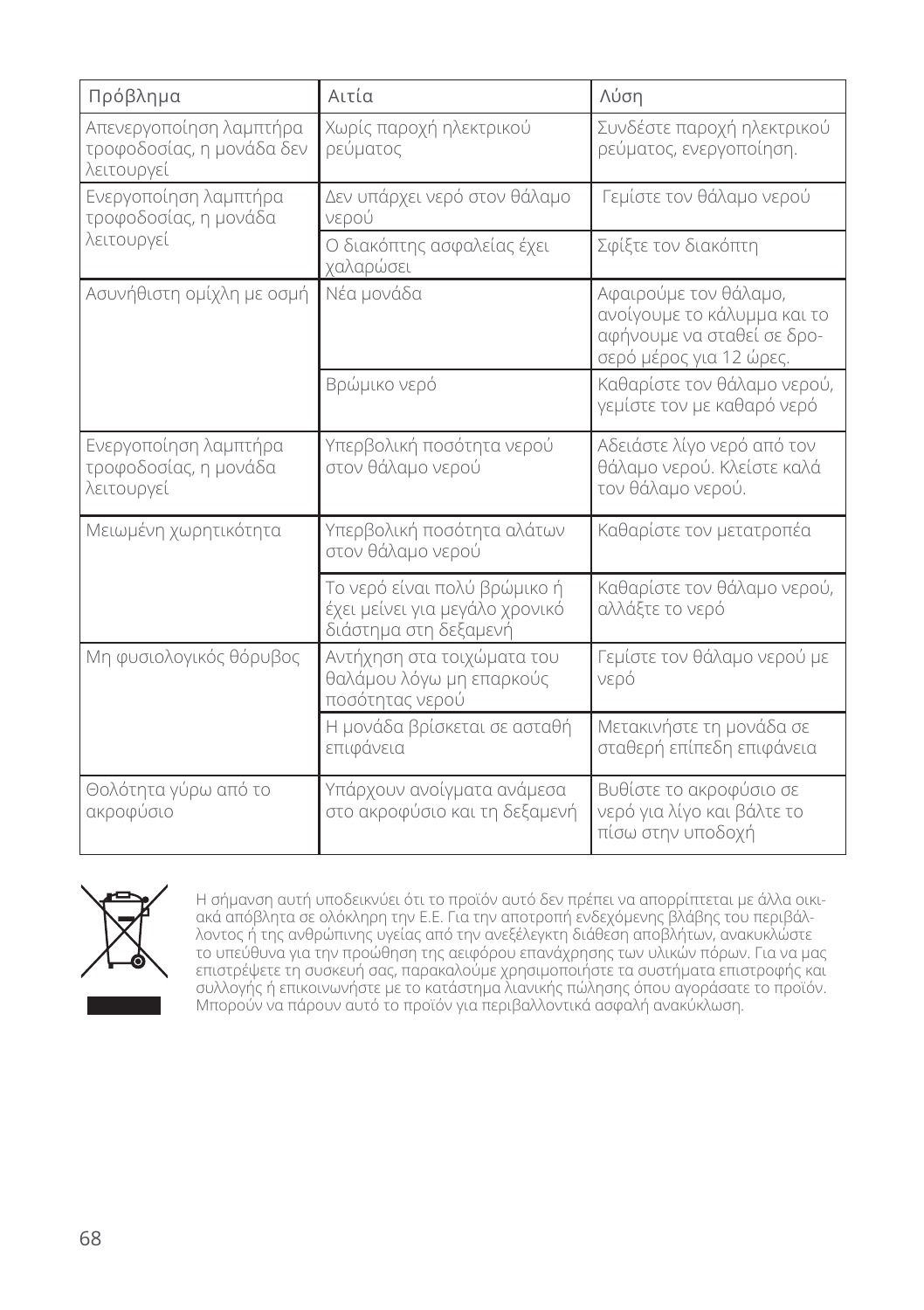| Πρόβλημα | Αιτία | Λύση |
|---|---|---|
| Απενεργοποίηση λαμπτήρα τροφοδοσίας, η μονάδα δεν λειτουργεί | Χωρίς παροχή ηλεκτρικού ρεύματος | Συνδέστε παροχή ηλεκτρικού ρεύματος, ενεργοποίηση. |
| Ενεργοποίηση λαμπτήρα τροφοδοσίας, η μονάδα λειτουργεί | Δεν υπάρχει νερό στον θάλαμο νερού | Γεμίστε τον θάλαμο νερού |
| | Ο διακόπτης ασφαλείας έχει χαλαρώσει | Σφίξτε τον διακόπτη |
| Ασυνήθιστη ομίχλη με οσμή | Νέα μονάδα | Αφαιρούμε τον θάλαμο, ανοίγουμε το κάλυμμα και το αφήνουμε να σταθεί σε δροσερό μέρος για 12 ώρες. |
| | Βρώμικο νερό | Καθαρίστε τον θάλαμο νερού, γεμίστε τον με καθαρό νερό |
| Ενεργοποίηση λαμπτήρα τροφοδοσίας, η μονάδα λειτουργεί | Υπερβολική ποσότητα νερού στον θάλαμο νερού | Αδειάστε λίγο νερό από τον θάλαμο νερού. Κλείστε καλά τον θάλαμο νερού. |
| Μειωμένη χωρητικότητα | Υπερβολική ποσότητα αλάτων στον θάλαμο νερού | Καθαρίστε τον μετατροπέα |
| | Το νερό είναι πολύ βρώμικο ή έχει μείνει για μεγάλο χρονικό διάστημα στη δεξαμενή | Καθαρίστε τον θάλαμο νερού, αλλάξτε το νερό |
| Μη φυσιολογικός θόρυβος | Αντήχηση στα τοιχώματα του θαλάμου λόγω μη επαρκούς ποσότητας νερού | Γεμίστε τον θάλαμο νερού με νερό |
| | Η μονάδα βρίσκεται σε ασταθή επιφάνεια | Μετακινήστε τη μονάδα σε σταθερή επίπεδη επιφάνεια |
| Θολότητα γύρω από το ακροφύσιο | Υπάρχουν ανοίγματα ανάμεσα στο ακροφύσιο και τη δεξαμενή | Βυθίστε το ακροφύσιο σε νερό για λίγο και βάλτε το πίσω στην υποδοχή |

Η σήμανση αυτή υποδεικνύει ότι το προϊόν αυτό δεν πρέπει να απορρίπτεται με άλλα οικιακά απόβλητα σε ολόκληρη την Ε.Ε. Για την αποτροπή ενδεχόμενης βλάβης του περιβάλλοντος ή της ανθρώπινης υγείας από την ανεξέλεγκτη διάθεση αποβλήτων, ανακυκλώστε το υπεύθυνα για την προώθηση της αειφόρου επανάχρησης των υλικών πόρων. Για να μας επιστρέψετε τη συσκευή σας, παρακαλούμε χρησιμοποιήστε τα συστήματα επιστροφής και συλλογής ή επικοινωνήστε με το κατάστημα λιανικής πώλησης όπου αγοράσατε το προϊόν. Μπορούν να πάρουν αυτό το προϊόν για περιβαλλοντικά ασφαλή ανακύκλωση.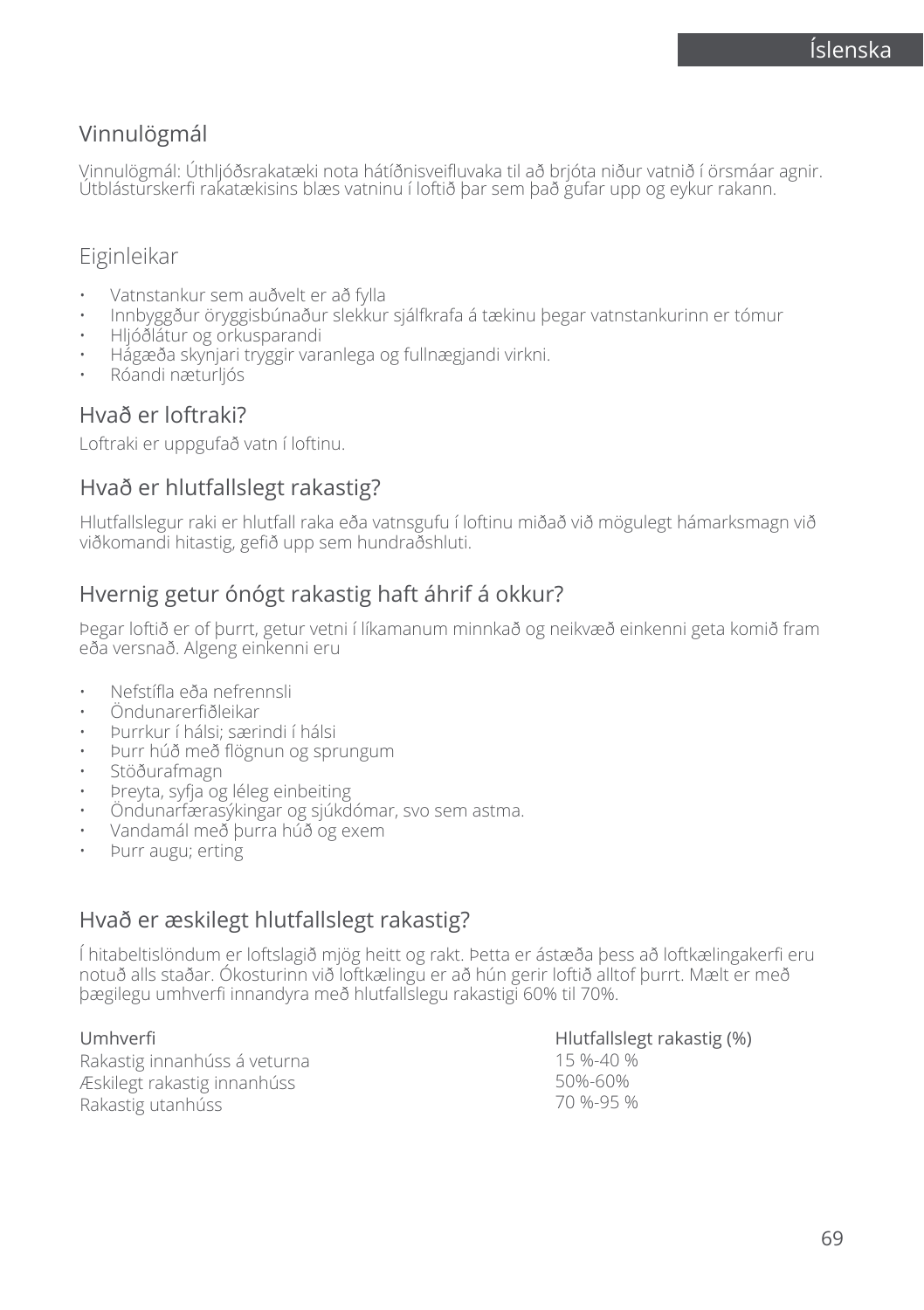## Vinnulögmál

Vinnulögmál: Úthljóðsrakatæki nota hátíðnisveifluvaka til að brjóta niður vatnið í örsmáar agnir. Útblásturskerfi rakatækisins blæs vatninu í loftið þar sem það gufar upp og eykur rakann.

## Eiginleikar

- Vatnstankur sem auðvelt er að fylla
- Innbyggður öryggisbúnaður slekkur sjálfkrafa á tækinu þegar vatnstankurinn er tómur
- Hljóðlátur og orkusparandi
- Hágæða skynjari tryggir varanlega og fullnægjandi virkni.
- Róandi næturljós

## Hvað er loftraki?

Loftraki er uppgufað vatn í loftinu.

## Hvað er hlutfallslegt rakastig?

Hlutfallslegur raki er hlutfall raka eða vatnsgufu í loftinu miðað við mögulegt hámarksmagn við viðkomandi hitastig, gefið upp sem hundraðshluti.

## Hvernig getur ónógt rakastig haft áhrif á okkur?

Þegar loftið er of þurrt, getur vetni í líkamanum minnkað og neikvæð einkenni geta komið fram eða versnað. Algeng einkenni eru

- Nefstífla eða nefrennsli
- Öndunarerfiðleikar
- Þurrkur í hálsi; særindi í hálsi
- Þurr húð með flögnun og sprungum
- Stöðurafmagn
- Þreyta, syfja og léleg einbeiting
- Öndunarfærasýkingar og sjúkdómar, svo sem astma.
- Vandamál með þurra húð og exem
- Þurr augu; erting

## Hvað er æskilegt hlutfallslegt rakastig?

Í hitabeltislöndum er loftslagið mjög heitt og rakt. Þetta er ástæða þess að loftkælingakerfi eru notuð alls staðar. Ókosturinn við loftkælingu er að hún gerir loftið alltof þurrt. Mælt er með þægilegu umhverfi innandyra með hlutfallslegu rakastigi 60% til 70%.

| Umhverfi | Hlutfallslegt rakastig (%) |
|---|---|
| Rakastig innanhúss á veturna | 15 %-40 % |
| Æskilegt rakastig innanhúss | 50%-60% |
| Rakastig utanhúss | 70 %-95 % |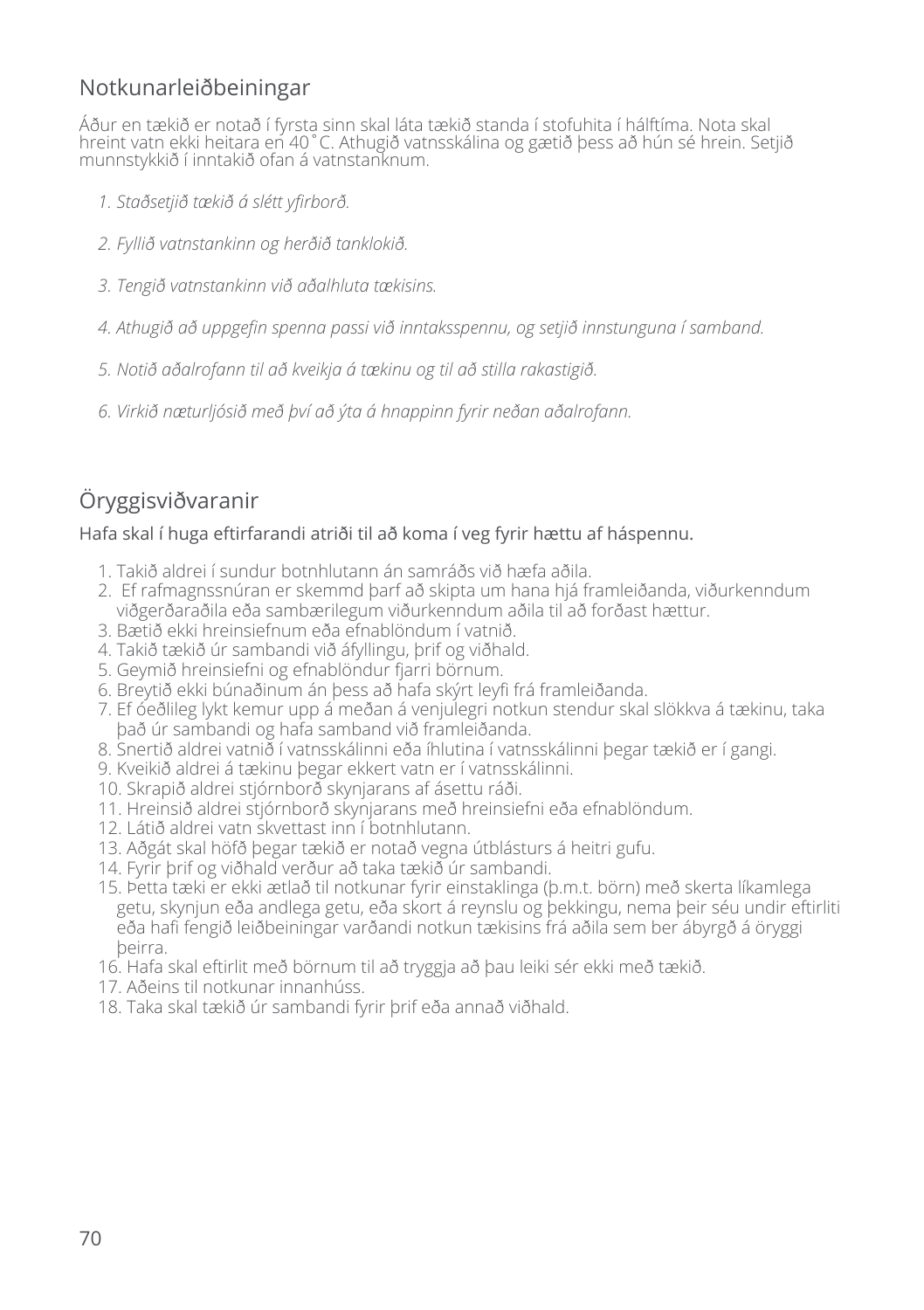## Notkunarleiðbeiningar

Áður en tækið er notað í fyrsta sinn skal láta tækið standa í stofuhita í hálftíma. Nota skal hreint vatn ekki heitara en 40˚C. Athugið vatnsskálina og gætið þess að hún sé hrein. Setjið munnstykkið í inntakið ofan á vatnstanknum.

1. *Staðsetjið tækið á slétt yfirborð.*
2. *Fyllið vatnstankinn og herðið tanklokið.*
3. *Tengið vatnstankinn við aðalhluta tækisins.*
4. *Athugið að uppgefin spenna passi við inntaksspennu, og setjið innstunguna í samband.*
5. *Notið aðalrofann til að kveikja á tækinu og til að stilla rakastigið.*
6. *Virkið næturljósið með því að ýta á hnappinn fyrir neðan aðalrofann.*

## Öryggisviðvaranir

Hafa skal í huga eftirfarandi atriði til að koma í veg fyrir hættu af háspennu.

1. Takið aldrei í sundur botnhlutann án samráðs við hæfa aðila.
2. Ef rafmagnssnúran er skemmd þarf að skipta um hana hjá framleiðanda, viðurkenndum viðgerðaraðila eða sambærilegum viðurkenndum aðila til að forðast hættur.
3. Bætið ekki hreinsiefnum eða efnablöndum í vatnið.
4. Takið tækið úr sambandi við áfyllingu, þrif og viðhald.
5. Geymið hreinsiefni og efnablöndur fjarri börnum.
6. Breytið ekki búnaðinum án þess að hafa skýrt leyfi frá framleiðanda.
7. Ef óeðlileg lykt kemur upp á meðan á venjulegri notkun stendur skal slökkva á tækinu, taka það úr sambandi og hafa samband við framleiðanda.
8. Snertið aldrei vatnið í vatnsskálinni eða íhlutina í vatnsskálinni þegar tækið er í gangi.
9. Kveikið aldrei á tækinu þegar ekkert vatn er í vatnsskálinni.
10. Skrapið aldrei stjórnborð skynjarans af ásettu ráði.
11. Hreinsið aldrei stjórnborð skynjarans með hreinsiefni eða efnablöndum.
12. Látið aldrei vatn skvettast inn í botnhlutann.
13. Aðgát skal höfð þegar tækið er notað vegna útblásturs á heitri gufu.
14. Fyrir þrif og viðhald verður að taka tækið úr sambandi.
15. Þetta tæki er ekki ætlað til notkunar fyrir einstaklinga (þ.m.t. börn) með skerta líkamlega getu, skynjun eða andlega getu, eða skort á reynslu og þekkingu, nema þeir séu undir eftirliti eða hafi fengið leiðbeiningar varðandi notkun tækisins frá aðila sem ber ábyrgð á öryggi þeirra.
16. Hafa skal eftirlit með börnum til að tryggja að þau leiki sér ekki með tækið.
17. Aðeins til notkunar innanhúss.
18. Taka skal tækið úr sambandi fyrir þrif eða annað viðhald.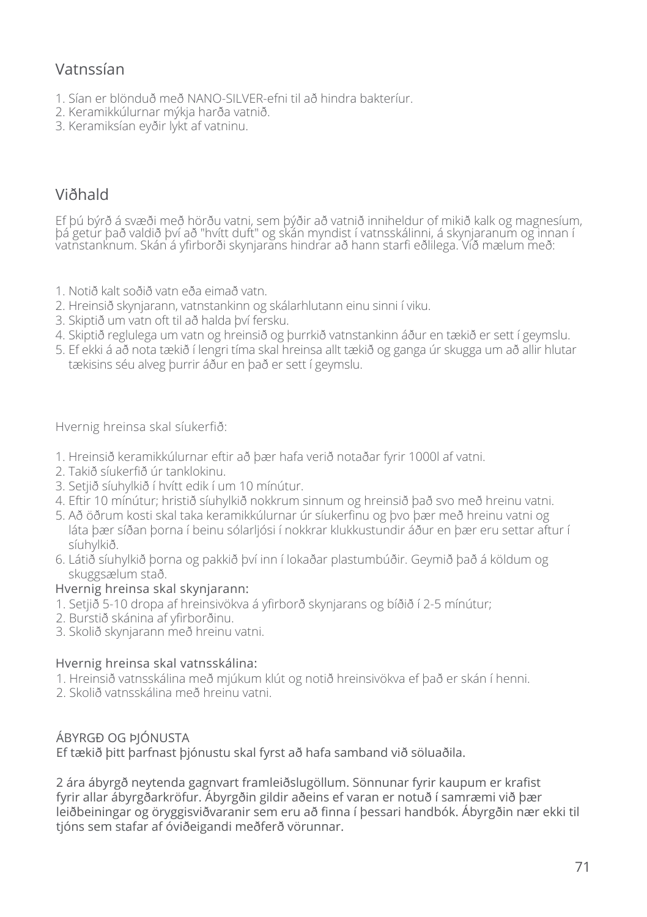## Vatnssían

1. Sían er blönduð með NANO-SILVER-efni til að hindra bakteríur.
2. Keramikkúlurnar mýkja harða vatnið.
3. Keramiksían eyðir lykt af vatninu.

## Viðhald

Ef þú býrð á svæði með hörðu vatni, sem þýðir að vatnið inniheldur of mikið kalk og magnesíum, þá getur það valdið því að "hvítt duft" og skán myndist í vatnsskálinni, á skynjaranum og innan í vatnstanknum. Skán á yfirborði skynjarans hindrar að hann starfi eðlilega. Við mælum með:

1. Notið kalt soðið vatn eða eimað vatn.
2. Hreinsið skynjarann, vatnstankinn og skálarhlutann einu sinni í viku.
3. Skiptið um vatn oft til að halda því fersku.
4. Skiptið reglulega um vatn og hreinsið og þurrkið vatnstankinn áður en tækið er sett í geymslu.
5. Ef ekki á að nota tækið í lengri tíma skal hreinsa allt tækið og ganga úr skugga um að allir hlutar tækisins séu alveg þurrir áður en það er sett í geymslu.

Hvernig hreinsa skal síukerfið:

1. Hreinsið keramikkúlurnar eftir að þær hafa verið notaðar fyrir 1000l af vatni.
2. Takið síukerfið úr tanklokinu.
3. Setjið síuhylkið í hvítt edik í um 10 mínútur.
4. Eftir 10 mínútur; hristið síuhylkið nokkrum sinnum og hreinsið það svo með hreinu vatni.
5. Að öðrum kosti skal taka keramikkúlurnar úr síukerfinu og þvo þær með hreinu vatni og láta þær síðan þorna í beinu sólarljósi í nokkrar klukkustundir áður en þær eru settar aftur í síuhylkið.
6. Látið síuhylkið þorna og pakkið því inn í lokaðar plastumbúðir. Geymið það á köldum og skuggsælum stað.

Hvernig hreinsa skal skynjarann:

1. Setjið 5-10 dropa af hreinsivökva á yfirborð skynjarans og bíðið í 2-5 mínútur;
2. Burstið skánina af yfirborðinu.
3. Skolið skynjarann með hreinu vatni.

Hvernig hreinsa skal vatnsskálina:

1. Hreinsið vatnsskálina með mjúkum klút og notið hreinsivökva ef það er skán í henni.
2. Skolið vatnsskálina með hreinu vatni.

ÁBYRGÐ OG ÞJÓNUSTA

Ef tækið þitt þarfnast þjónustu skal fyrst að hafa samband við söluaðila.

2 ára ábyrgð neytenda gagnvart framleiðslugöllum. Sönnunar fyrir kaupum er krafist fyrir allar ábyrgðarkröfur. Ábyrgðin gildir aðeins ef varan er notuð í samræmi við þær leiðbeiningar og öryggisviðvaranir sem eru að finna í þessari handbók. Ábyrgðin nær ekki til tjóns sem stafar af óviðeigandi meðferð vörunnar.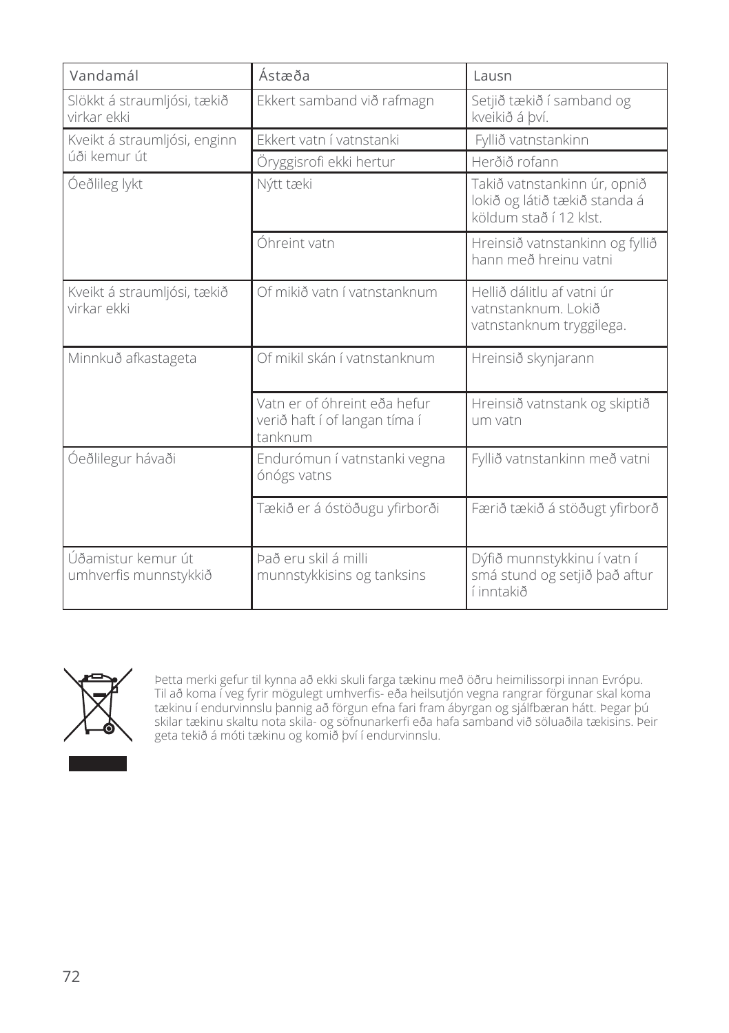| Vandamál | Ástæða | Lausn |
|---|---|---|
| Slökkt á straumljósi, tækið virkar ekki | Ekkert samband við rafmagn | Setjið tækið í samband og kveikið á því. |
| Kveikt á straumljósi, enginn úði kemur út | Ekkert vatn í vatnstanki | Fyllið vatnstankinn |
| | Öryggisrofi ekki hertur | Herðið rofann |
| Óeðlileg lykt | Nýtt tæki | Takið vatnstankinn úr, opnið lokið og látið tækið standa á köldum stað í 12 klst. |
| | Óhreint vatn | Hreinsið vatnstankinn og fyllið hann með hreinu vatni |
| Kveikt á straumljósi, tækið virkar ekki | Of mikið vatn í vatnstanknum | Hellið dálitlu af vatni úr vatnstanknum. Lokið vatnstanknum tryggilega. |
| Minnkuð afkastageta | Of mikil skán í vatnstanknum | Hreinsið skynjarann |
| | Vatn er of óhreint eða hefur verið haft í of langan tíma í tanknum | Hreinsið vatnstank og skiptið um vatn |
| Óeðlilegur hávaði | Endurómun í vatnstanki vegna ónógs vatns | Fyllið vatnstankinn með vatni |
| | Tækið er á óstöðugu yfirborði | Færið tækið á stöðugt yfirborð |
| Úðamistur kemur út umhverfis munnstykkið | Það eru skil á milli munnstykkisins og tanksins | Dýfið munnstykkinu í vatn í smá stund og setjið það aftur í inntakið |

Þetta merki gefur til kynna að ekki skuli farga tækinu með öðru heimilissorpi innan Evrópu. Til að koma í veg fyrir mögulegt umhverfis- eða heilsutjón vegna rangrar förgunar skal koma tækinu í endurvinnslu þannig að förgun efna fari fram ábyrgan og sjálfbæran hátt. Þegar þú skilar tækinu skaltu nota skila- og söfnunarkerfi eða hafa samband við söluaðila tækisins. Þeir geta tekið á móti tækinu og komið því í endurvinnslu.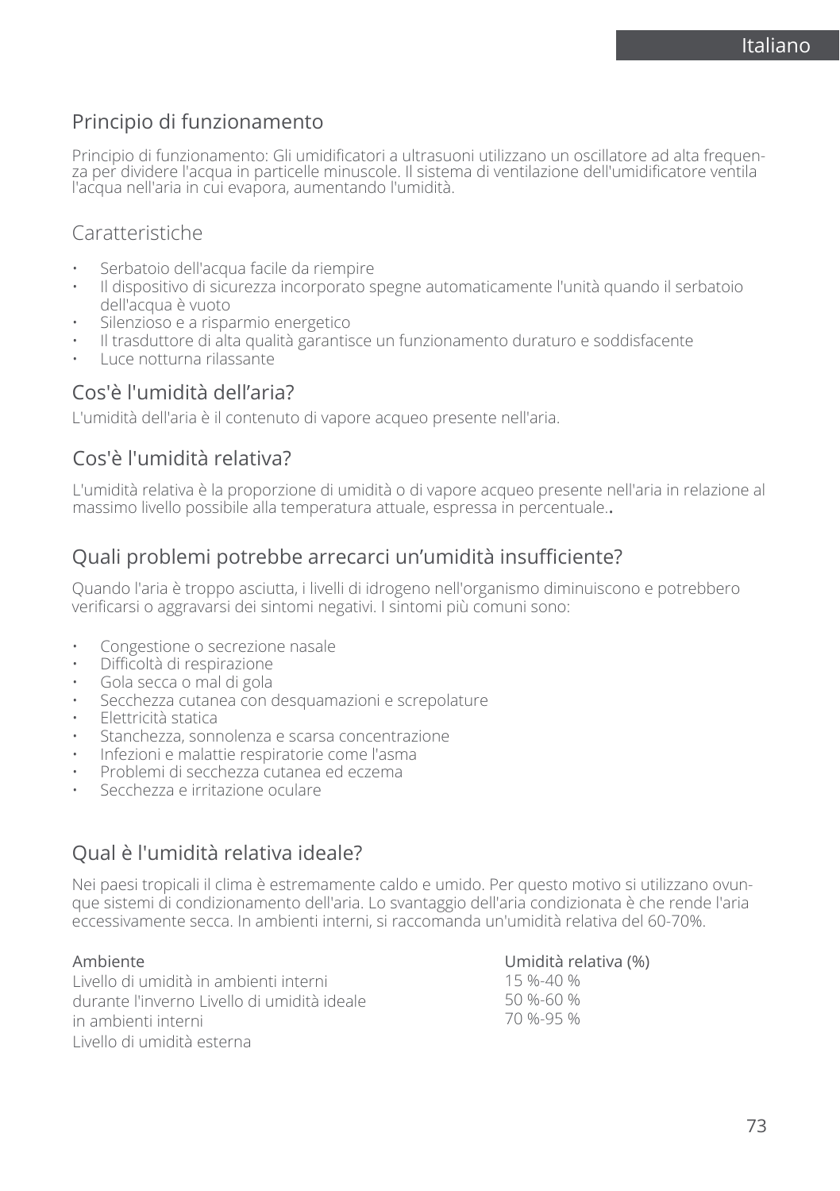## Principio di funzionamento

Principio di funzionamento: Gli umidificatori a ultrasuoni utilizzano un oscillatore ad alta frequenza per dividere l'acqua in particelle minuscole. Il sistema di ventilazione dell'umidificatore ventila l'acqua nell'aria in cui evapora, aumentando l'umidità.

## Caratteristiche

- Serbatoio dell'acqua facile da riempire
- Il dispositivo di sicurezza incorporato spegne automaticamente l'unità quando il serbatoio dell'acqua è vuoto
- Silenzioso e a risparmio energetico
- Il trasduttore di alta qualità garantisce un funzionamento duraturo e soddisfacente
- Luce notturna rilassante

## Cos'è l'umidità dell'aria?

L'umidità dell'aria è il contenuto di vapore acqueo presente nell'aria.

## Cos'è l'umidità relativa?

L'umidità relativa è la proporzione di umidità o di vapore acqueo presente nell'aria in relazione al massimo livello possibile alla temperatura attuale, espressa in percentuale..

## Quali problemi potrebbe arrecarci un'umidità insufficiente?

Quando l'aria è troppo asciutta, i livelli di idrogeno nell'organismo diminuiscono e potrebbero verificarsi o aggravarsi dei sintomi negativi. I sintomi più comuni sono:

- Congestione o secrezione nasale
- Difficoltà di respirazione
- Gola secca o mal di gola
- Secchezza cutanea con desquamazioni e screpolature
- Elettricità statica
- Stanchezza, sonnolenza e scarsa concentrazione
- Infezioni e malattie respiratorie come l'asma
- Problemi di secchezza cutanea ed eczema
- Secchezza e irritazione oculare

## Qual è l'umidità relativa ideale?

Nei paesi tropicali il clima è estremamente caldo e umido. Per questo motivo si utilizzano ovunque sistemi di condizionamento dell'aria. Lo svantaggio dell'aria condizionata è che rende l'aria eccessivamente secca. In ambienti interni, si raccomanda un'umidità relativa del 60-70%.

| Ambiente | Umidità relativa (%) |
| --- | --- |
| Livello di umidità in ambienti interni durante l'inverno | 15 %-40 % |
| Livello di umidità ideale in ambienti interni | 50 %-60 % |
| Livello di umidità esterna | 70 %-95 % |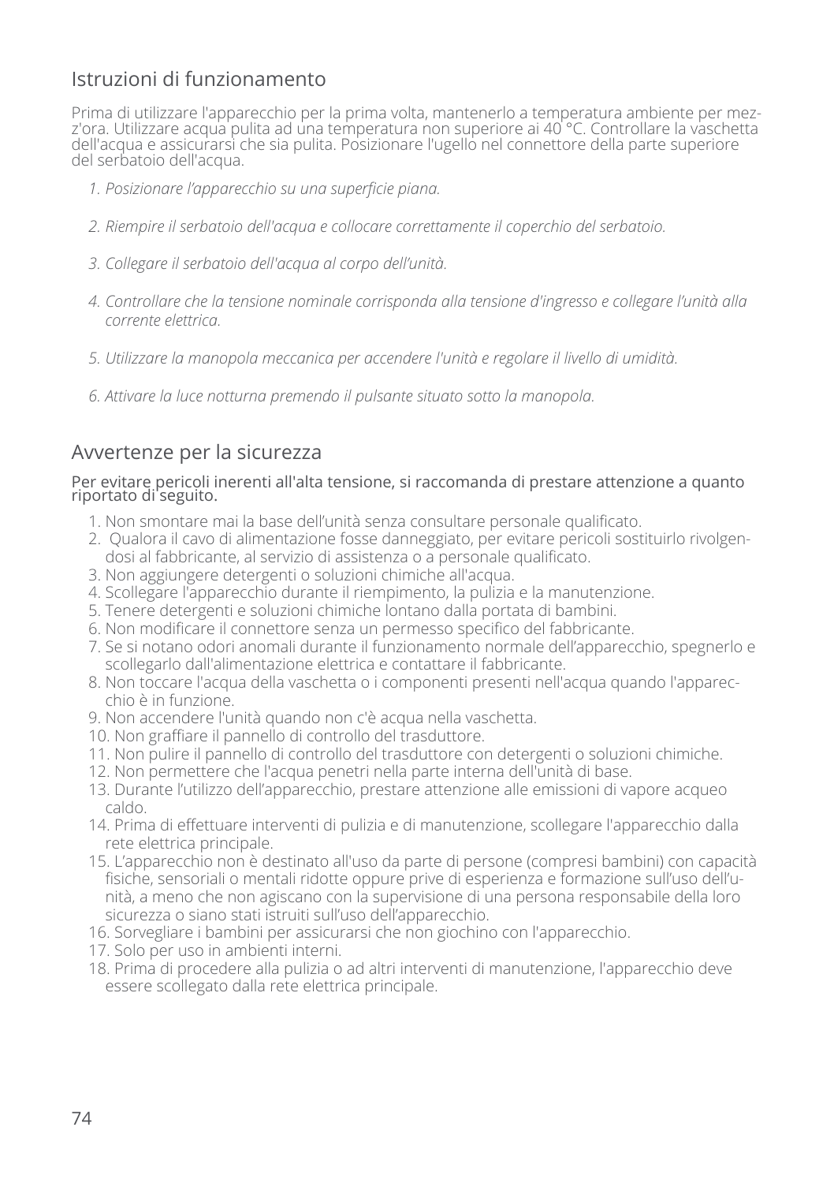## Istruzioni di funzionamento

Prima di utilizzare l'apparecchio per la prima volta, mantenerlo a temperatura ambiente per mezz'ora. Utilizzare acqua pulita ad una temperatura non superiore ai 40 °C. Controllare la vaschetta dell'acqua e assicurarsi che sia pulita. Posizionare l'ugello nel connettore della parte superiore del serbatoio dell'acqua.

1. *Posizionare l'apparecchio su una superficie piana.*
2. *Riempire il serbatoio dell'acqua e collocare correttamente il coperchio del serbatoio.*
3. *Collegare il serbatoio dell'acqua al corpo dell'unità.*
4. *Controllare che la tensione nominale corrisponda alla tensione d'ingresso e collegare l'unità alla corrente elettrica.*
5. *Utilizzare la manopola meccanica per accendere l'unità e regolare il livello di umidità.*
6. *Attivare la luce notturna premendo il pulsante situato sotto la manopola.*

## Avvertenze per la sicurezza

**Per evitare pericoli inerenti all'alta tensione, si raccomanda di prestare attenzione a quanto riportato di seguito.**

1. Non smontare mai la base dell'unità senza consultare personale qualificato.
2. Qualora il cavo di alimentazione fosse danneggiato, per evitare pericoli sostituirlo rivolgendosi al fabbricante, al servizio di assistenza o a personale qualificato.
3. Non aggiungere detergenti o soluzioni chimiche all'acqua.
4. Scollegare l'apparecchio durante il riempimento, la pulizia e la manutenzione.
5. Tenere detergenti e soluzioni chimiche lontano dalla portata di bambini.
6. Non modificare il connettore senza un permesso specifico del fabbricante.
7. Se si notano odori anomali durante il funzionamento normale dell'apparecchio, spegnerlo e scollegarlo dall'alimentazione elettrica e contattare il fabbricante.
8. Non toccare l'acqua della vaschetta o i componenti presenti nell'acqua quando l'apparecchio è in funzione.
9. Non accendere l'unità quando non c'è acqua nella vaschetta.
10. Non graffiare il pannello di controllo del trasduttore.
11. Non pulire il pannello di controllo del trasduttore con detergenti o soluzioni chimiche.
12. Non permettere che l'acqua penetri nella parte interna dell'unità di base.
13. Durante l'utilizzo dell'apparecchio, prestare attenzione alle emissioni di vapore acqueo caldo.
14. Prima di effettuare interventi di pulizia e di manutenzione, scollegare l'apparecchio dalla rete elettrica principale.
15. L'apparecchio non è destinato all'uso da parte di persone (compresi bambini) con capacità fisiche, sensoriali o mentali ridotte oppure prive di esperienza e formazione sull'uso dell'unità, a meno che non agiscano con la supervisione di una persona responsabile della loro sicurezza o siano stati istruiti sull'uso dell'apparecchio.
16. Sorvegliare i bambini per assicurarsi che non giochino con l'apparecchio.
17. Solo per uso in ambienti interni.
18. Prima di procedere alla pulizia o ad altri interventi di manutenzione, l'apparecchio deve essere scollegato dalla rete elettrica principale.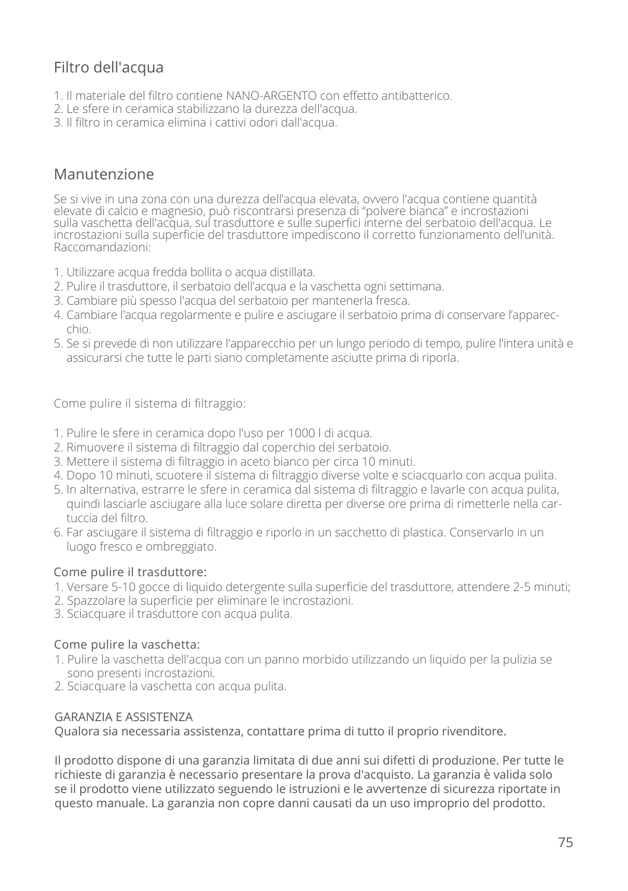## Filtro dell'acqua

1. Il materiale del filtro contiene NANO-ARGENTO con effetto antibatterico.
2. Le sfere in ceramica stabilizzano la durezza dell'acqua.
3. Il filtro in ceramica elimina i cattivi odori dall'acqua.

## Manutenzione

Se si vive in una zona con una durezza dell'acqua elevata, ovvero l'acqua contiene quantità elevate di calcio e magnesio, può riscontrarsi presenza di "polvere bianca" e incrostazioni sulla vaschetta dell'acqua, sul trasduttore e sulle superfici interne del serbatoio dell'acqua. Le incrostazioni sulla superficie del trasduttore impediscono il corretto funzionamento dell'unità. Raccomandazioni:

1. Utilizzare acqua fredda bollita o acqua distillata.
2. Pulire il trasduttore, il serbatoio dell'acqua e la vaschetta ogni settimana.
3. Cambiare più spesso l'acqua del serbatoio per mantenerla fresca.
4. Cambiare l'acqua regolarmente e pulire e asciugare il serbatoio prima di conservare l'apparecchio.
5. Se si prevede di non utilizzare l'apparecchio per un lungo periodo di tempo, pulire l'intera unità e assicurarsi che tutte le parti siano completamente asciutte prima di riporla.

Come pulire il sistema di filtraggio:

1. Pulire le sfere in ceramica dopo l'uso per 1000 l di acqua.
2. Rimuovere il sistema di filtraggio dal coperchio del serbatoio.
3. Mettere il sistema di filtraggio in aceto bianco per circa 10 minuti.
4. Dopo 10 minuti, scuotere il sistema di filtraggio diverse volte e sciacquarlo con acqua pulita.
5. In alternativa, estrarre le sfere in ceramica dal sistema di filtraggio e lavarle con acqua pulita, quindi lasciarle asciugare alla luce solare diretta per diverse ore prima di rimetterle nella cartuccia del filtro.
6. Far asciugare il sistema di filtraggio e riporlo in un sacchetto di plastica. Conservarlo in un luogo fresco e ombreggiato.

Come pulire il trasduttore:

1. Versare 5-10 gocce di liquido detergente sulla superficie del trasduttore, attendere 2-5 minuti;
2. Spazzolare la superficie per eliminare le incrostazioni.
3. Sciacquare il trasduttore con acqua pulita.

Come pulire la vaschetta:

1. Pulire la vaschetta dell'acqua con un panno morbido utilizzando un liquido per la pulizia se sono presenti incrostazioni.
2. Sciacquare la vaschetta con acqua pulita.

GARANZIA E ASSISTENZA

Qualora sia necessaria assistenza, contattare prima di tutto il proprio rivenditore.

Il prodotto dispone di una garanzia limitata di due anni sui difetti di produzione. Per tutte le richieste di garanzia è necessario presentare la prova d'acquisto. La garanzia è valida solo se il prodotto viene utilizzato seguendo le istruzioni e le avvertenze di sicurezza riportate in questo manuale. La garanzia non copre danni causati da un uso improprio del prodotto.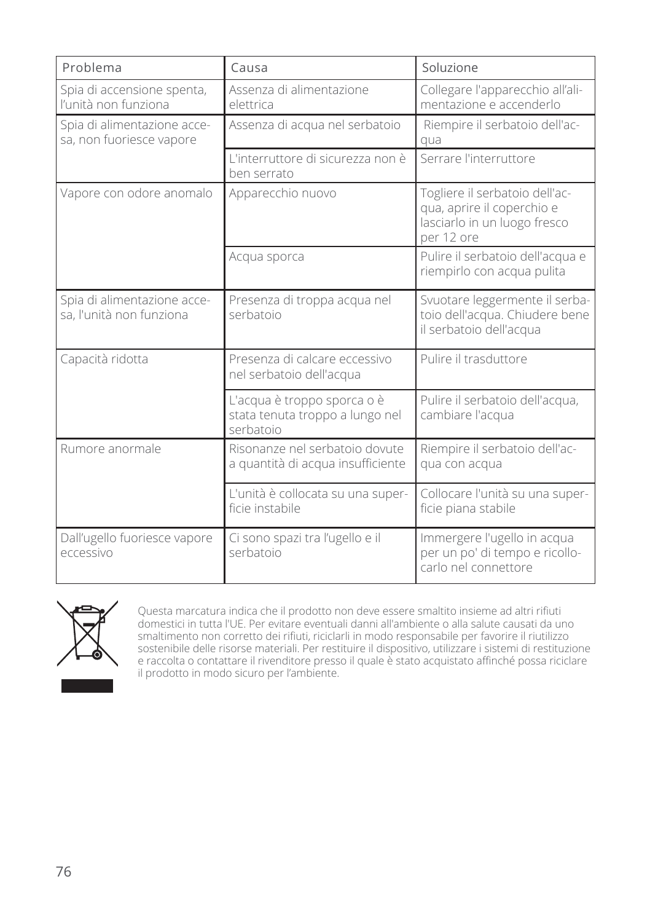| Problema | Causa | Soluzione |
|---|---|---|
| Spia di accensione spenta, l'unità non funziona | Assenza di alimentazione elettrica | Collegare l'apparecchio all'alimentazione e accenderlo |
| Spia di alimentazione accesa, non fuoriesce vapore | Assenza di acqua nel serbatoio | Riempire il serbatoio dell'acqua |
| | L'interruttore di sicurezza non è ben serrato | Serrare l'interruttore |
| Vapore con odore anomalo | Apparecchio nuovo | Togliere il serbatoio dell'acqua, aprire il coperchio e lasciarlo in un luogo fresco per 12 ore |
| | Acqua sporca | Pulire il serbatoio dell'acqua e riempirlo con acqua pulita |
| Spia di alimentazione accesa, l'unità non funziona | Presenza di troppa acqua nel serbatoio | Svuotare leggermente il serbatoio dell'acqua. Chiudere bene il serbatoio dell'acqua |
| Capacità ridotta | Presenza di calcare eccessivo nel serbatoio dell'acqua | Pulire il trasduttore |
| | L'acqua è troppo sporca o è stata tenuta troppo a lungo nel serbatoio | Pulire il serbatoio dell'acqua, cambiare l'acqua |
| Rumore anormale | Risonanze nel serbatoio dovute a quantità di acqua insufficiente | Riempire il serbatoio dell'acqua con acqua |
| | L'unità è collocata su una superficie instabile | Collocare l'unità su una superficie piana stabile |
| Dall'ugello fuoriesce vapore eccessivo | Ci sono spazi tra l'ugello e il serbatoio | Immergere l'ugello in acqua per un po' di tempo e ricollocarlo nel connettore |

Questa marcatura indica che il prodotto non deve essere smaltito insieme ad altri rifiuti domestici in tutta l'UE. Per evitare eventuali danni all'ambiente o alla salute causati da uno smaltimento non corretto dei rifiuti, riciclarli in modo responsabile per favorire il riutilizzo sostenibile delle risorse materiali. Per restituire il dispositivo, utilizzare i sistemi di restituzione e raccolta o contattare il rivenditore presso il quale è stato acquistato affinché possa riciclare il prodotto in modo sicuro per l'ambiente.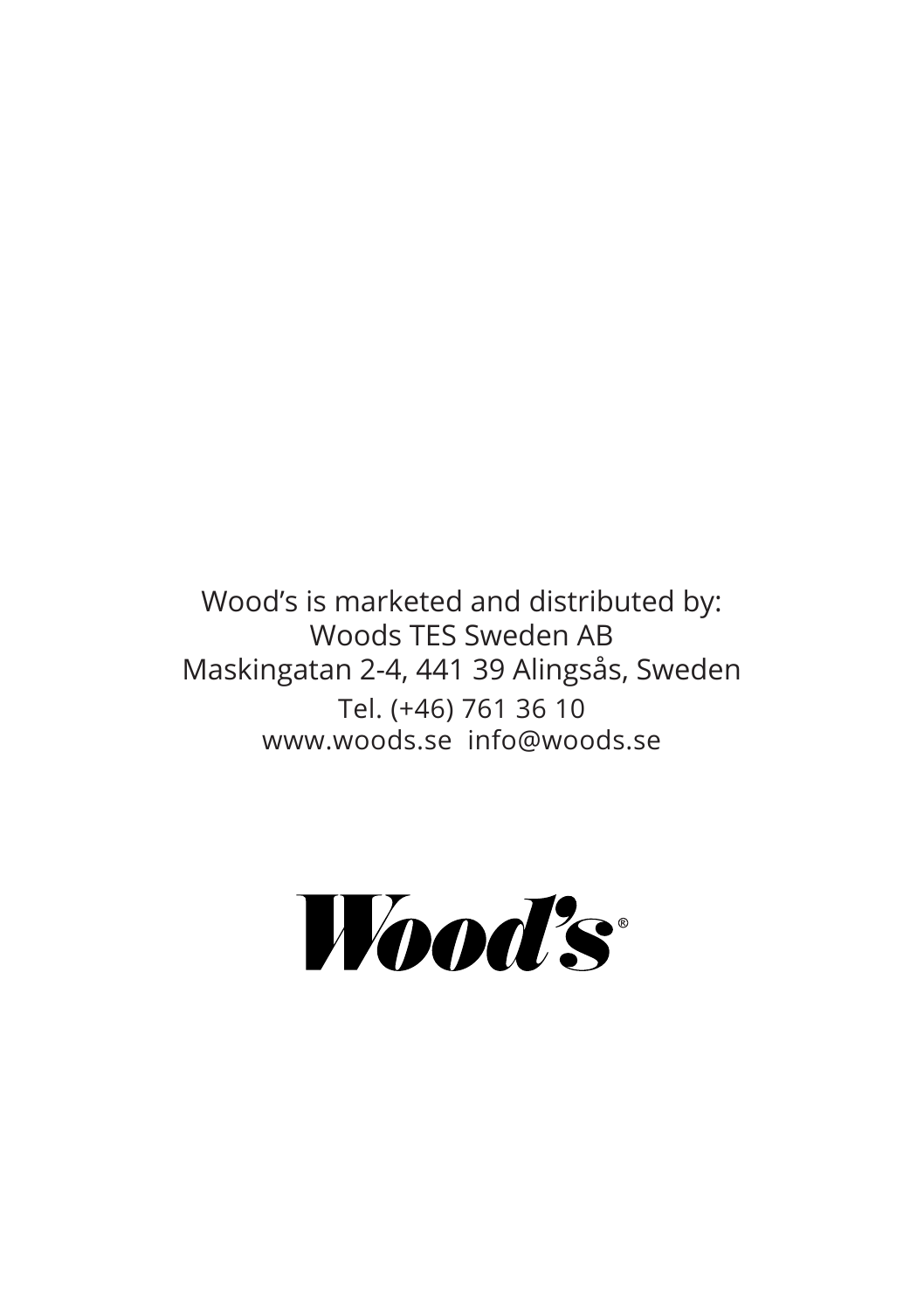Wood’s is marketed and distributed by:
Woods TES Sweden AB
Maskingatan 2-4, 441 39 Alingsås, Sweden
Tel. (+46) 761 36 10
www.woods.se  info@woods.se

Wood’s®